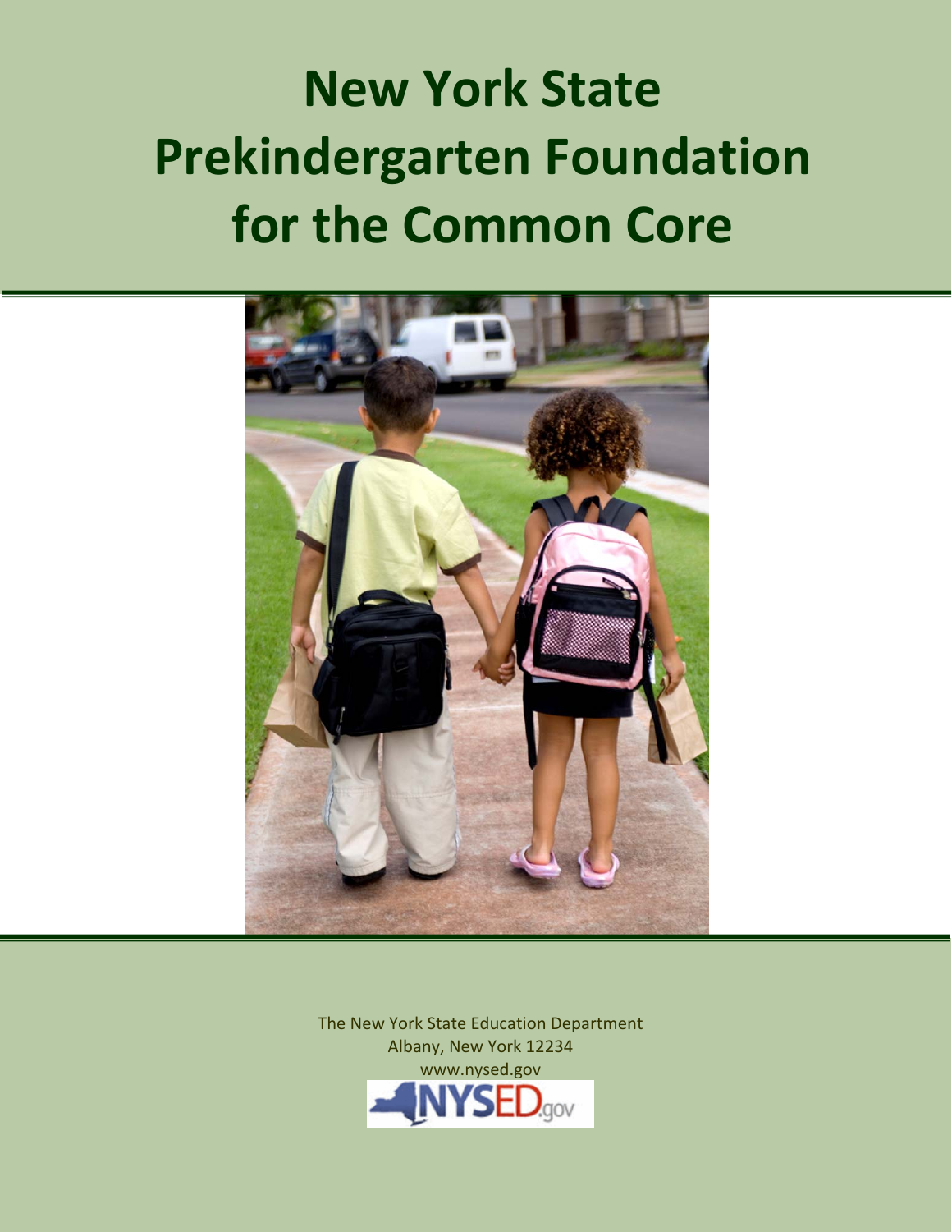# New York State Prekindergarten Foundation for the Common Core

The New York State Education Department
Albany, New York 12234
www.nysed.gov

NYSED.gov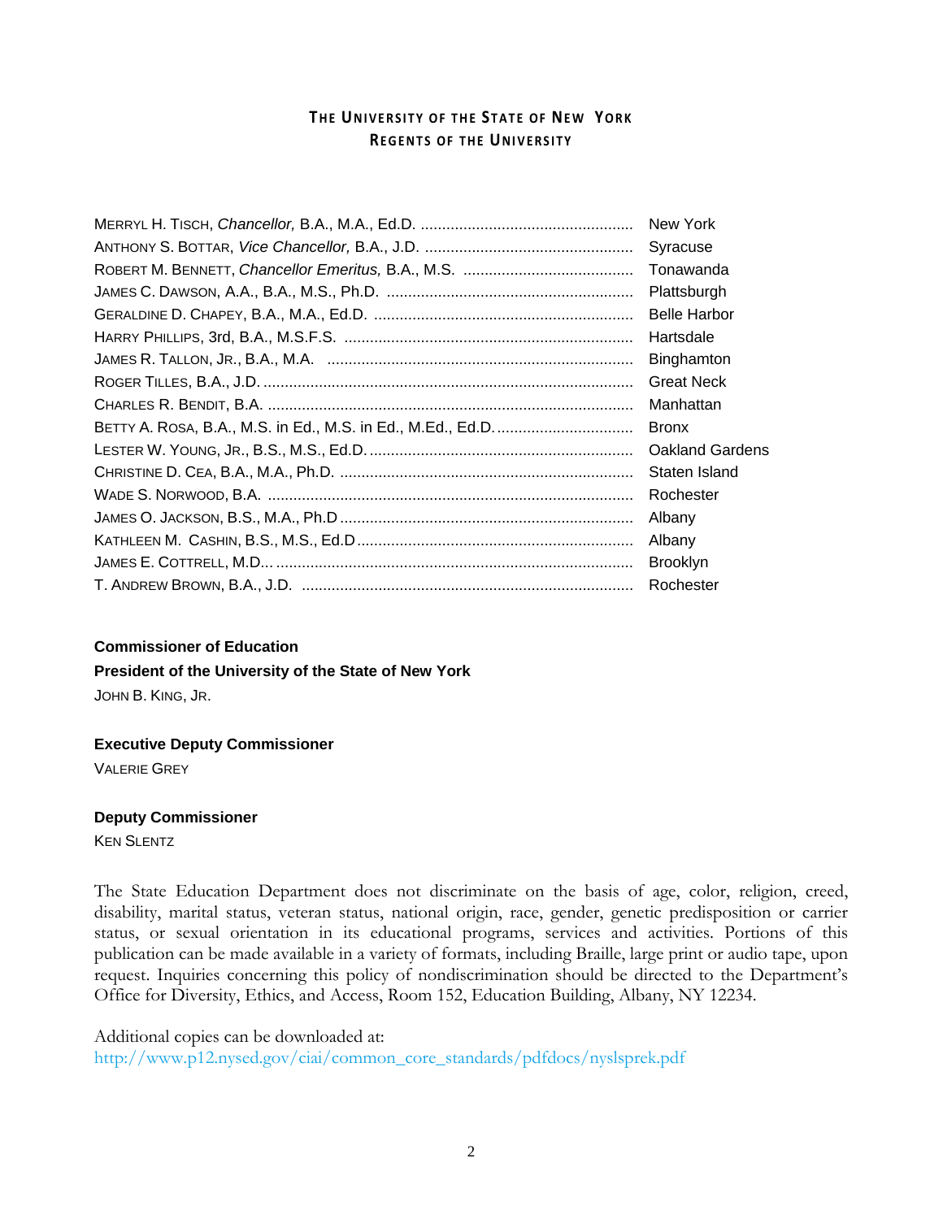# THE UNIVERSITY OF THE STATE OF NEW YORK
## REGENTS OF THE UNIVERSITY

| | |
|---|---|
| MERRYL H. TISCH, *Chancellor,* B.A., M.A., Ed.D. | New York |
| ANTHONY S. BOTTAR, *Vice Chancellor,* B.A., J.D. | Syracuse |
| ROBERT M. BENNETT, *Chancellor Emeritus,* B.A., M.S. | Tonawanda |
| JAMES C. DAWSON, A.A., B.A., M.S., Ph.D. | Plattsburgh |
| GERALDINE D. CHAPEY, B.A., M.A., Ed.D. | Belle Harbor |
| HARRY PHILLIPS, 3rd, B.A., M.S.F.S. | Hartsdale |
| JAMES R. TALLON, JR., B.A., M.A. | Binghamton |
| ROGER TILLES, B.A., J.D. | Great Neck |
| CHARLES R. BENDIT, B.A. | Manhattan |
| BETTY A. ROSA, B.A., M.S. in Ed., M.S. in Ed., M.Ed., Ed.D. | Bronx |
| LESTER W. YOUNG, JR., B.S., M.S., Ed.D. | Oakland Gardens |
| CHRISTINE D. CEA, B.A., M.A., Ph.D. | Staten Island |
| WADE S. NORWOOD, B.A. | Rochester |
| JAMES O. JACKSON, B.S., M.A., Ph.D | Albany |
| KATHLEEN M. CASHIN, B.S., M.S., Ed.D | Albany |
| JAMES E. COTTRELL, M.D. | Brooklyn |
| T. ANDREW BROWN, B.A., J.D. | Rochester |

**Commissioner of Education**

**President of the University of the State of New York**

JOHN B. KING, JR.

**Executive Deputy Commissioner**

VALERIE GREY

**Deputy Commissioner**

KEN SLENTZ

The State Education Department does not discriminate on the basis of age, color, religion, creed, disability, marital status, veteran status, national origin, race, gender, genetic predisposition or carrier status, or sexual orientation in its educational programs, services and activities. Portions of this publication can be made available in a variety of formats, including Braille, large print or audio tape, upon request. Inquiries concerning this policy of nondiscrimination should be directed to the Department's Office for Diversity, Ethics, and Access, Room 152, Education Building, Albany, NY 12234.

Additional copies can be downloaded at:
http://www.p12.nysed.gov/ciai/common_core_standards/pdfdocs/nyslsprek.pdf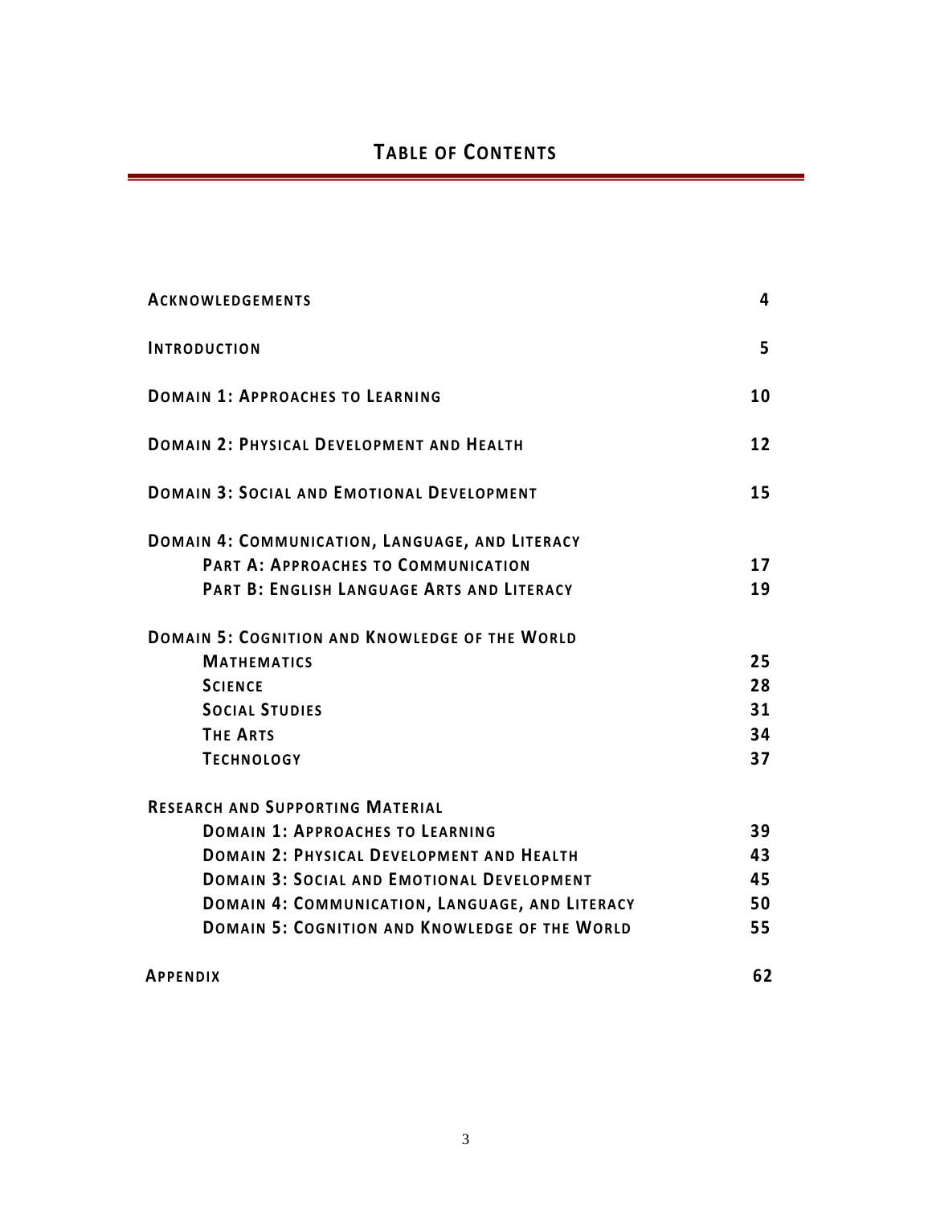# TABLE OF CONTENTS

| | |
|---|---|
| **ACKNOWLEDGEMENTS** | **4** |
| **INTRODUCTION** | **5** |
| **DOMAIN 1: APPROACHES TO LEARNING** | **10** |
| **DOMAIN 2: PHYSICAL DEVELOPMENT AND HEALTH** | **12** |
| **DOMAIN 3: SOCIAL AND EMOTIONAL DEVELOPMENT** | **15** |
| **DOMAIN 4: COMMUNICATION, LANGUAGE, AND LITERACY** | |
| &nbsp;&nbsp;&nbsp;&nbsp;**PART A: APPROACHES TO COMMUNICATION** | **17** |
| &nbsp;&nbsp;&nbsp;&nbsp;**PART B: ENGLISH LANGUAGE ARTS AND LITERACY** | **19** |
| **DOMAIN 5: COGNITION AND KNOWLEDGE OF THE WORLD** | |
| &nbsp;&nbsp;&nbsp;&nbsp;**MATHEMATICS** | **25** |
| &nbsp;&nbsp;&nbsp;&nbsp;**SCIENCE** | **28** |
| &nbsp;&nbsp;&nbsp;&nbsp;**SOCIAL STUDIES** | **31** |
| &nbsp;&nbsp;&nbsp;&nbsp;**THE ARTS** | **34** |
| &nbsp;&nbsp;&nbsp;&nbsp;**TECHNOLOGY** | **37** |
| **RESEARCH AND SUPPORTING MATERIAL** | |
| &nbsp;&nbsp;&nbsp;&nbsp;**DOMAIN 1: APPROACHES TO LEARNING** | **39** |
| &nbsp;&nbsp;&nbsp;&nbsp;**DOMAIN 2: PHYSICAL DEVELOPMENT AND HEALTH** | **43** |
| &nbsp;&nbsp;&nbsp;&nbsp;**DOMAIN 3: SOCIAL AND EMOTIONAL DEVELOPMENT** | **45** |
| &nbsp;&nbsp;&nbsp;&nbsp;**DOMAIN 4: COMMUNICATION, LANGUAGE, AND LITERACY** | **50** |
| &nbsp;&nbsp;&nbsp;&nbsp;**DOMAIN 5: COGNITION AND KNOWLEDGE OF THE WORLD** | **55** |
| **APPENDIX** | **62** |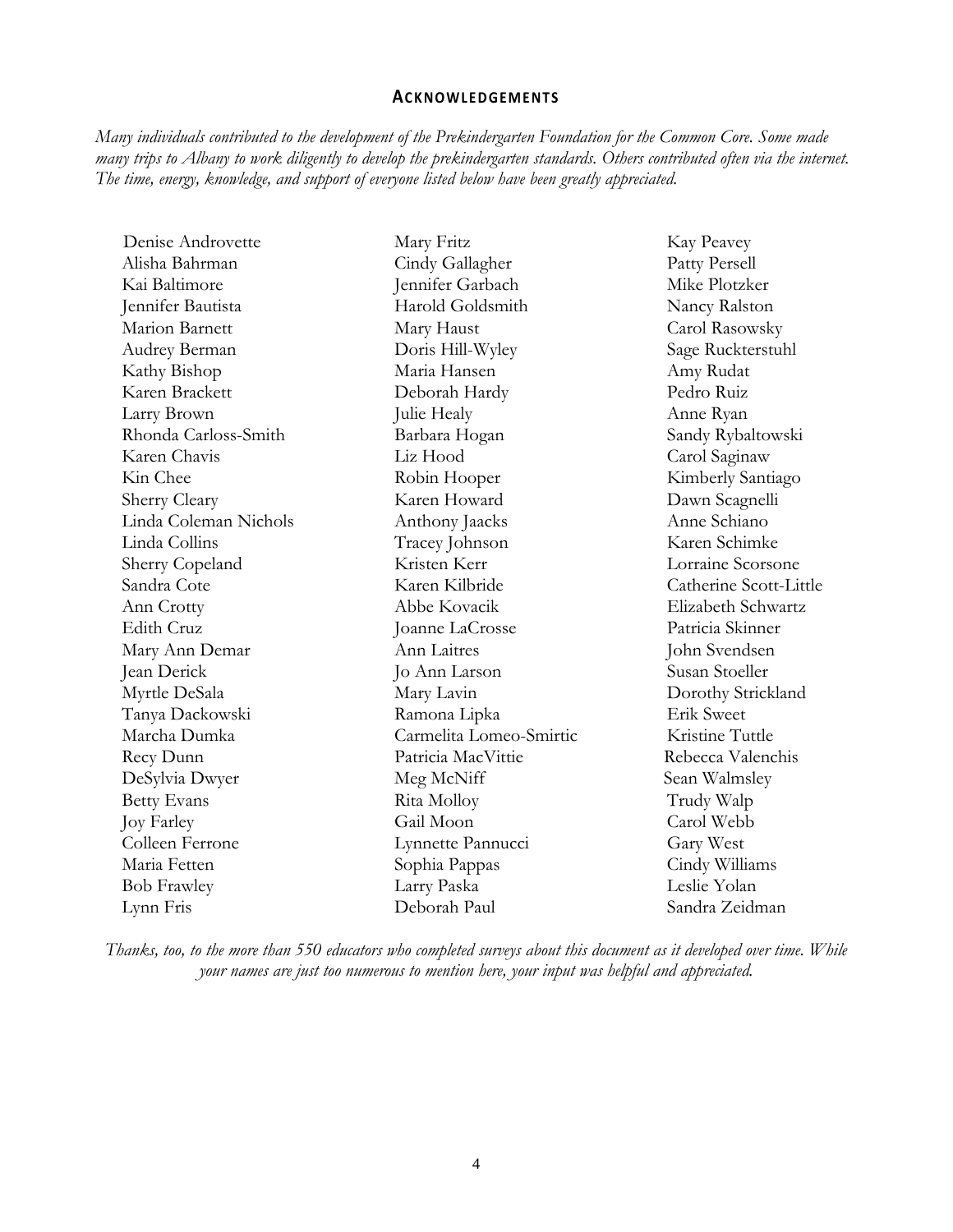## Acknowledgements

*Many individuals contributed to the development of the Prekindergarten Foundation for the Common Core. Some made many trips to Albany to work diligently to develop the prekindergarten standards. Others contributed often via the internet. The time, energy, knowledge, and support of everyone listed below have been greatly appreciated.*

Denise Androvette
Alisha Bahrman
Kai Baltimore
Jennifer Bautista
Marion Barnett
Audrey Berman
Kathy Bishop
Karen Brackett
Larry Brown
Rhonda Carloss-Smith
Karen Chavis
Kin Chee
Sherry Cleary
Linda Coleman Nichols
Linda Collins
Sherry Copeland
Sandra Cote
Ann Crotty
Edith Cruz
Mary Ann Demar
Jean Derick
Myrtle DeSala
Tanya Dackowski
Marcha Dumka
Recy Dunn
DeSylvia Dwyer
Betty Evans
Joy Farley
Colleen Ferrone
Maria Fetten
Bob Frawley
Lynn Fris
Mary Fritz
Cindy Gallagher
Jennifer Garbach
Harold Goldsmith
Mary Haust
Doris Hill-Wyley
Maria Hansen
Deborah Hardy
Julie Healy
Barbara Hogan
Liz Hood
Robin Hooper
Karen Howard
Anthony Jaacks
Tracey Johnson
Kristen Kerr
Karen Kilbride
Abbe Kovacik
Joanne LaCrosse
Ann Laitres
Jo Ann Larson
Mary Lavin
Ramona Lipka
Carmelita Lomeo-Smirtic
Patricia MacVittie
Meg McNiff
Rita Molloy
Gail Moon
Lynnette Pannucci
Sophia Pappas
Larry Paska
Deborah Paul
Kay Peavey
Patty Persell
Mike Plotzker
Nancy Ralston
Carol Rasowsky
Sage Ruckterstuhl
Amy Rudat
Pedro Ruiz
Anne Ryan
Sandy Rybaltowski
Carol Saginaw
Kimberly Santiago
Dawn Scagnelli
Anne Schiano
Karen Schimke
Lorraine Scorsone
Catherine Scott-Little
Elizabeth Schwartz
Patricia Skinner
John Svendsen
Susan Stoeller
Dorothy Strickland
Erik Sweet
Kristine Tuttle
Rebecca Valenchis
Sean Walmsley
Trudy Walp
Carol Webb
Gary West
Cindy Williams
Leslie Yolan
Sandra Zeidman

*Thanks, too, to the more than 550 educators who completed surveys about this document as it developed over time. While your names are just too numerous to mention here, your input was helpful and appreciated.*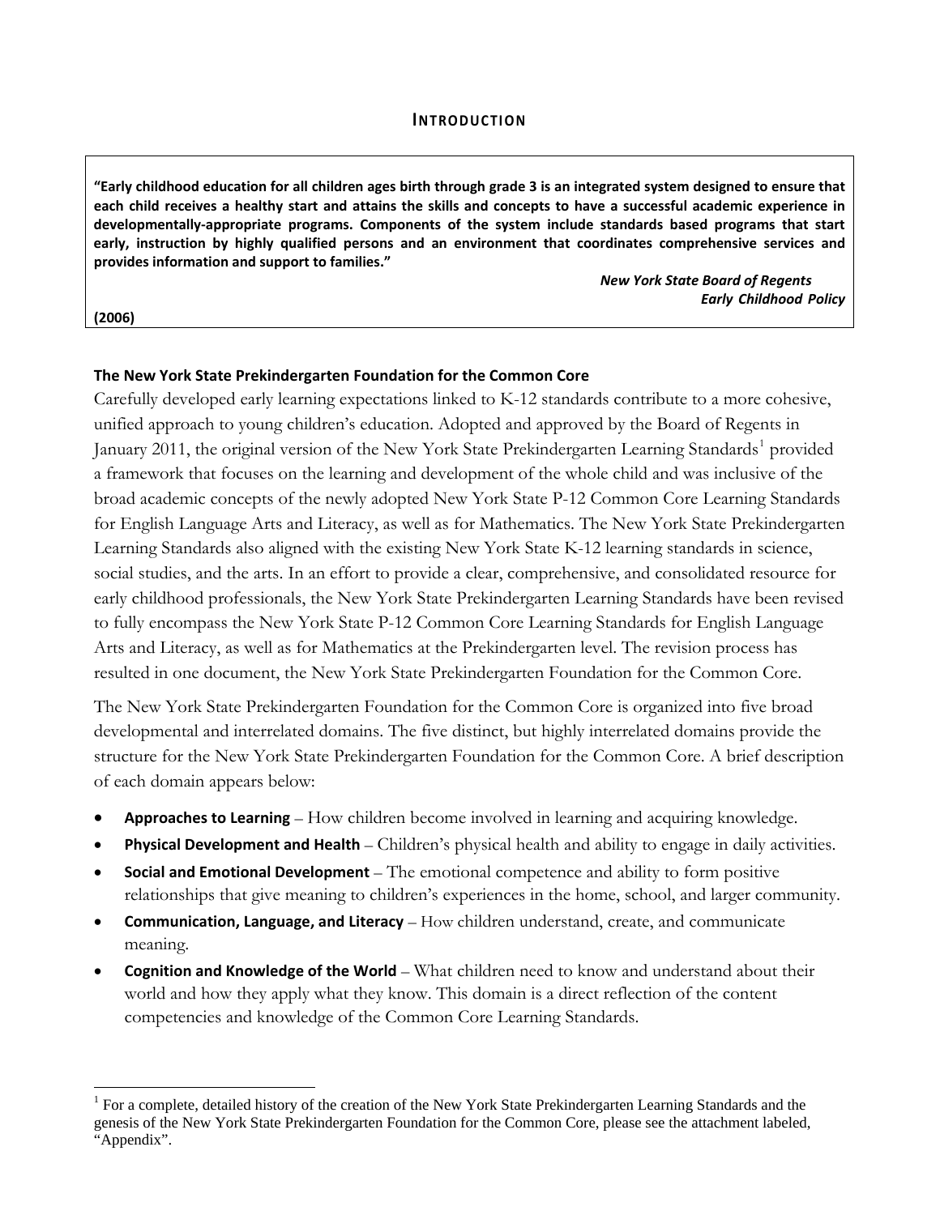# Introduction

> **"Early childhood education for all children ages birth through grade 3 is an integrated system designed to ensure that each child receives a healthy start and attains the skills and concepts to have a successful academic experience in developmentally-appropriate programs. Components of the system include standards based programs that start early, instruction by highly qualified persons and an environment that coordinates comprehensive services and provides information and support to families."**
>
> ***New York State Board of Regents Early Childhood Policy* (2006)**

**The New York State Prekindergarten Foundation for the Common Core**

Carefully developed early learning expectations linked to K-12 standards contribute to a more cohesive, unified approach to young children's education. Adopted and approved by the Board of Regents in January 2011, the original version of the New York State Prekindergarten Learning Standards[1] provided a framework that focuses on the learning and development of the whole child and was inclusive of the broad academic concepts of the newly adopted New York State P-12 Common Core Learning Standards for English Language Arts and Literacy, as well as for Mathematics. The New York State Prekindergarten Learning Standards also aligned with the existing New York State K-12 learning standards in science, social studies, and the arts. In an effort to provide a clear, comprehensive, and consolidated resource for early childhood professionals, the New York State Prekindergarten Learning Standards have been revised to fully encompass the New York State P-12 Common Core Learning Standards for English Language Arts and Literacy, as well as for Mathematics at the Prekindergarten level. The revision process has resulted in one document, the New York State Prekindergarten Foundation for the Common Core.

The New York State Prekindergarten Foundation for the Common Core is organized into five broad developmental and interrelated domains. The five distinct, but highly interrelated domains provide the structure for the New York State Prekindergarten Foundation for the Common Core. A brief description of each domain appears below:

- **Approaches to Learning** – How children become involved in learning and acquiring knowledge.
- **Physical Development and Health** – Children's physical health and ability to engage in daily activities.
- **Social and Emotional Development** – The emotional competence and ability to form positive relationships that give meaning to children's experiences in the home, school, and larger community.
- **Communication, Language, and Literacy** – How children understand, create, and communicate meaning.
- **Cognition and Knowledge of the World** – What children need to know and understand about their world and how they apply what they know. This domain is a direct reflection of the content competencies and knowledge of the Common Core Learning Standards.

---

[1] For a complete, detailed history of the creation of the New York State Prekindergarten Learning Standards and the genesis of the New York State Prekindergarten Foundation for the Common Core, please see the attachment labeled, "Appendix".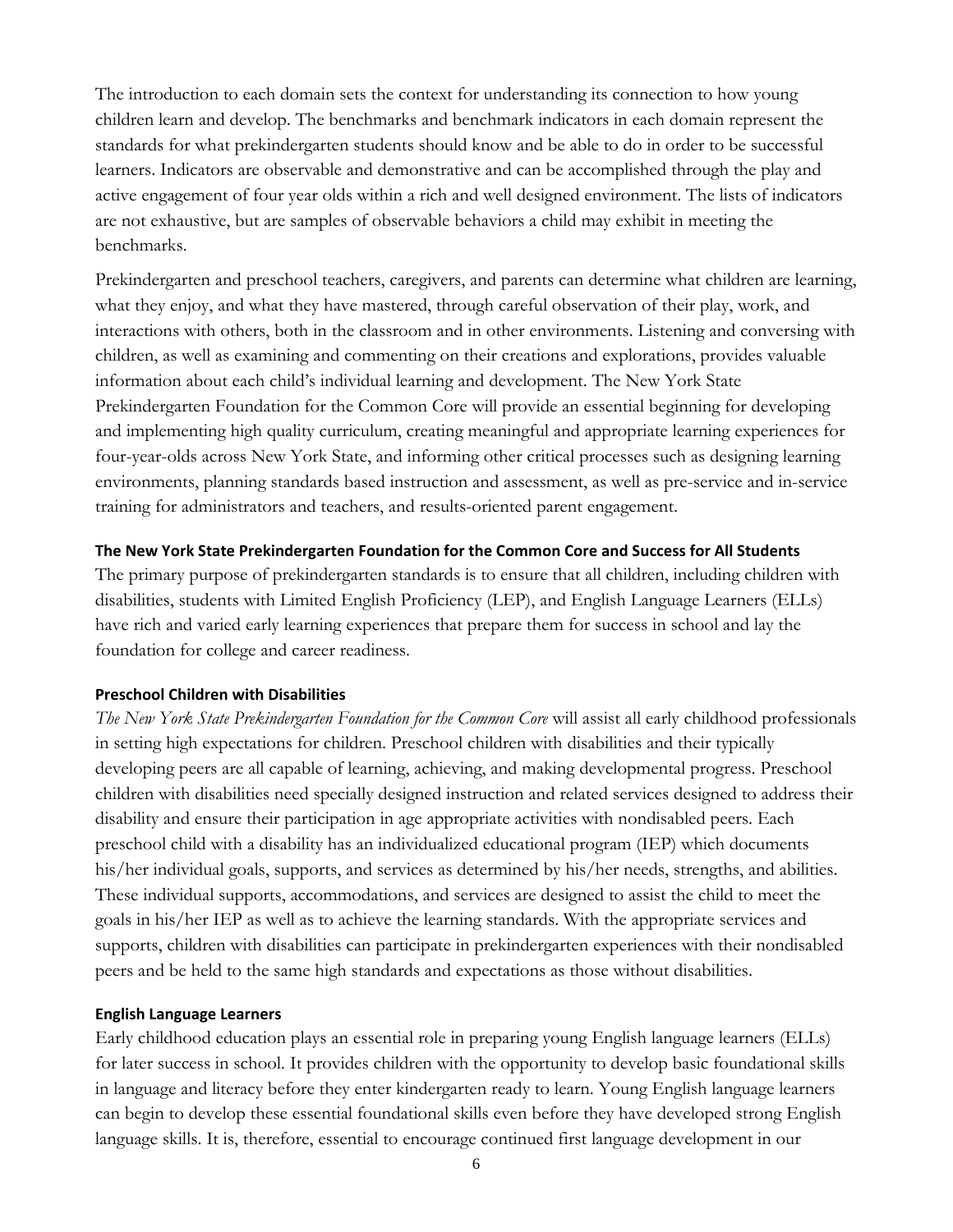The introduction to each domain sets the context for understanding its connection to how young children learn and develop. The benchmarks and benchmark indicators in each domain represent the standards for what prekindergarten students should know and be able to do in order to be successful learners. Indicators are observable and demonstrative and can be accomplished through the play and active engagement of four year olds within a rich and well designed environment. The lists of indicators are not exhaustive, but are samples of observable behaviors a child may exhibit in meeting the benchmarks.

Prekindergarten and preschool teachers, caregivers, and parents can determine what children are learning, what they enjoy, and what they have mastered, through careful observation of their play, work, and interactions with others, both in the classroom and in other environments. Listening and conversing with children, as well as examining and commenting on their creations and explorations, provides valuable information about each child's individual learning and development. The New York State Prekindergarten Foundation for the Common Core will provide an essential beginning for developing and implementing high quality curriculum, creating meaningful and appropriate learning experiences for four-year-olds across New York State, and informing other critical processes such as designing learning environments, planning standards based instruction and assessment, as well as pre-service and in-service training for administrators and teachers, and results-oriented parent engagement.

**The New York State Prekindergarten Foundation for the Common Core and Success for All Students**

The primary purpose of prekindergarten standards is to ensure that all children, including children with disabilities, students with Limited English Proficiency (LEP), and English Language Learners (ELLs) have rich and varied early learning experiences that prepare them for success in school and lay the foundation for college and career readiness.

**Preschool Children with Disabilities**

*The New York State Prekindergarten Foundation for the Common Core* will assist all early childhood professionals in setting high expectations for children. Preschool children with disabilities and their typically developing peers are all capable of learning, achieving, and making developmental progress. Preschool children with disabilities need specially designed instruction and related services designed to address their disability and ensure their participation in age appropriate activities with nondisabled peers. Each preschool child with a disability has an individualized educational program (IEP) which documents his/her individual goals, supports, and services as determined by his/her needs, strengths, and abilities. These individual supports, accommodations, and services are designed to assist the child to meet the goals in his/her IEP as well as to achieve the learning standards. With the appropriate services and supports, children with disabilities can participate in prekindergarten experiences with their nondisabled peers and be held to the same high standards and expectations as those without disabilities.

**English Language Learners**

Early childhood education plays an essential role in preparing young English language learners (ELLs) for later success in school. It provides children with the opportunity to develop basic foundational skills in language and literacy before they enter kindergarten ready to learn. Young English language learners can begin to develop these essential foundational skills even before they have developed strong English language skills. It is, therefore, essential to encourage continued first language development in our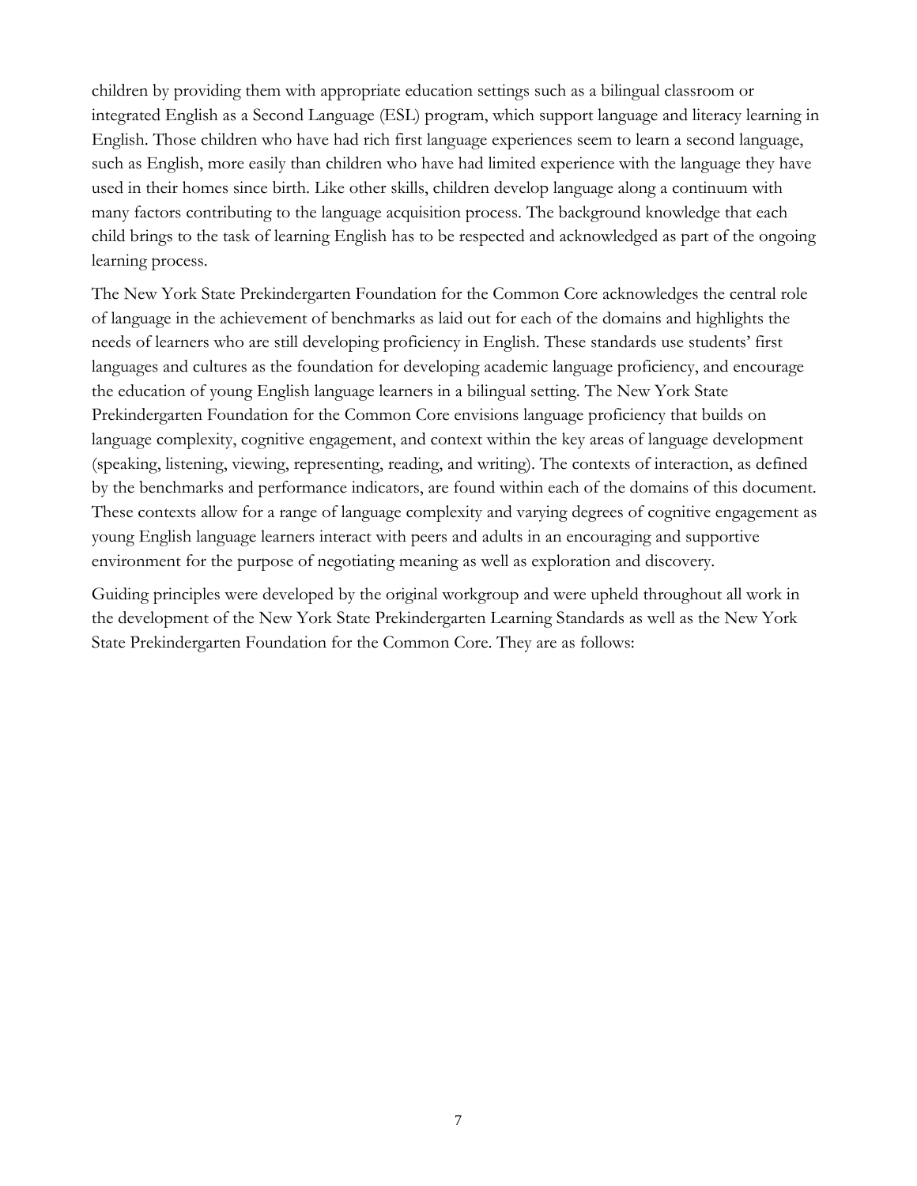children by providing them with appropriate education settings such as a bilingual classroom or integrated English as a Second Language (ESL) program, which support language and literacy learning in English. Those children who have had rich first language experiences seem to learn a second language, such as English, more easily than children who have had limited experience with the language they have used in their homes since birth. Like other skills, children develop language along a continuum with many factors contributing to the language acquisition process. The background knowledge that each child brings to the task of learning English has to be respected and acknowledged as part of the ongoing learning process.

The New York State Prekindergarten Foundation for the Common Core acknowledges the central role of language in the achievement of benchmarks as laid out for each of the domains and highlights the needs of learners who are still developing proficiency in English. These standards use students' first languages and cultures as the foundation for developing academic language proficiency, and encourage the education of young English language learners in a bilingual setting. The New York State Prekindergarten Foundation for the Common Core envisions language proficiency that builds on language complexity, cognitive engagement, and context within the key areas of language development (speaking, listening, viewing, representing, reading, and writing). The contexts of interaction, as defined by the benchmarks and performance indicators, are found within each of the domains of this document. These contexts allow for a range of language complexity and varying degrees of cognitive engagement as young English language learners interact with peers and adults in an encouraging and supportive environment for the purpose of negotiating meaning as well as exploration and discovery.

Guiding principles were developed by the original workgroup and were upheld throughout all work in the development of the New York State Prekindergarten Learning Standards as well as the New York State Prekindergarten Foundation for the Common Core. They are as follows: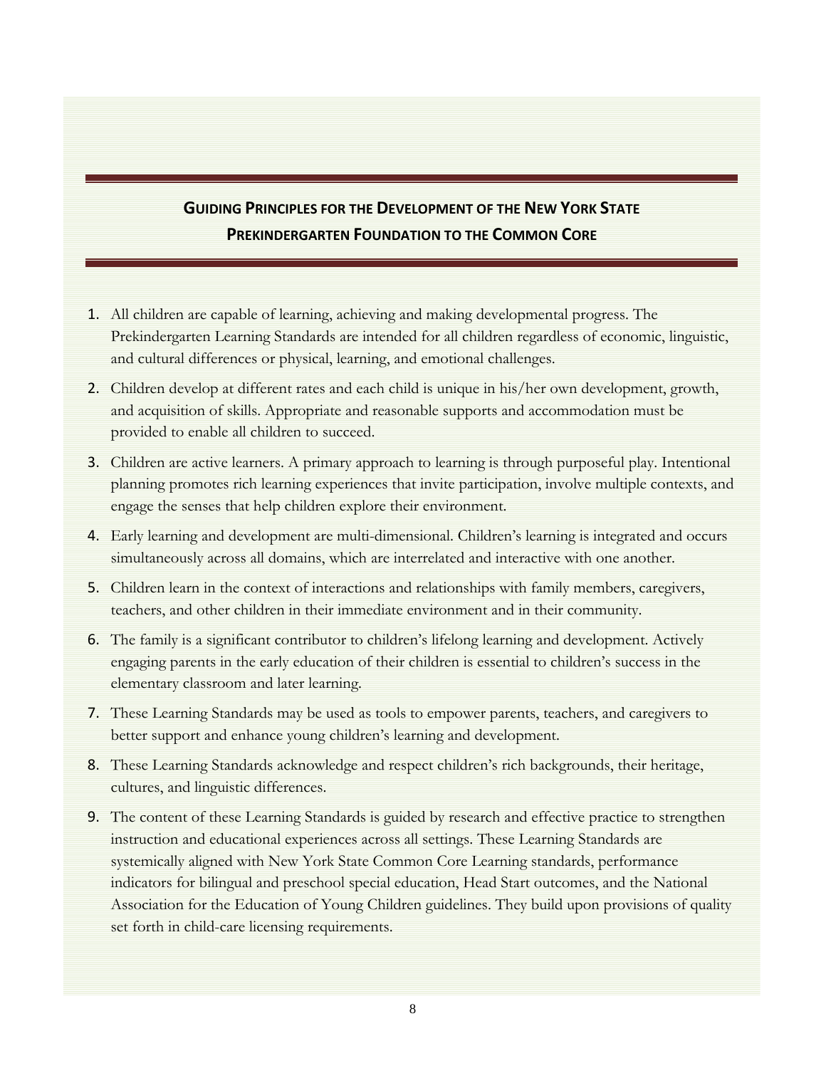## Guiding Principles for the Development of the New York State Prekindergarten Foundation to the Common Core

1. All children are capable of learning, achieving and making developmental progress. The Prekindergarten Learning Standards are intended for all children regardless of economic, linguistic, and cultural differences or physical, learning, and emotional challenges.
2. Children develop at different rates and each child is unique in his/her own development, growth, and acquisition of skills. Appropriate and reasonable supports and accommodation must be provided to enable all children to succeed.
3. Children are active learners. A primary approach to learning is through purposeful play. Intentional planning promotes rich learning experiences that invite participation, involve multiple contexts, and engage the senses that help children explore their environment.
4. Early learning and development are multi-dimensional. Children's learning is integrated and occurs simultaneously across all domains, which are interrelated and interactive with one another.
5. Children learn in the context of interactions and relationships with family members, caregivers, teachers, and other children in their immediate environment and in their community.
6. The family is a significant contributor to children's lifelong learning and development. Actively engaging parents in the early education of their children is essential to children's success in the elementary classroom and later learning.
7. These Learning Standards may be used as tools to empower parents, teachers, and caregivers to better support and enhance young children's learning and development.
8. These Learning Standards acknowledge and respect children's rich backgrounds, their heritage, cultures, and linguistic differences.
9. The content of these Learning Standards is guided by research and effective practice to strengthen instruction and educational experiences across all settings. These Learning Standards are systemically aligned with New York State Common Core Learning standards, performance indicators for bilingual and preschool special education, Head Start outcomes, and the National Association for the Education of Young Children guidelines. They build upon provisions of quality set forth in child-care licensing requirements.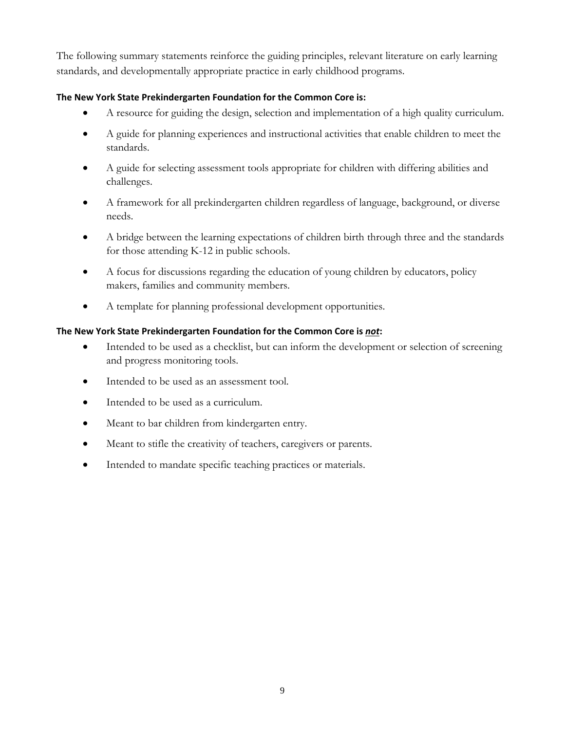The following summary statements reinforce the guiding principles, relevant literature on early learning standards, and developmentally appropriate practice in early childhood programs.

**The New York State Prekindergarten Foundation for the Common Core is:**

- A resource for guiding the design, selection and implementation of a high quality curriculum.
- A guide for planning experiences and instructional activities that enable children to meet the standards.
- A guide for selecting assessment tools appropriate for children with differing abilities and challenges.
- A framework for all prekindergarten children regardless of language, background, or diverse needs.
- A bridge between the learning expectations of children birth through three and the standards for those attending K-12 in public schools.
- A focus for discussions regarding the education of young children by educators, policy makers, families and community members.
- A template for planning professional development opportunities.

**The New York State Prekindergarten Foundation for the Common Core is *not*:**

- Intended to be used as a checklist, but can inform the development or selection of screening and progress monitoring tools.
- Intended to be used as an assessment tool.
- Intended to be used as a curriculum.
- Meant to bar children from kindergarten entry.
- Meant to stifle the creativity of teachers, caregivers or parents.
- Intended to mandate specific teaching practices or materials.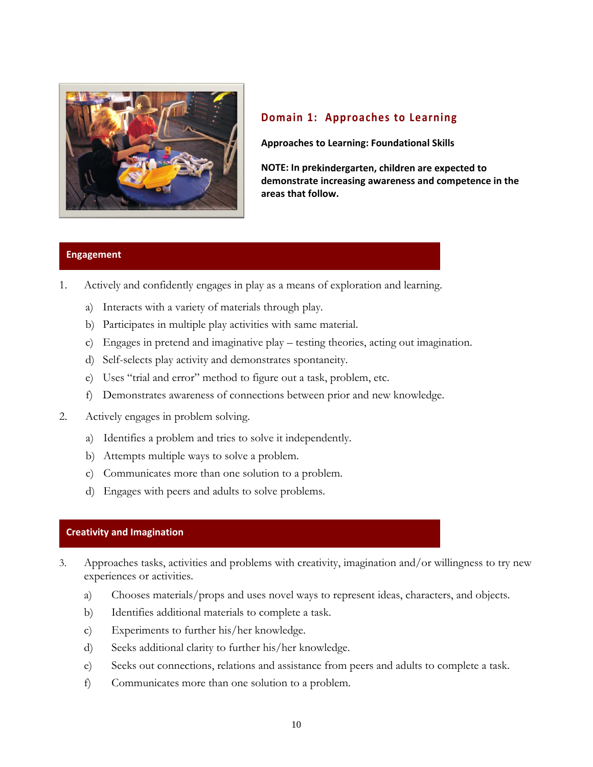## Domain 1: Approaches to Learning

**Approaches to Learning: Foundational Skills**

**NOTE: In prekindergarten, children are expected to demonstrate increasing awareness and competence in the areas that follow.**

### Engagement

1. Actively and confidently engages in play as a means of exploration and learning.
   a) Interacts with a variety of materials through play.
   b) Participates in multiple play activities with same material.
   c) Engages in pretend and imaginative play – testing theories, acting out imagination.
   d) Self-selects play activity and demonstrates spontaneity.
   e) Uses "trial and error" method to figure out a task, problem, etc.
   f) Demonstrates awareness of connections between prior and new knowledge.

2. Actively engages in problem solving.
   a) Identifies a problem and tries to solve it independently.
   b) Attempts multiple ways to solve a problem.
   c) Communicates more than one solution to a problem.
   d) Engages with peers and adults to solve problems.

### Creativity and Imagination

3. Approaches tasks, activities and problems with creativity, imagination and/or willingness to try new experiences or activities.
   a) Chooses materials/props and uses novel ways to represent ideas, characters, and objects.
   b) Identifies additional materials to complete a task.
   c) Experiments to further his/her knowledge.
   d) Seeks additional clarity to further his/her knowledge.
   e) Seeks out connections, relations and assistance from peers and adults to complete a task.
   f) Communicates more than one solution to a problem.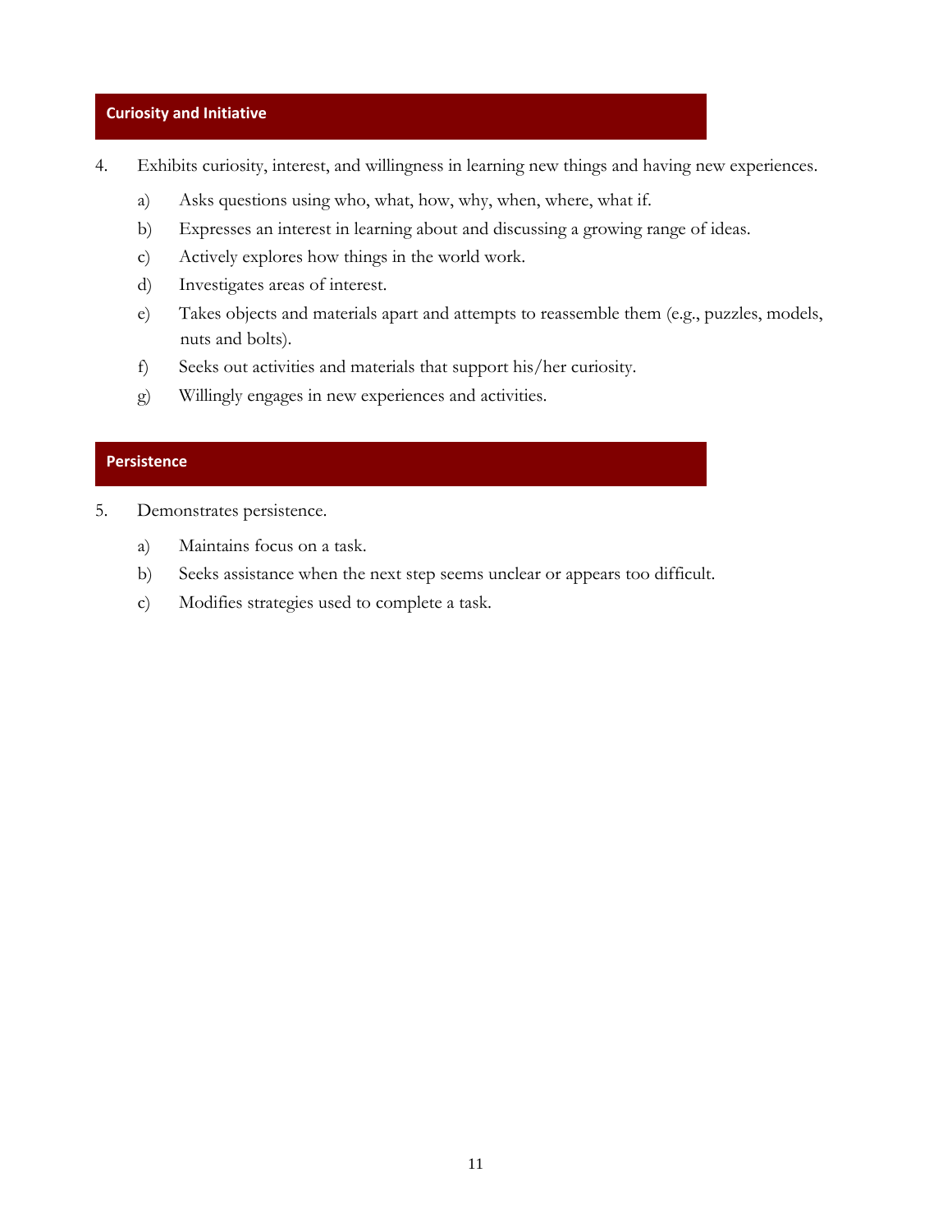## Curiosity and Initiative

4. Exhibits curiosity, interest, and willingness in learning new things and having new experiences.

    a) Asks questions using who, what, how, why, when, where, what if.

    b) Expresses an interest in learning about and discussing a growing range of ideas.

    c) Actively explores how things in the world work.

    d) Investigates areas of interest.

    e) Takes objects and materials apart and attempts to reassemble them (e.g., puzzles, models, nuts and bolts).

    f) Seeks out activities and materials that support his/her curiosity.

    g) Willingly engages in new experiences and activities.

## Persistence

5. Demonstrates persistence.

    a) Maintains focus on a task.

    b) Seeks assistance when the next step seems unclear or appears too difficult.

    c) Modifies strategies used to complete a task.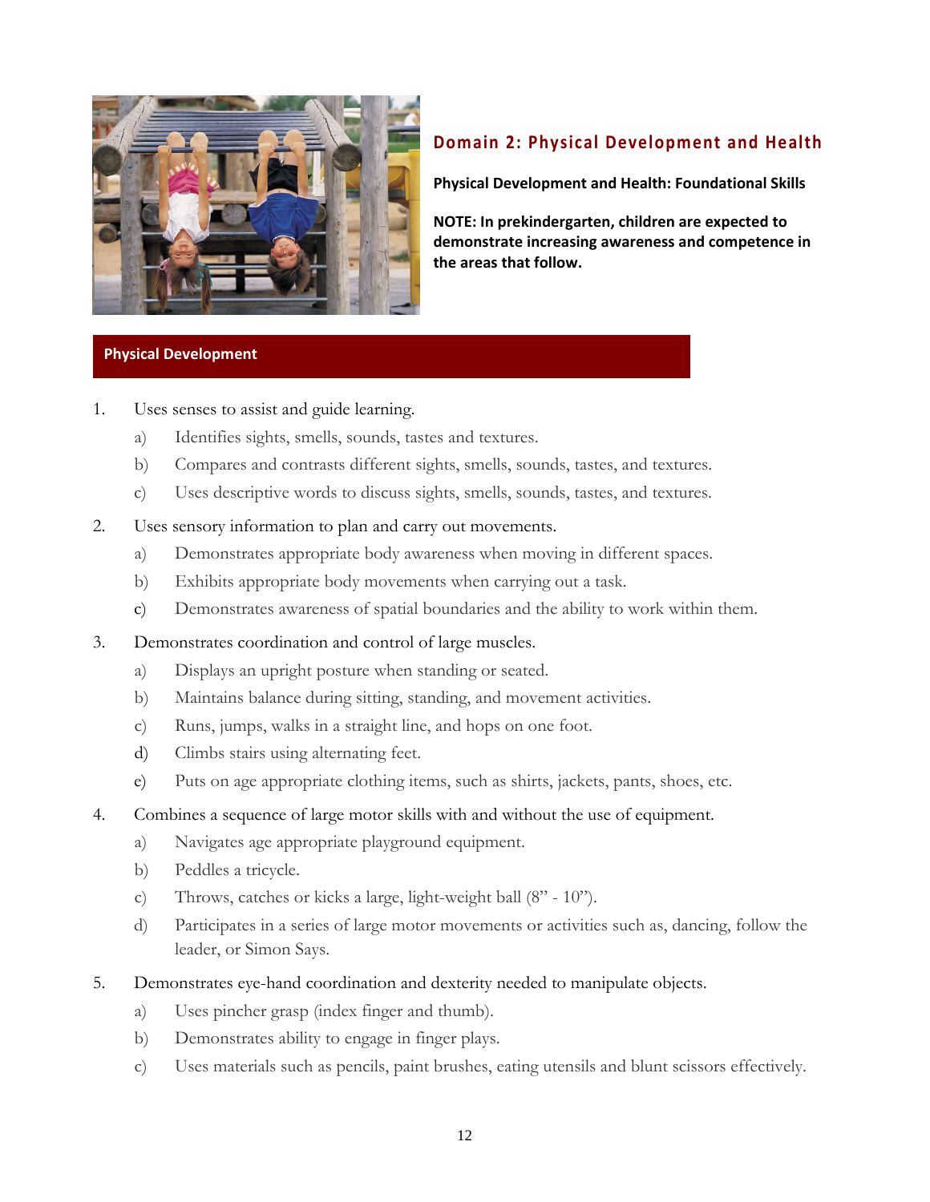## Domain 2: Physical Development and Health

**Physical Development and Health: Foundational Skills**

**NOTE: In prekindergarten, children are expected to demonstrate increasing awareness and competence in the areas that follow.**

### Physical Development

1. Uses senses to assist and guide learning.
   a) Identifies sights, smells, sounds, tastes and textures.
   b) Compares and contrasts different sights, smells, sounds, tastes, and textures.
   c) Uses descriptive words to discuss sights, smells, sounds, tastes, and textures.
2. Uses sensory information to plan and carry out movements.
   a) Demonstrates appropriate body awareness when moving in different spaces.
   b) Exhibits appropriate body movements when carrying out a task.
   c) Demonstrates awareness of spatial boundaries and the ability to work within them.
3. Demonstrates coordination and control of large muscles.
   a) Displays an upright posture when standing or seated.
   b) Maintains balance during sitting, standing, and movement activities.
   c) Runs, jumps, walks in a straight line, and hops on one foot.
   d) Climbs stairs using alternating feet.
   e) Puts on age appropriate clothing items, such as shirts, jackets, pants, shoes, etc.
4. Combines a sequence of large motor skills with and without the use of equipment.
   a) Navigates age appropriate playground equipment.
   b) Peddles a tricycle.
   c) Throws, catches or kicks a large, light-weight ball (8" - 10").
   d) Participates in a series of large motor movements or activities such as, dancing, follow the leader, or Simon Says.
5. Demonstrates eye-hand coordination and dexterity needed to manipulate objects.
   a) Uses pincher grasp (index finger and thumb).
   b) Demonstrates ability to engage in finger plays.
   c) Uses materials such as pencils, paint brushes, eating utensils and blunt scissors effectively.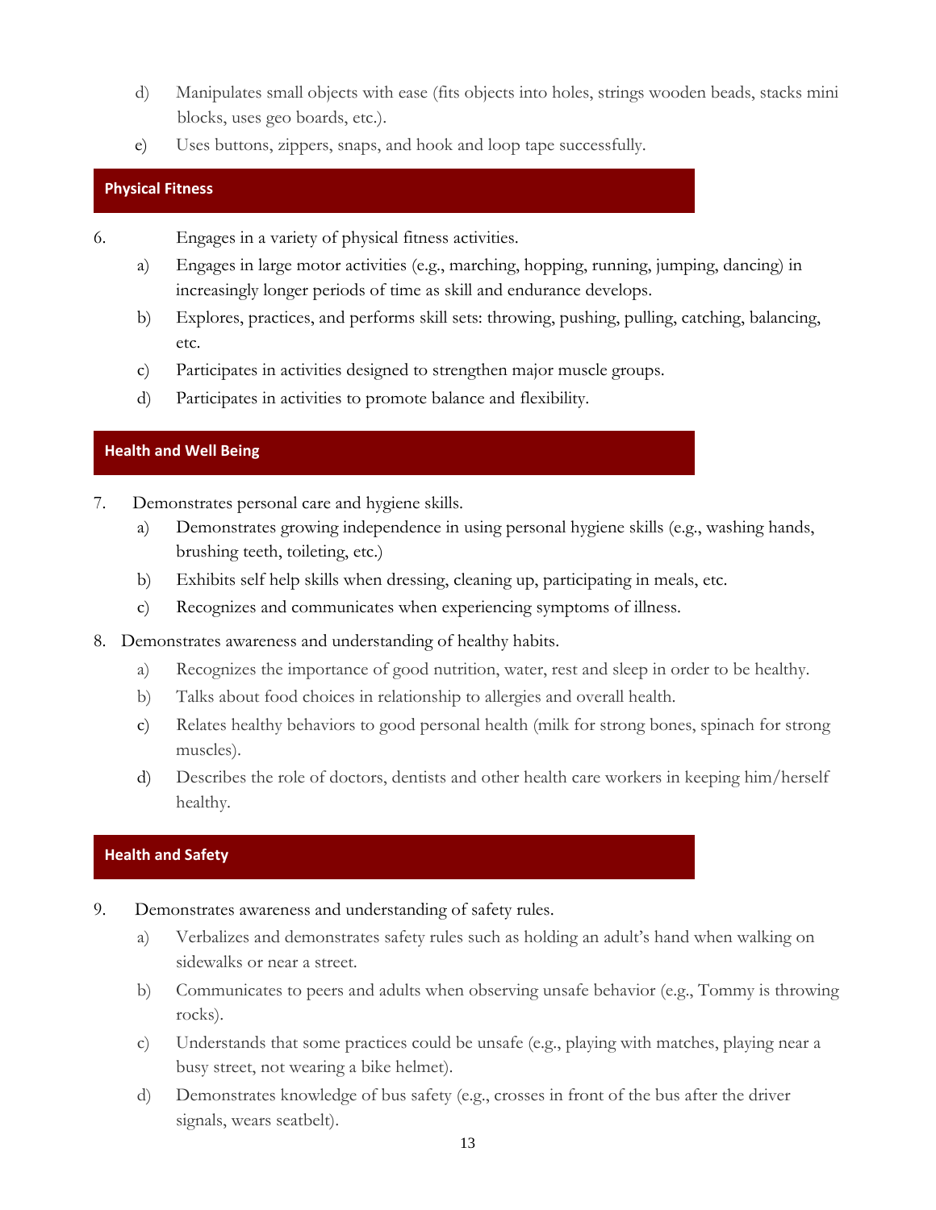d) Manipulates small objects with ease (fits objects into holes, strings wooden beads, stacks mini blocks, uses geo boards, etc.).

e) Uses buttons, zippers, snaps, and hook and loop tape successfully.

## Physical Fitness

6. Engages in a variety of physical fitness activities.

   a) Engages in large motor activities (e.g., marching, hopping, running, jumping, dancing) in increasingly longer periods of time as skill and endurance develops.

   b) Explores, practices, and performs skill sets: throwing, pushing, pulling, catching, balancing, etc.

   c) Participates in activities designed to strengthen major muscle groups.

   d) Participates in activities to promote balance and flexibility.

## Health and Well Being

7. Demonstrates personal care and hygiene skills.

   a) Demonstrates growing independence in using personal hygiene skills (e.g., washing hands, brushing teeth, toileting, etc.)

   b) Exhibits self help skills when dressing, cleaning up, participating in meals, etc.

   c) Recognizes and communicates when experiencing symptoms of illness.

8. Demonstrates awareness and understanding of healthy habits.

   a) Recognizes the importance of good nutrition, water, rest and sleep in order to be healthy.

   b) Talks about food choices in relationship to allergies and overall health.

   c) Relates healthy behaviors to good personal health (milk for strong bones, spinach for strong muscles).

   d) Describes the role of doctors, dentists and other health care workers in keeping him/herself healthy.

## Health and Safety

9. Demonstrates awareness and understanding of safety rules.

   a) Verbalizes and demonstrates safety rules such as holding an adult's hand when walking on sidewalks or near a street.

   b) Communicates to peers and adults when observing unsafe behavior (e.g., Tommy is throwing rocks).

   c) Understands that some practices could be unsafe (e.g., playing with matches, playing near a busy street, not wearing a bike helmet).

   d) Demonstrates knowledge of bus safety (e.g., crosses in front of the bus after the driver signals, wears seatbelt).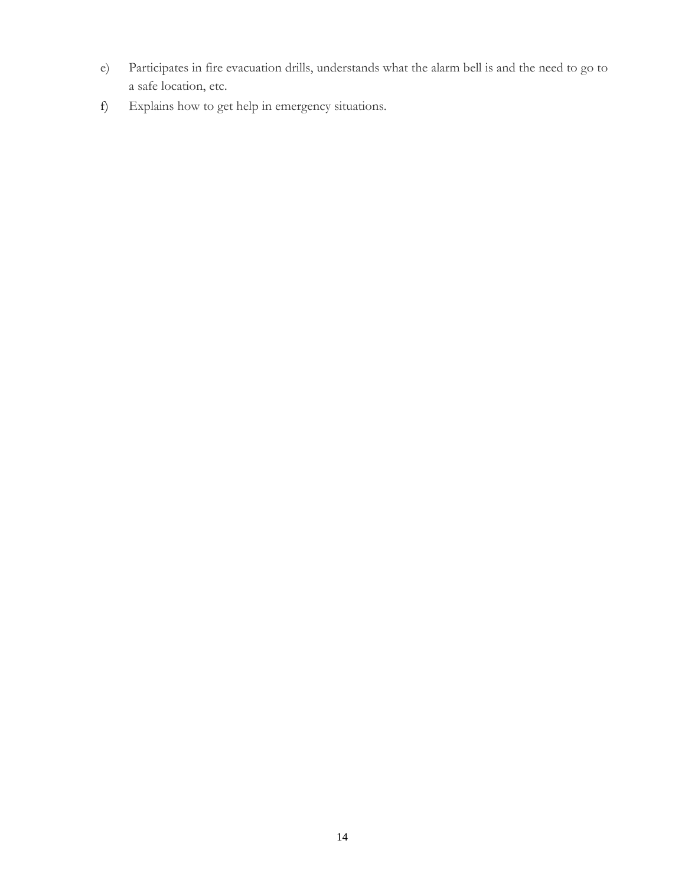e) Participates in fire evacuation drills, understands what the alarm bell is and the need to go to a safe location, etc.

f) Explains how to get help in emergency situations.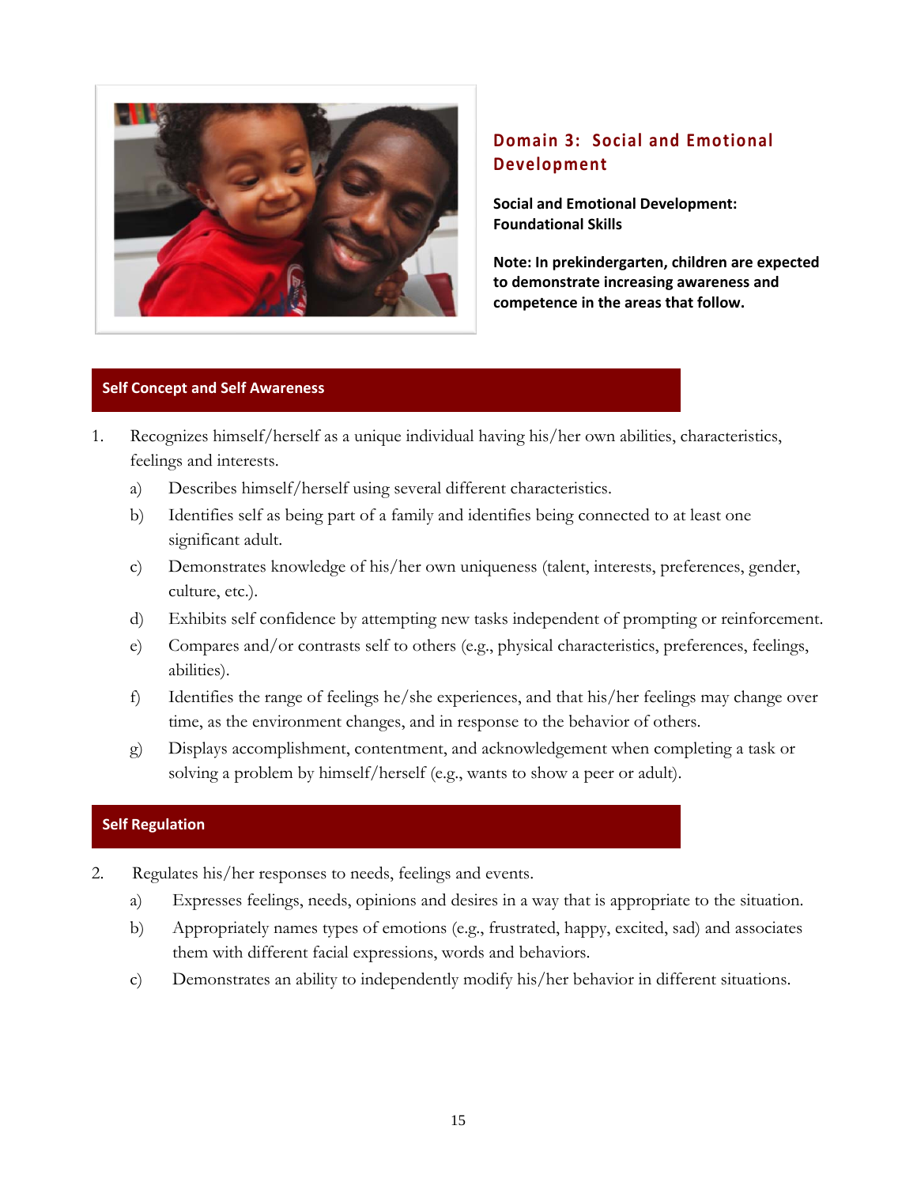## Domain 3: Social and Emotional Development

**Social and Emotional Development: Foundational Skills**

**Note: In prekindergarten, children are expected to demonstrate increasing awareness and competence in the areas that follow.**

### Self Concept and Self Awareness

1. Recognizes himself/herself as a unique individual having his/her own abilities, characteristics, feelings and interests.
   a) Describes himself/herself using several different characteristics.
   b) Identifies self as being part of a family and identifies being connected to at least one significant adult.
   c) Demonstrates knowledge of his/her own uniqueness (talent, interests, preferences, gender, culture, etc.).
   d) Exhibits self confidence by attempting new tasks independent of prompting or reinforcement.
   e) Compares and/or contrasts self to others (e.g., physical characteristics, preferences, feelings, abilities).
   f) Identifies the range of feelings he/she experiences, and that his/her feelings may change over time, as the environment changes, and in response to the behavior of others.
   g) Displays accomplishment, contentment, and acknowledgement when completing a task or solving a problem by himself/herself (e.g., wants to show a peer or adult).

### Self Regulation

2. Regulates his/her responses to needs, feelings and events.
   a) Expresses feelings, needs, opinions and desires in a way that is appropriate to the situation.
   b) Appropriately names types of emotions (e.g., frustrated, happy, excited, sad) and associates them with different facial expressions, words and behaviors.
   c) Demonstrates an ability to independently modify his/her behavior in different situations.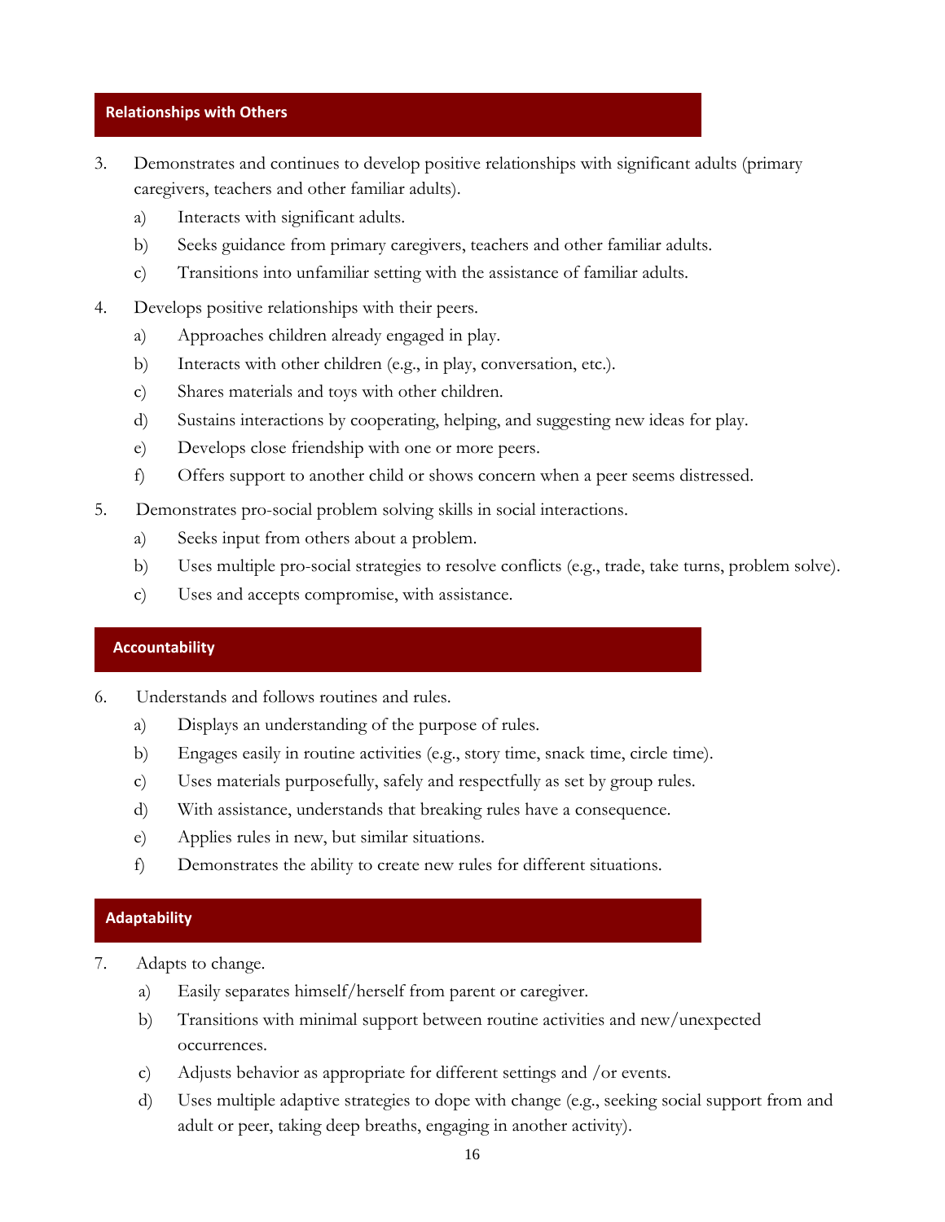## Relationships with Others

3. Demonstrates and continues to develop positive relationships with significant adults (primary caregivers, teachers and other familiar adults).
   a) Interacts with significant adults.
   b) Seeks guidance from primary caregivers, teachers and other familiar adults.
   c) Transitions into unfamiliar setting with the assistance of familiar adults.

4. Develops positive relationships with their peers.
   a) Approaches children already engaged in play.
   b) Interacts with other children (e.g., in play, conversation, etc.).
   c) Shares materials and toys with other children.
   d) Sustains interactions by cooperating, helping, and suggesting new ideas for play.
   e) Develops close friendship with one or more peers.
   f) Offers support to another child or shows concern when a peer seems distressed.

5. Demonstrates pro-social problem solving skills in social interactions.
   a) Seeks input from others about a problem.
   b) Uses multiple pro-social strategies to resolve conflicts (e.g., trade, take turns, problem solve).
   c) Uses and accepts compromise, with assistance.

## Accountability

6. Understands and follows routines and rules.
   a) Displays an understanding of the purpose of rules.
   b) Engages easily in routine activities (e.g., story time, snack time, circle time).
   c) Uses materials purposefully, safely and respectfully as set by group rules.
   d) With assistance, understands that breaking rules have a consequence.
   e) Applies rules in new, but similar situations.
   f) Demonstrates the ability to create new rules for different situations.

## Adaptability

7. Adapts to change.
   a) Easily separates himself/herself from parent or caregiver.
   b) Transitions with minimal support between routine activities and new/unexpected occurrences.
   c) Adjusts behavior as appropriate for different settings and /or events.
   d) Uses multiple adaptive strategies to dope with change (e.g., seeking social support from and adult or peer, taking deep breaths, engaging in another activity).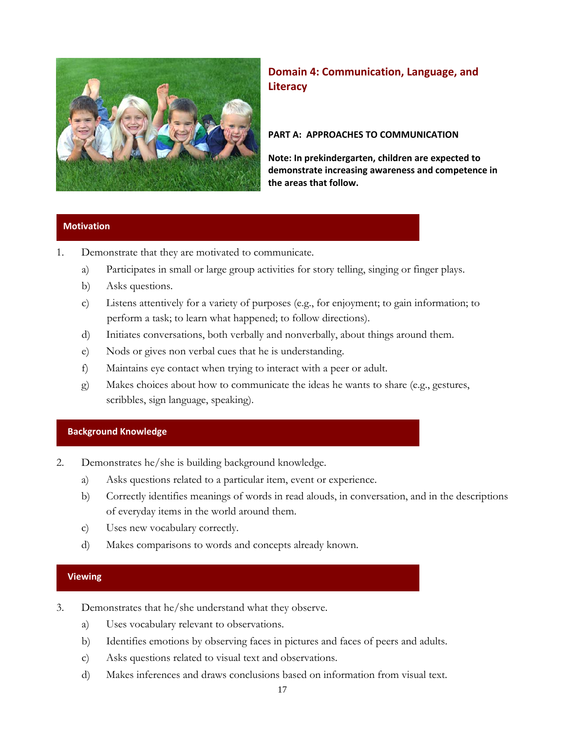## Domain 4: Communication, Language, and Literacy

**PART A: APPROACHES TO COMMUNICATION**

**Note: In prekindergarten, children are expected to demonstrate increasing awareness and competence in the areas that follow.**

### Motivation

1. Demonstrate that they are motivated to communicate.
   a) Participates in small or large group activities for story telling, singing or finger plays.
   b) Asks questions.
   c) Listens attentively for a variety of purposes (e.g., for enjoyment; to gain information; to perform a task; to learn what happened; to follow directions).
   d) Initiates conversations, both verbally and nonverbally, about things around them.
   e) Nods or gives non verbal cues that he is understanding.
   f) Maintains eye contact when trying to interact with a peer or adult.
   g) Makes choices about how to communicate the ideas he wants to share (e.g., gestures, scribbles, sign language, speaking).

### Background Knowledge

2. Demonstrates he/she is building background knowledge.
   a) Asks questions related to a particular item, event or experience.
   b) Correctly identifies meanings of words in read alouds, in conversation, and in the descriptions of everyday items in the world around them.
   c) Uses new vocabulary correctly.
   d) Makes comparisons to words and concepts already known.

### Viewing

3. Demonstrates that he/she understand what they observe.
   a) Uses vocabulary relevant to observations.
   b) Identifies emotions by observing faces in pictures and faces of peers and adults.
   c) Asks questions related to visual text and observations.
   d) Makes inferences and draws conclusions based on information from visual text.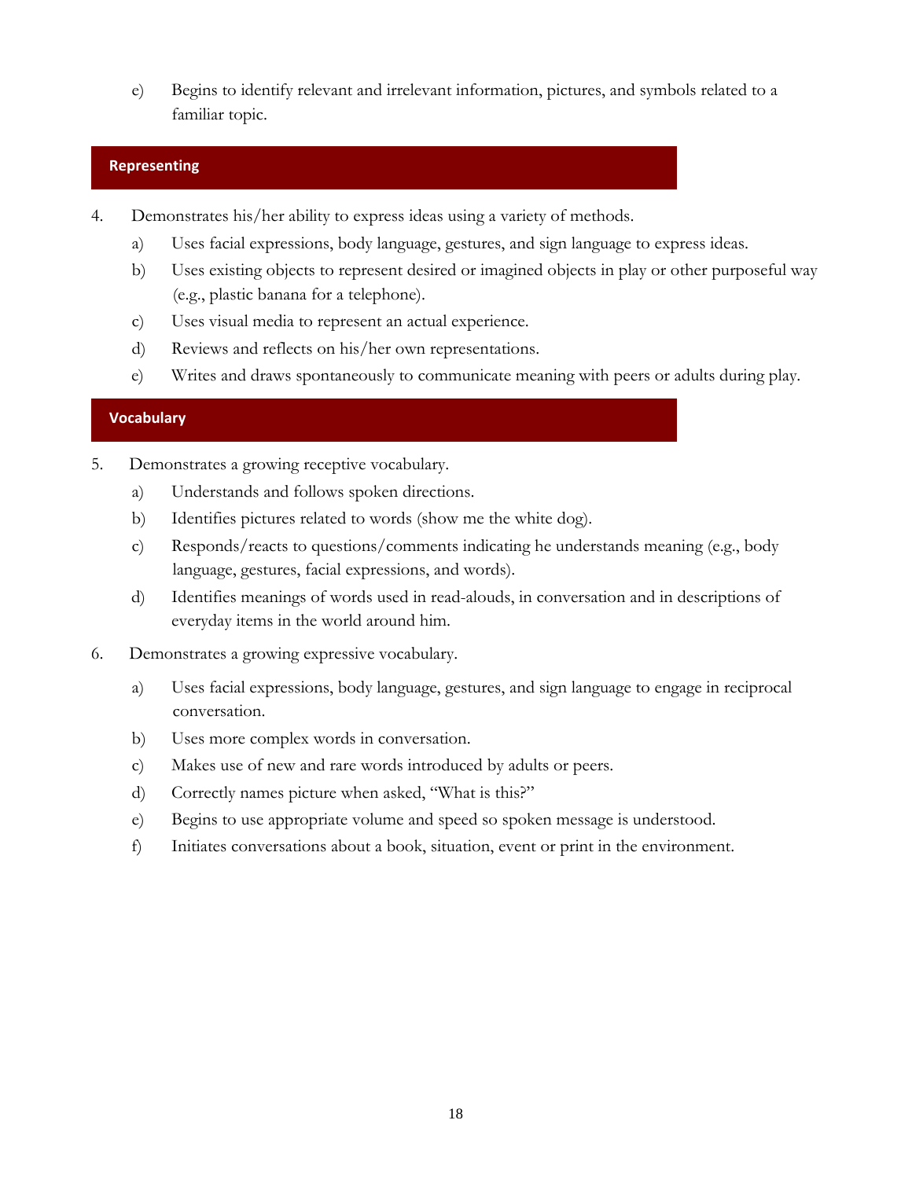e) Begins to identify relevant and irrelevant information, pictures, and symbols related to a familiar topic.

## Representing

4. Demonstrates his/her ability to express ideas using a variety of methods.
   a) Uses facial expressions, body language, gestures, and sign language to express ideas.
   b) Uses existing objects to represent desired or imagined objects in play or other purposeful way (e.g., plastic banana for a telephone).
   c) Uses visual media to represent an actual experience.
   d) Reviews and reflects on his/her own representations.
   e) Writes and draws spontaneously to communicate meaning with peers or adults during play.

## Vocabulary

5. Demonstrates a growing receptive vocabulary.
   a) Understands and follows spoken directions.
   b) Identifies pictures related to words (show me the white dog).
   c) Responds/reacts to questions/comments indicating he understands meaning (e.g., body language, gestures, facial expressions, and words).
   d) Identifies meanings of words used in read-alouds, in conversation and in descriptions of everyday items in the world around him.

6. Demonstrates a growing expressive vocabulary.
   a) Uses facial expressions, body language, gestures, and sign language to engage in reciprocal conversation.
   b) Uses more complex words in conversation.
   c) Makes use of new and rare words introduced by adults or peers.
   d) Correctly names picture when asked, "What is this?"
   e) Begins to use appropriate volume and speed so spoken message is understood.
   f) Initiates conversations about a book, situation, event or print in the environment.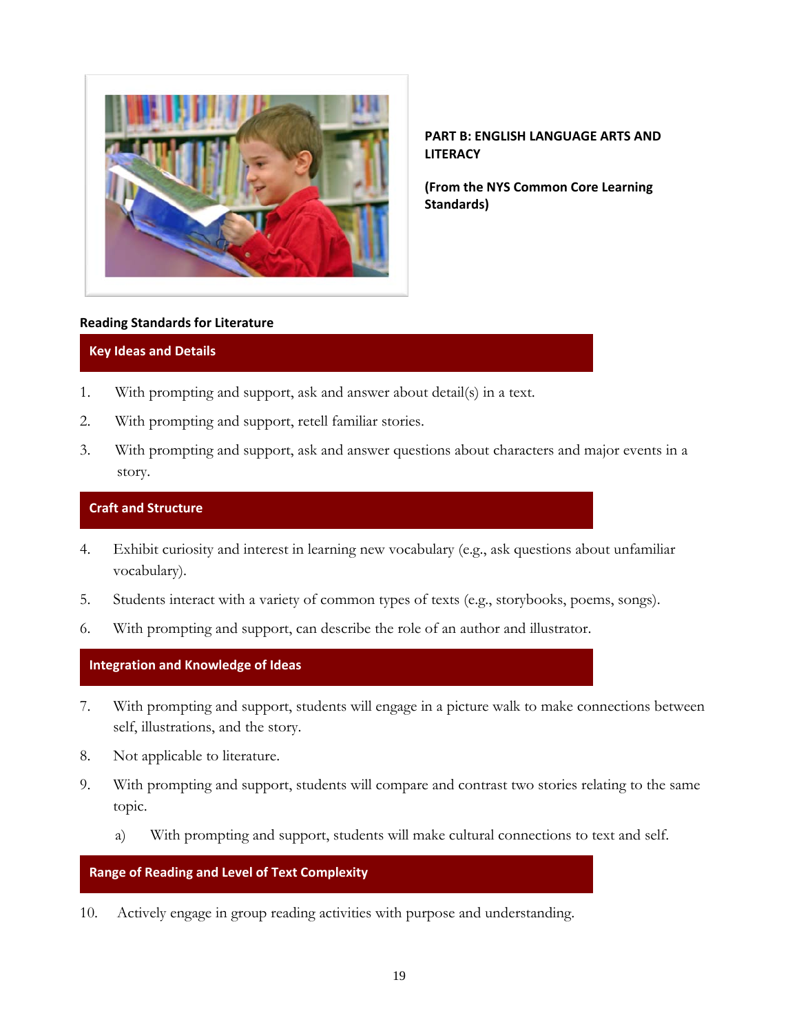**PART B: ENGLISH LANGUAGE ARTS AND LITERACY**

**(From the NYS Common Core Learning Standards)**

### Reading Standards for Literature

#### Key Ideas and Details

1. With prompting and support, ask and answer about detail(s) in a text.
2. With prompting and support, retell familiar stories.
3. With prompting and support, ask and answer questions about characters and major events in a story.

#### Craft and Structure

4. Exhibit curiosity and interest in learning new vocabulary (e.g., ask questions about unfamiliar vocabulary).
5. Students interact with a variety of common types of texts (e.g., storybooks, poems, songs).
6. With prompting and support, can describe the role of an author and illustrator.

#### Integration and Knowledge of Ideas

7. With prompting and support, students will engage in a picture walk to make connections between self, illustrations, and the story.
8. Not applicable to literature.
9. With prompting and support, students will compare and contrast two stories relating to the same topic.
   a) With prompting and support, students will make cultural connections to text and self.

#### Range of Reading and Level of Text Complexity

10. Actively engage in group reading activities with purpose and understanding.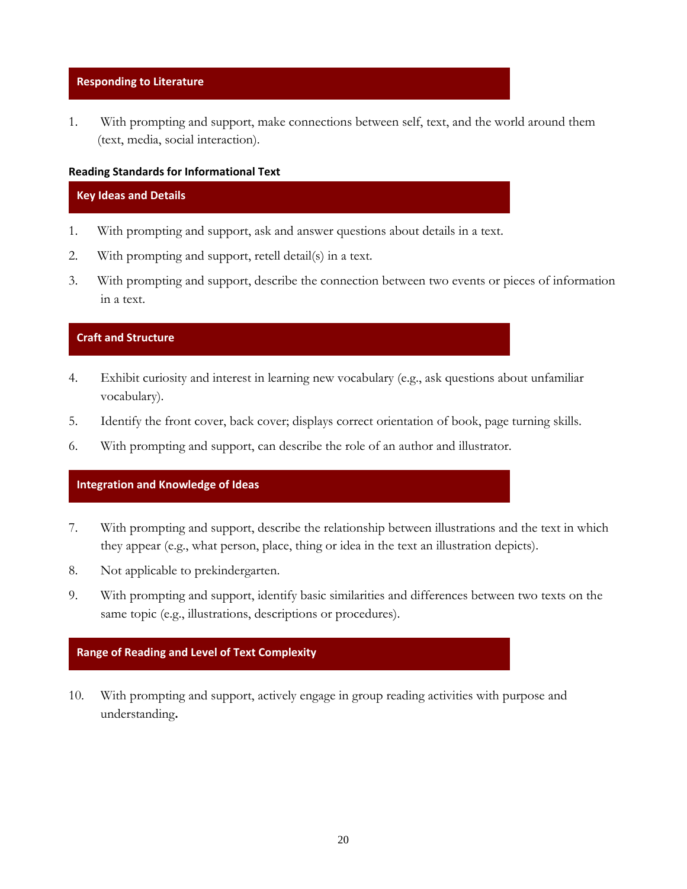### Responding to Literature

1. With prompting and support, make connections between self, text, and the world around them (text, media, social interaction).

**Reading Standards for Informational Text**

### Key Ideas and Details

1. With prompting and support, ask and answer questions about details in a text.
2. With prompting and support, retell detail(s) in a text.
3. With prompting and support, describe the connection between two events or pieces of information in a text.

### Craft and Structure

4. Exhibit curiosity and interest in learning new vocabulary (e.g., ask questions about unfamiliar vocabulary).
5. Identify the front cover, back cover; displays correct orientation of book, page turning skills.
6. With prompting and support, can describe the role of an author and illustrator.

### Integration and Knowledge of Ideas

7. With prompting and support, describe the relationship between illustrations and the text in which they appear (e.g., what person, place, thing or idea in the text an illustration depicts).
8. Not applicable to prekindergarten.
9. With prompting and support, identify basic similarities and differences between two texts on the same topic (e.g., illustrations, descriptions or procedures).

### Range of Reading and Level of Text Complexity

10. With prompting and support, actively engage in group reading activities with purpose and understanding.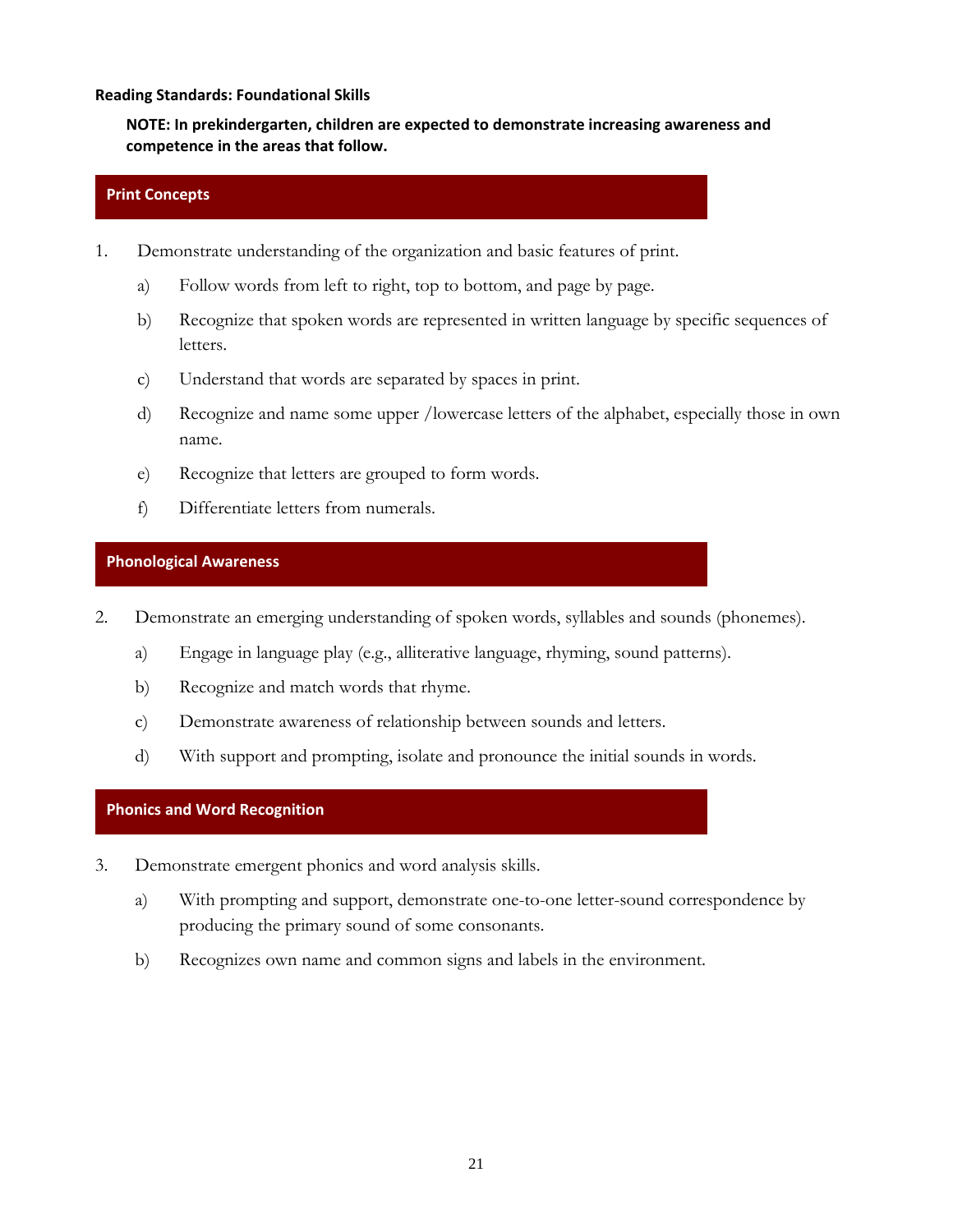**Reading Standards: Foundational Skills**

**NOTE: In prekindergarten, children are expected to demonstrate increasing awareness and competence in the areas that follow.**

### Print Concepts

1. Demonstrate understanding of the organization and basic features of print.
   a) Follow words from left to right, top to bottom, and page by page.
   b) Recognize that spoken words are represented in written language by specific sequences of letters.
   c) Understand that words are separated by spaces in print.
   d) Recognize and name some upper /lowercase letters of the alphabet, especially those in own name.
   e) Recognize that letters are grouped to form words.
   f) Differentiate letters from numerals.

### Phonological Awareness

2. Demonstrate an emerging understanding of spoken words, syllables and sounds (phonemes).
   a) Engage in language play (e.g., alliterative language, rhyming, sound patterns).
   b) Recognize and match words that rhyme.
   c) Demonstrate awareness of relationship between sounds and letters.
   d) With support and prompting, isolate and pronounce the initial sounds in words.

### Phonics and Word Recognition

3. Demonstrate emergent phonics and word analysis skills.
   a) With prompting and support, demonstrate one-to-one letter-sound correspondence by producing the primary sound of some consonants.
   b) Recognizes own name and common signs and labels in the environment.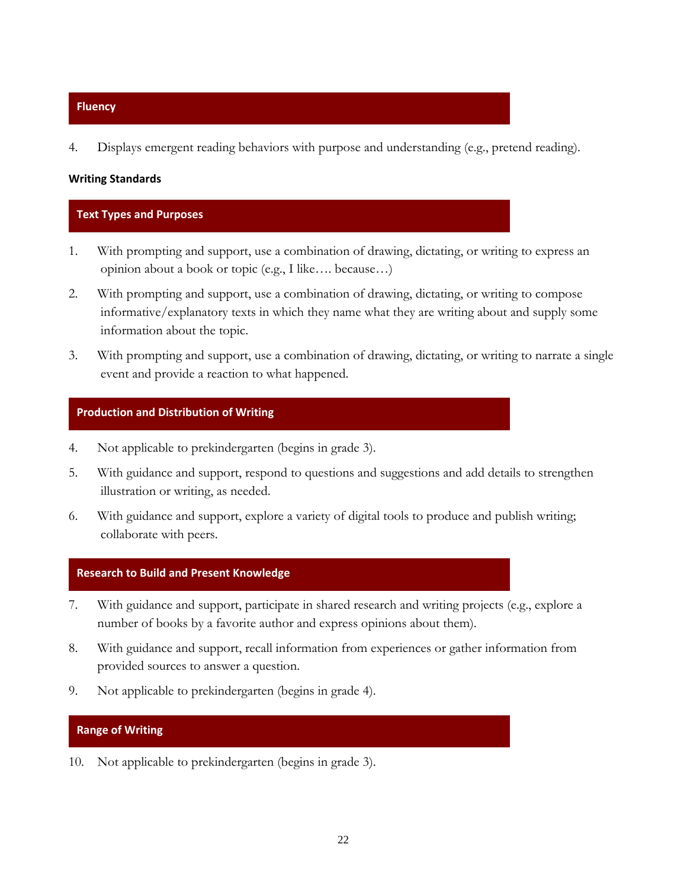### Fluency

4. Displays emergent reading behaviors with purpose and understanding (e.g., pretend reading).

**Writing Standards**

### Text Types and Purposes

1. With prompting and support, use a combination of drawing, dictating, or writing to express an opinion about a book or topic (e.g., I like…. because…)
2. With prompting and support, use a combination of drawing, dictating, or writing to compose informative/explanatory texts in which they name what they are writing about and supply some information about the topic.
3. With prompting and support, use a combination of drawing, dictating, or writing to narrate a single event and provide a reaction to what happened.

### Production and Distribution of Writing

4. Not applicable to prekindergarten (begins in grade 3).
5. With guidance and support, respond to questions and suggestions and add details to strengthen illustration or writing, as needed.
6. With guidance and support, explore a variety of digital tools to produce and publish writing; collaborate with peers.

### Research to Build and Present Knowledge

7. With guidance and support, participate in shared research and writing projects (e.g., explore a number of books by a favorite author and express opinions about them).
8. With guidance and support, recall information from experiences or gather information from provided sources to answer a question.
9. Not applicable to prekindergarten (begins in grade 4).

### Range of Writing

10. Not applicable to prekindergarten (begins in grade 3).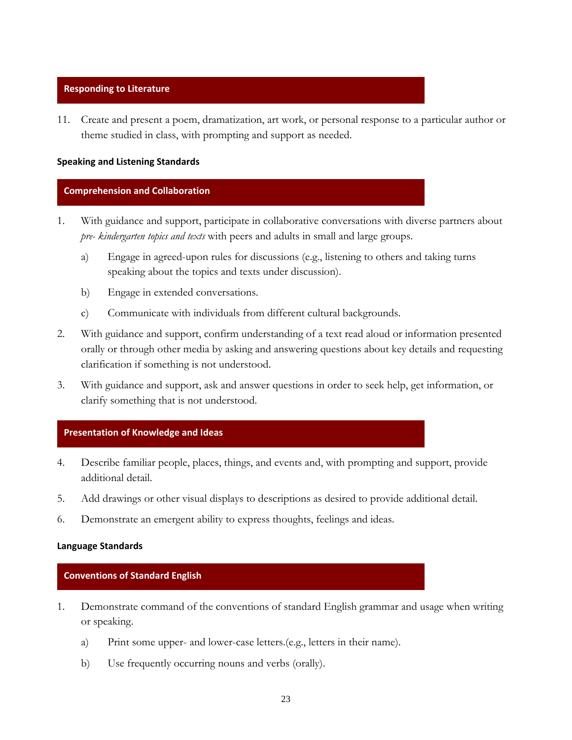### Responding to Literature

11. Create and present a poem, dramatization, art work, or personal response to a particular author or theme studied in class, with prompting and support as needed.

**Speaking and Listening Standards**

### Comprehension and Collaboration

1. With guidance and support, participate in collaborative conversations with diverse partners about *pre- kindergarten topics and texts* with peers and adults in small and large groups.
   a) Engage in agreed-upon rules for discussions (e.g., listening to others and taking turns speaking about the topics and texts under discussion).
   b) Engage in extended conversations.
   c) Communicate with individuals from different cultural backgrounds.
2. With guidance and support, confirm understanding of a text read aloud or information presented orally or through other media by asking and answering questions about key details and requesting clarification if something is not understood.
3. With guidance and support, ask and answer questions in order to seek help, get information, or clarify something that is not understood.

### Presentation of Knowledge and Ideas

4. Describe familiar people, places, things, and events and, with prompting and support, provide additional detail.
5. Add drawings or other visual displays to descriptions as desired to provide additional detail.
6. Demonstrate an emergent ability to express thoughts, feelings and ideas.

**Language Standards**

### Conventions of Standard English

1. Demonstrate command of the conventions of standard English grammar and usage when writing or speaking.
   a) Print some upper- and lower-case letters.(e.g., letters in their name).
   b) Use frequently occurring nouns and verbs (orally).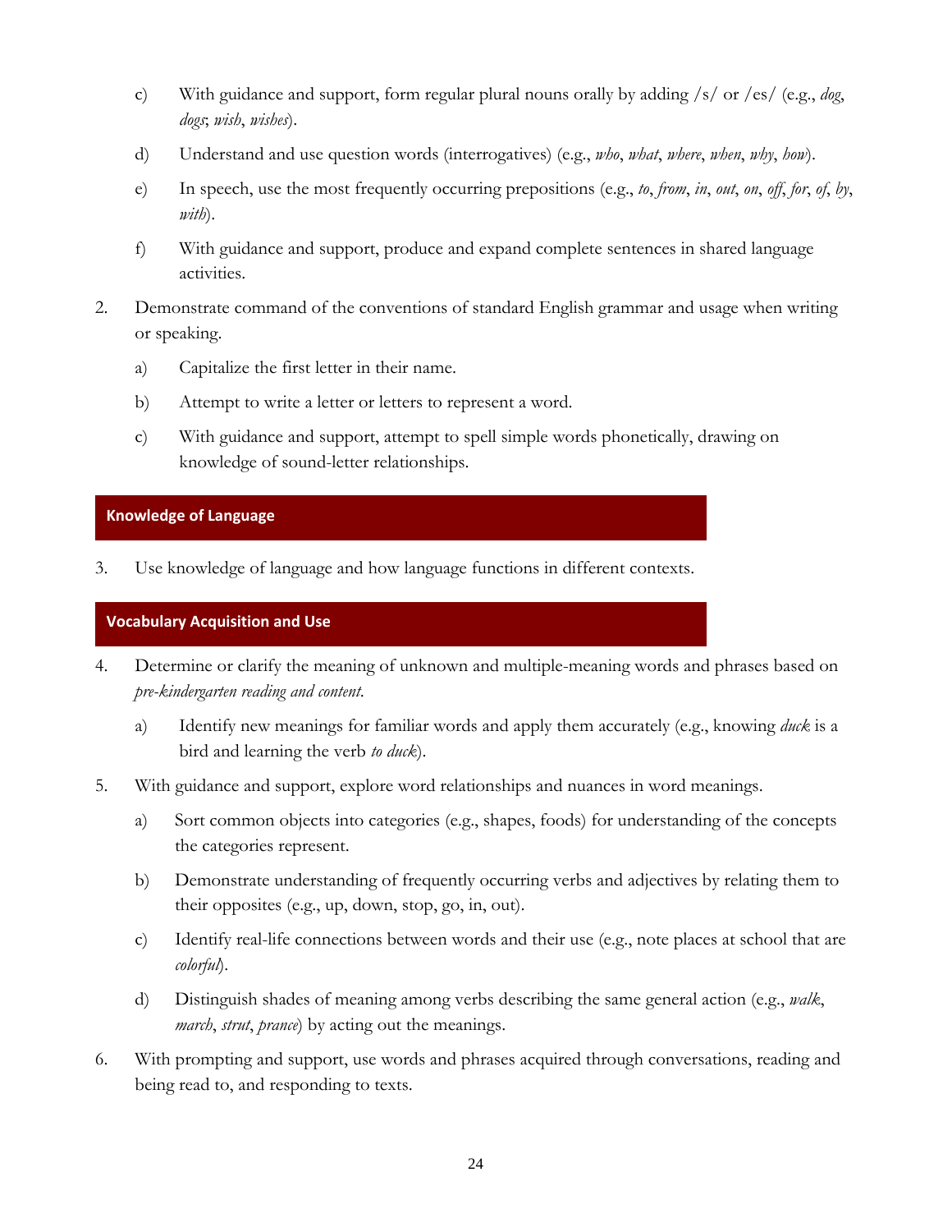c) With guidance and support, form regular plural nouns orally by adding /s/ or /es/ (e.g., *dog*, *dogs*; *wish*, *wishes*).

d) Understand and use question words (interrogatives) (e.g., *who*, *what*, *where*, *when*, *why*, *how*).

e) In speech, use the most frequently occurring prepositions (e.g., *to*, *from*, *in*, *out*, *on*, *off*, *for*, *of*, *by*, *with*).

f) With guidance and support, produce and expand complete sentences in shared language activities.

2. Demonstrate command of the conventions of standard English grammar and usage when writing or speaking.

   a) Capitalize the first letter in their name.

   b) Attempt to write a letter or letters to represent a word.

   c) With guidance and support, attempt to spell simple words phonetically, drawing on knowledge of sound-letter relationships.

## Knowledge of Language

3. Use knowledge of language and how language functions in different contexts.

## Vocabulary Acquisition and Use

4. Determine or clarify the meaning of unknown and multiple-meaning words and phrases based on *pre-kindergarten reading and content*.

   a) Identify new meanings for familiar words and apply them accurately (e.g., knowing *duck* is a bird and learning the verb *to duck*).

5. With guidance and support, explore word relationships and nuances in word meanings.

   a) Sort common objects into categories (e.g., shapes, foods) for understanding of the concepts the categories represent.

   b) Demonstrate understanding of frequently occurring verbs and adjectives by relating them to their opposites (e.g., up, down, stop, go, in, out).

   c) Identify real-life connections between words and their use (e.g., note places at school that are *colorful*).

   d) Distinguish shades of meaning among verbs describing the same general action (e.g., *walk*, *march*, *strut*, *prance*) by acting out the meanings.

6. With prompting and support, use words and phrases acquired through conversations, reading and being read to, and responding to texts.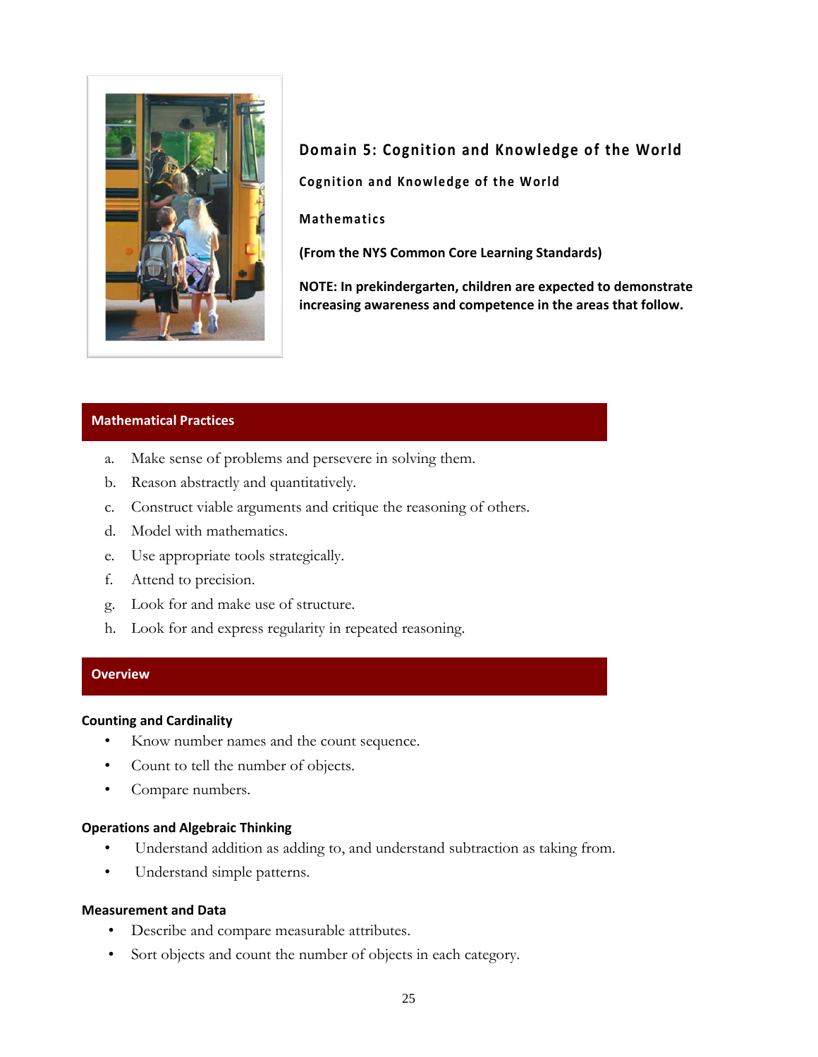# Domain 5: Cognition and Knowledge of the World

### Cognition and Knowledge of the World

### Mathematics

**(From the NYS Common Core Learning Standards)**

**NOTE: In prekindergarten, children are expected to demonstrate increasing awareness and competence in the areas that follow.**

## Mathematical Practices

a. Make sense of problems and persevere in solving them.
b. Reason abstractly and quantitatively.
c. Construct viable arguments and critique the reasoning of others.
d. Model with mathematics.
e. Use appropriate tools strategically.
f. Attend to precision.
g. Look for and make use of structure.
h. Look for and express regularity in repeated reasoning.

## Overview

### Counting and Cardinality

- Know number names and the count sequence.
- Count to tell the number of objects.
- Compare numbers.

### Operations and Algebraic Thinking

- Understand addition as adding to, and understand subtraction as taking from.
- Understand simple patterns.

### Measurement and Data

- Describe and compare measurable attributes.
- Sort objects and count the number of objects in each category.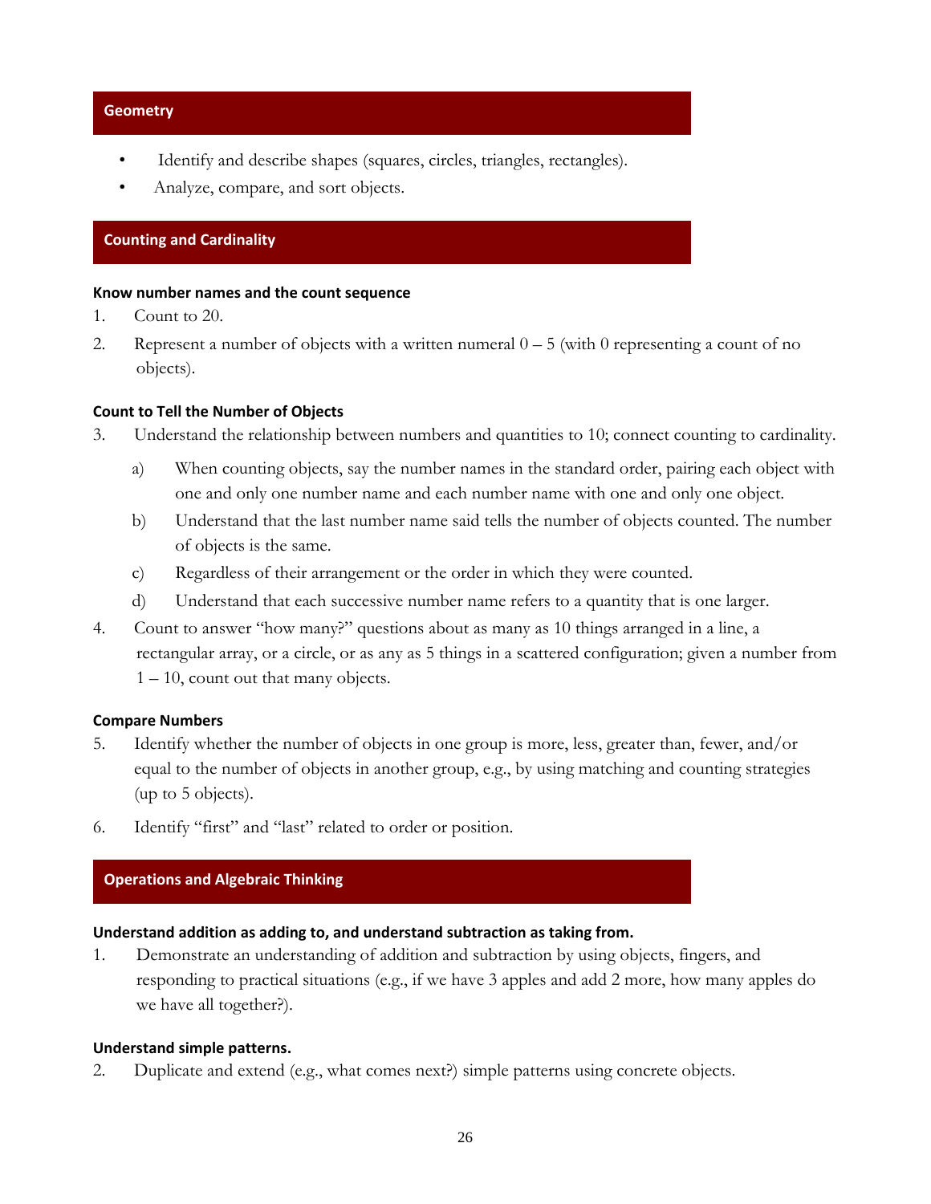## Geometry

- Identify and describe shapes (squares, circles, triangles, rectangles).
- Analyze, compare, and sort objects.

## Counting and Cardinality

**Know number names and the count sequence**

1. Count to 20.
2. Represent a number of objects with a written numeral 0 – 5 (with 0 representing a count of no objects).

**Count to Tell the Number of Objects**

3. Understand the relationship between numbers and quantities to 10; connect counting to cardinality.
   a) When counting objects, say the number names in the standard order, pairing each object with one and only one number name and each number name with one and only one object.
   b) Understand that the last number name said tells the number of objects counted. The number of objects is the same.
   c) Regardless of their arrangement or the order in which they were counted.
   d) Understand that each successive number name refers to a quantity that is one larger.
4. Count to answer "how many?" questions about as many as 10 things arranged in a line, a rectangular array, or a circle, or as any as 5 things in a scattered configuration; given a number from 1 – 10, count out that many objects.

**Compare Numbers**

5. Identify whether the number of objects in one group is more, less, greater than, fewer, and/or equal to the number of objects in another group, e.g., by using matching and counting strategies (up to 5 objects).
6. Identify "first" and "last" related to order or position.

## Operations and Algebraic Thinking

**Understand addition as adding to, and understand subtraction as taking from.**

1. Demonstrate an understanding of addition and subtraction by using objects, fingers, and responding to practical situations (e.g., if we have 3 apples and add 2 more, how many apples do we have all together?).

**Understand simple patterns.**

2. Duplicate and extend (e.g., what comes next?) simple patterns using concrete objects.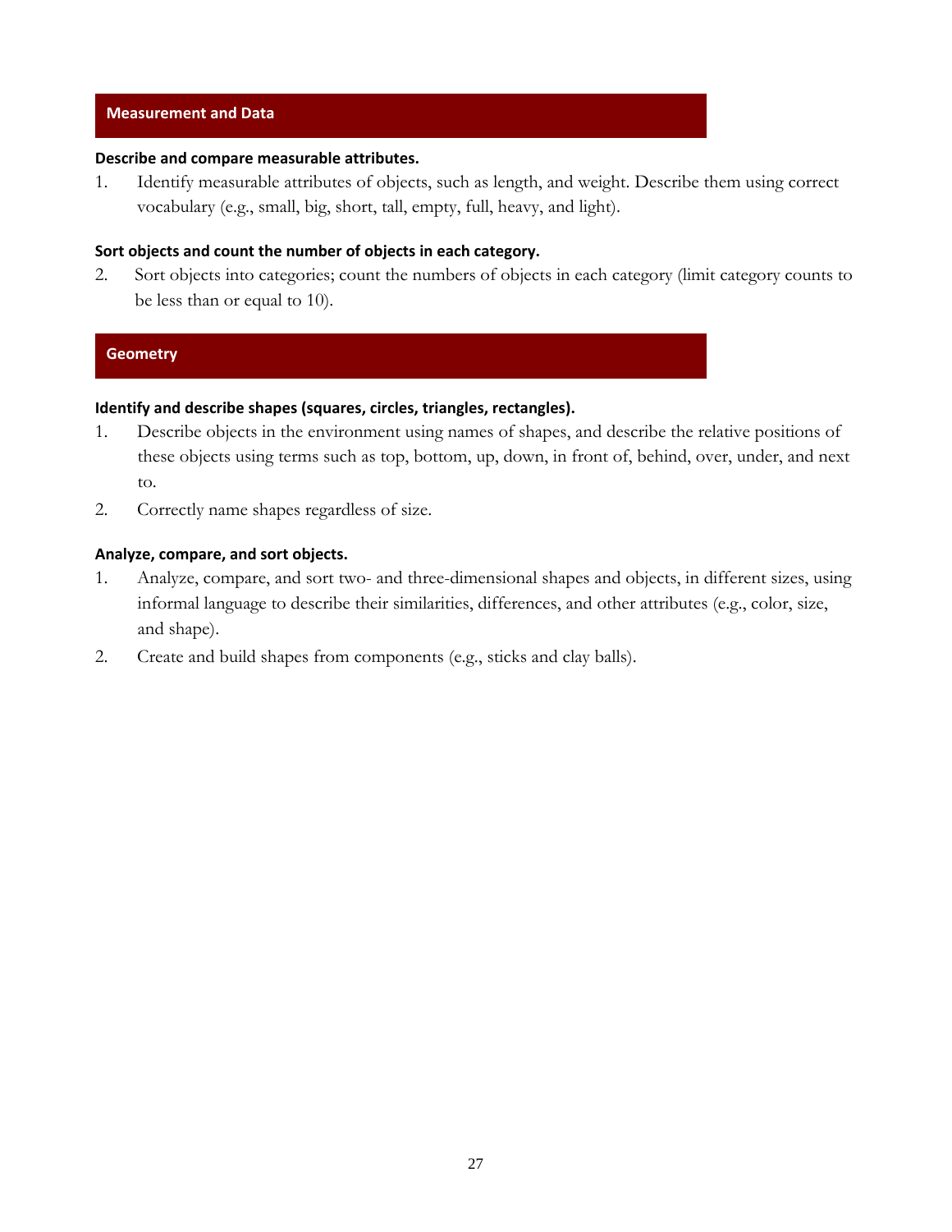## Measurement and Data

**Describe and compare measurable attributes.**

1. Identify measurable attributes of objects, such as length, and weight. Describe them using correct vocabulary (e.g., small, big, short, tall, empty, full, heavy, and light).

**Sort objects and count the number of objects in each category.**

2. Sort objects into categories; count the numbers of objects in each category (limit category counts to be less than or equal to 10).

## Geometry

**Identify and describe shapes (squares, circles, triangles, rectangles).**

1. Describe objects in the environment using names of shapes, and describe the relative positions of these objects using terms such as top, bottom, up, down, in front of, behind, over, under, and next to.
2. Correctly name shapes regardless of size.

**Analyze, compare, and sort objects.**

1. Analyze, compare, and sort two- and three-dimensional shapes and objects, in different sizes, using informal language to describe their similarities, differences, and other attributes (e.g., color, size, and shape).
2. Create and build shapes from components (e.g., sticks and clay balls).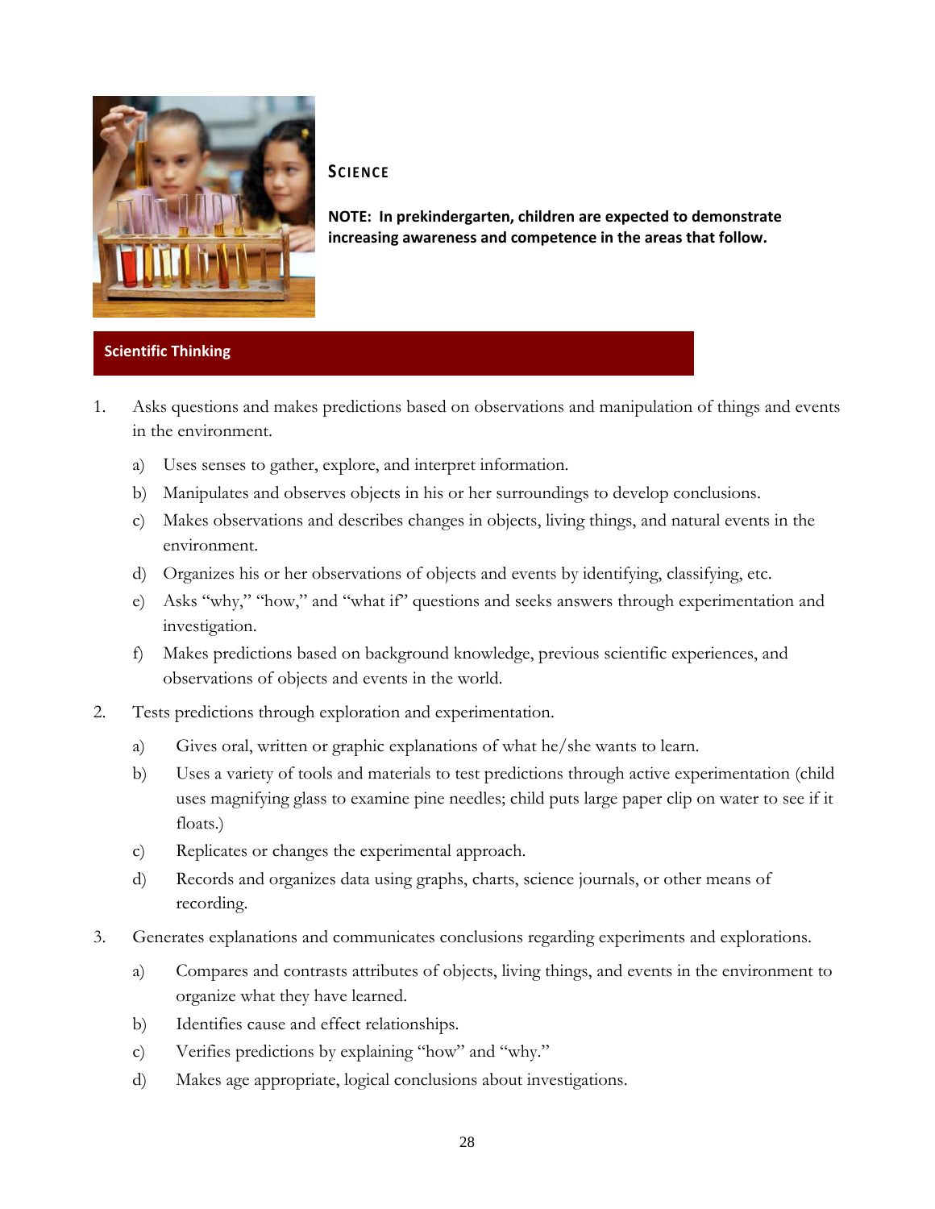# SCIENCE

**NOTE: In prekindergarten, children are expected to demonstrate increasing awareness and competence in the areas that follow.**

## Scientific Thinking

1. Asks questions and makes predictions based on observations and manipulation of things and events in the environment.
   a) Uses senses to gather, explore, and interpret information.
   b) Manipulates and observes objects in his or her surroundings to develop conclusions.
   c) Makes observations and describes changes in objects, living things, and natural events in the environment.
   d) Organizes his or her observations of objects and events by identifying, classifying, etc.
   e) Asks "why," "how," and "what if" questions and seeks answers through experimentation and investigation.
   f) Makes predictions based on background knowledge, previous scientific experiences, and observations of objects and events in the world.
2. Tests predictions through exploration and experimentation.
   a) Gives oral, written or graphic explanations of what he/she wants to learn.
   b) Uses a variety of tools and materials to test predictions through active experimentation (child uses magnifying glass to examine pine needles; child puts large paper clip on water to see if it floats.)
   c) Replicates or changes the experimental approach.
   d) Records and organizes data using graphs, charts, science journals, or other means of recording.
3. Generates explanations and communicates conclusions regarding experiments and explorations.
   a) Compares and contrasts attributes of objects, living things, and events in the environment to organize what they have learned.
   b) Identifies cause and effect relationships.
   c) Verifies predictions by explaining "how" and "why."
   d) Makes age appropriate, logical conclusions about investigations.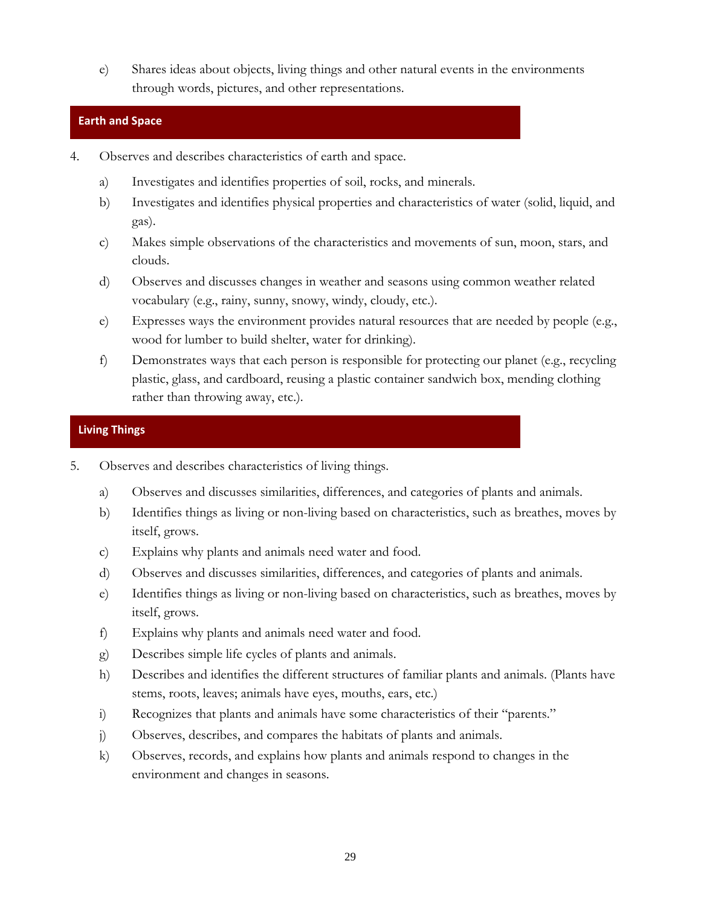e) Shares ideas about objects, living things and other natural events in the environments through words, pictures, and other representations.

## Earth and Space

4. Observes and describes characteristics of earth and space.

   a) Investigates and identifies properties of soil, rocks, and minerals.

   b) Investigates and identifies physical properties and characteristics of water (solid, liquid, and gas).

   c) Makes simple observations of the characteristics and movements of sun, moon, stars, and clouds.

   d) Observes and discusses changes in weather and seasons using common weather related vocabulary (e.g., rainy, sunny, snowy, windy, cloudy, etc.).

   e) Expresses ways the environment provides natural resources that are needed by people (e.g., wood for lumber to build shelter, water for drinking).

   f) Demonstrates ways that each person is responsible for protecting our planet (e.g., recycling plastic, glass, and cardboard, reusing a plastic container sandwich box, mending clothing rather than throwing away, etc.).

## Living Things

5. Observes and describes characteristics of living things.

   a) Observes and discusses similarities, differences, and categories of plants and animals.

   b) Identifies things as living or non-living based on characteristics, such as breathes, moves by itself, grows.

   c) Explains why plants and animals need water and food.

   d) Observes and discusses similarities, differences, and categories of plants and animals.

   e) Identifies things as living or non-living based on characteristics, such as breathes, moves by itself, grows.

   f) Explains why plants and animals need water and food.

   g) Describes simple life cycles of plants and animals.

   h) Describes and identifies the different structures of familiar plants and animals. (Plants have stems, roots, leaves; animals have eyes, mouths, ears, etc.)

   i) Recognizes that plants and animals have some characteristics of their "parents."

   j) Observes, describes, and compares the habitats of plants and animals.

   k) Observes, records, and explains how plants and animals respond to changes in the environment and changes in seasons.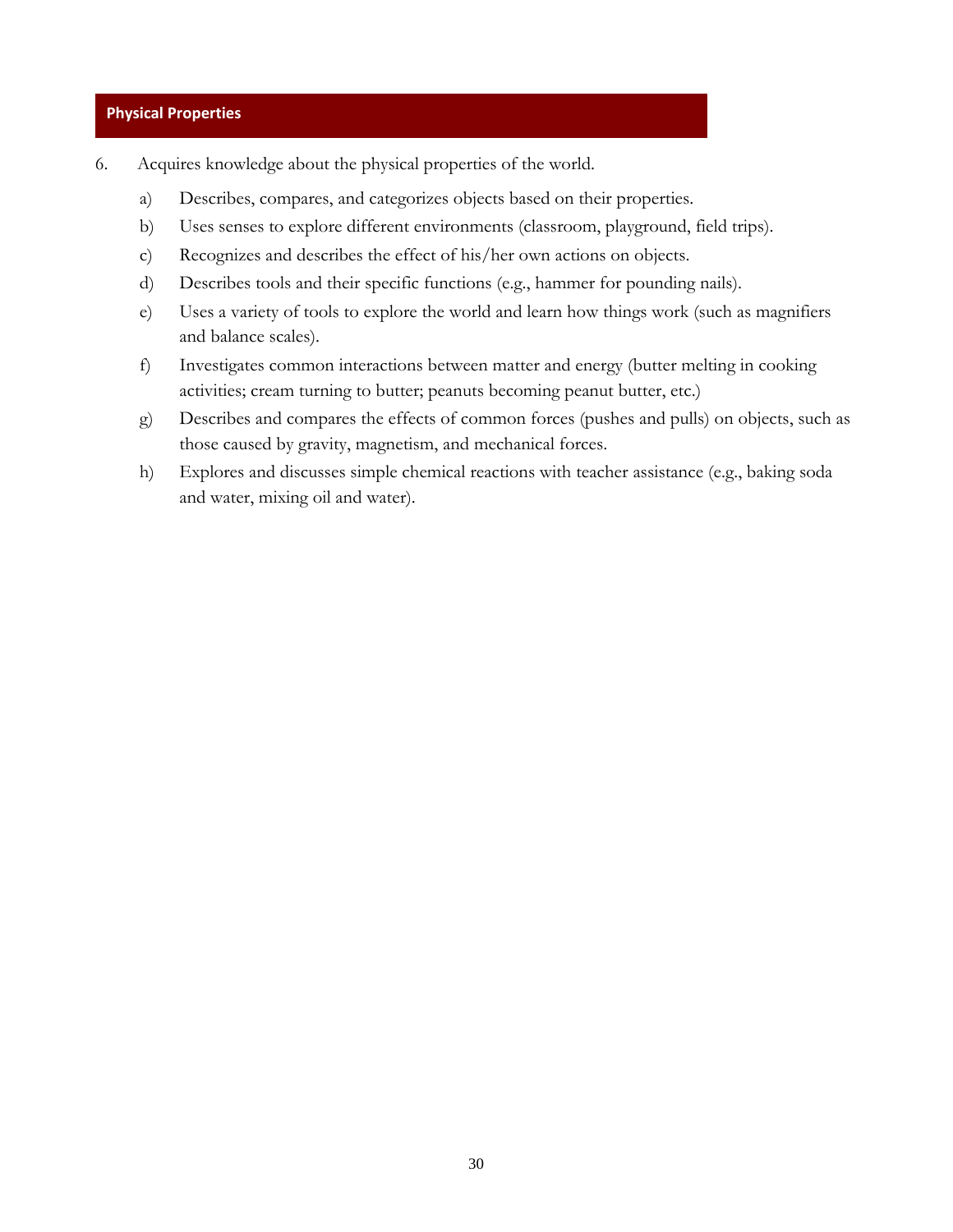## Physical Properties

6. Acquires knowledge about the physical properties of the world.

   a) Describes, compares, and categorizes objects based on their properties.

   b) Uses senses to explore different environments (classroom, playground, field trips).

   c) Recognizes and describes the effect of his/her own actions on objects.

   d) Describes tools and their specific functions (e.g., hammer for pounding nails).

   e) Uses a variety of tools to explore the world and learn how things work (such as magnifiers and balance scales).

   f) Investigates common interactions between matter and energy (butter melting in cooking activities; cream turning to butter; peanuts becoming peanut butter, etc.)

   g) Describes and compares the effects of common forces (pushes and pulls) on objects, such as those caused by gravity, magnetism, and mechanical forces.

   h) Explores and discusses simple chemical reactions with teacher assistance (e.g., baking soda and water, mixing oil and water).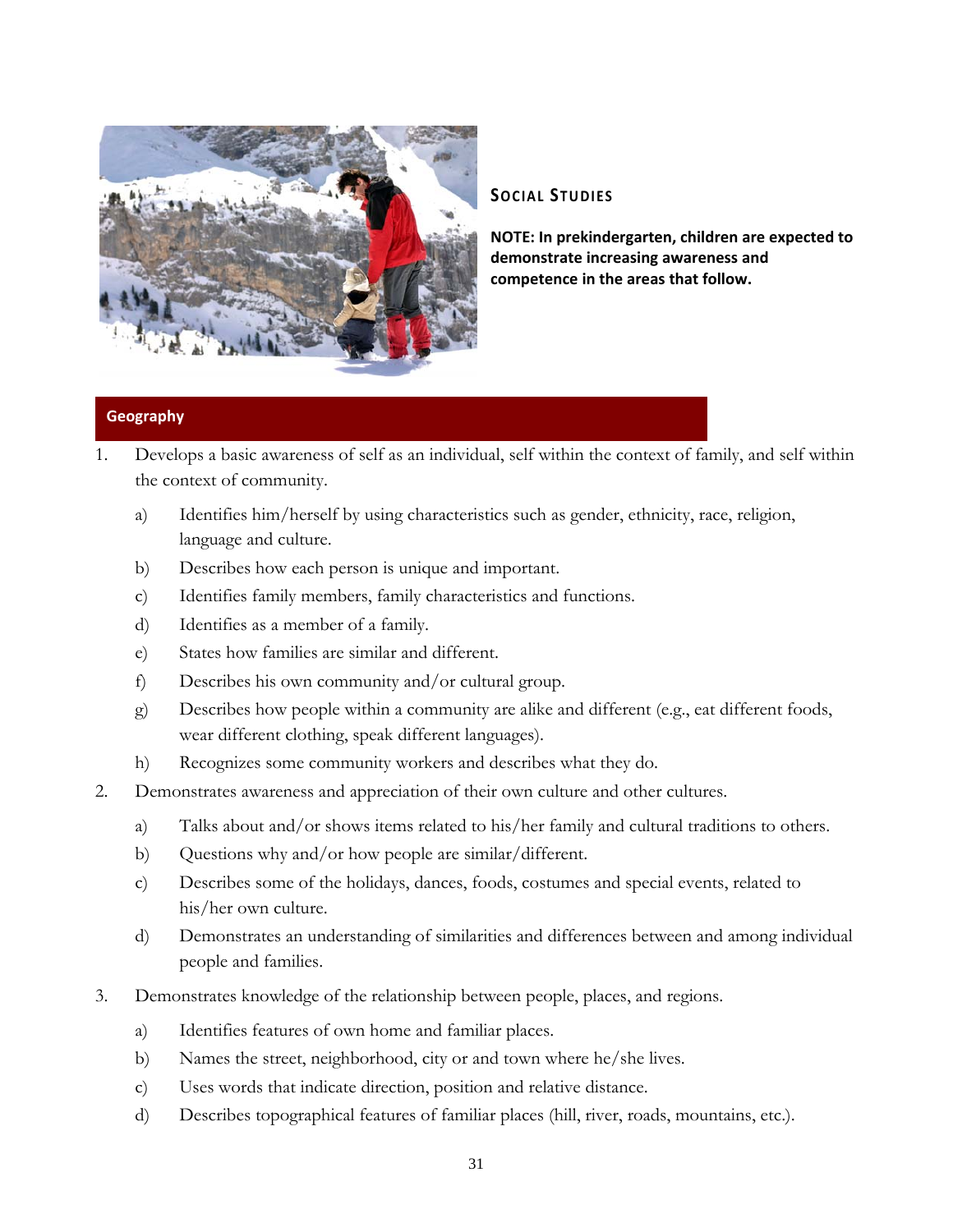## Social Studies

**NOTE: In prekindergarten, children are expected to demonstrate increasing awareness and competence in the areas that follow.**

### Geography

1. Develops a basic awareness of self as an individual, self within the context of family, and self within the context of community.
   a) Identifies him/herself by using characteristics such as gender, ethnicity, race, religion, language and culture.
   b) Describes how each person is unique and important.
   c) Identifies family members, family characteristics and functions.
   d) Identifies as a member of a family.
   e) States how families are similar and different.
   f) Describes his own community and/or cultural group.
   g) Describes how people within a community are alike and different (e.g., eat different foods, wear different clothing, speak different languages).
   h) Recognizes some community workers and describes what they do.
2. Demonstrates awareness and appreciation of their own culture and other cultures.
   a) Talks about and/or shows items related to his/her family and cultural traditions to others.
   b) Questions why and/or how people are similar/different.
   c) Describes some of the holidays, dances, foods, costumes and special events, related to his/her own culture.
   d) Demonstrates an understanding of similarities and differences between and among individual people and families.
3. Demonstrates knowledge of the relationship between people, places, and regions.
   a) Identifies features of own home and familiar places.
   b) Names the street, neighborhood, city or and town where he/she lives.
   c) Uses words that indicate direction, position and relative distance.
   d) Describes topographical features of familiar places (hill, river, roads, mountains, etc.).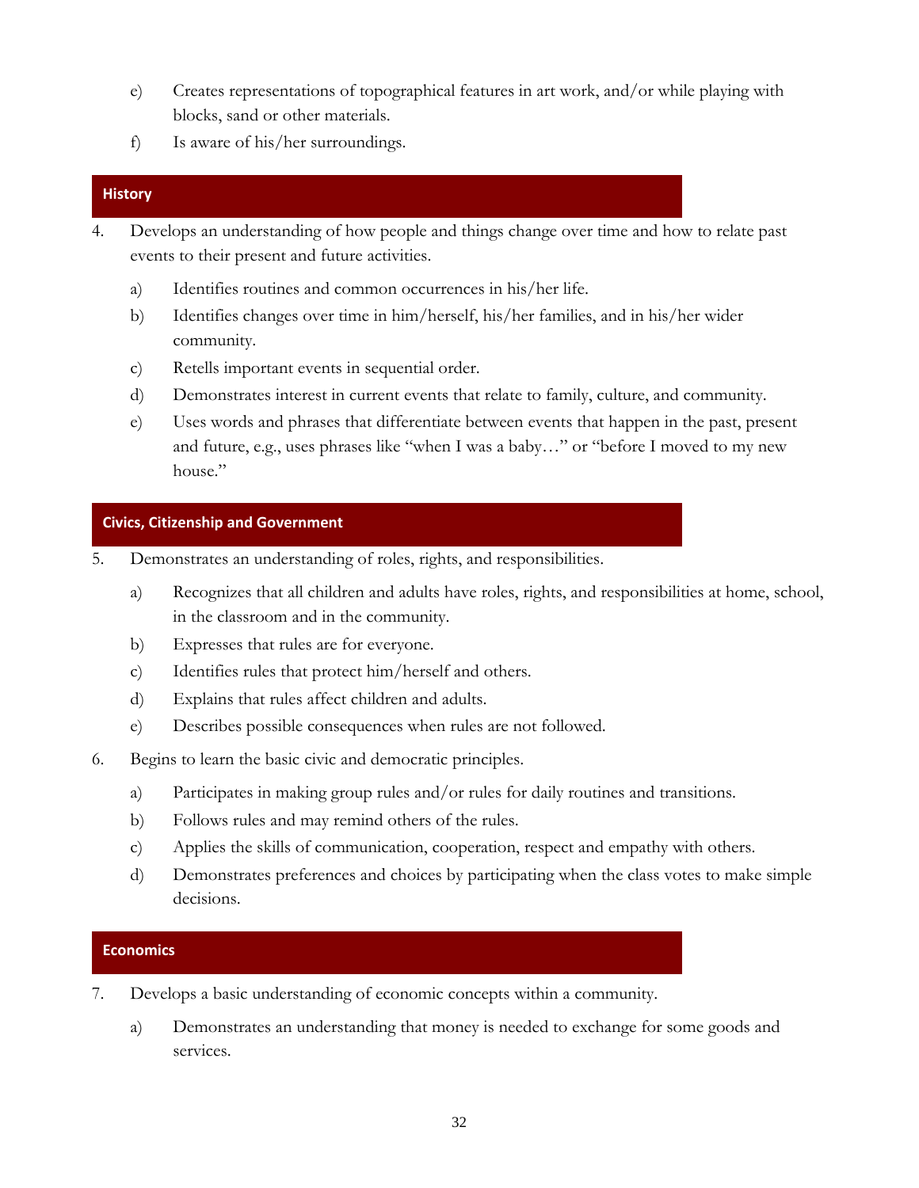e) Creates representations of topographical features in art work, and/or while playing with blocks, sand or other materials.

f) Is aware of his/her surroundings.

## History

4. Develops an understanding of how people and things change over time and how to relate past events to their present and future activities.

   a) Identifies routines and common occurrences in his/her life.

   b) Identifies changes over time in him/herself, his/her families, and in his/her wider community.

   c) Retells important events in sequential order.

   d) Demonstrates interest in current events that relate to family, culture, and community.

   e) Uses words and phrases that differentiate between events that happen in the past, present and future, e.g., uses phrases like "when I was a baby…" or "before I moved to my new house."

## Civics, Citizenship and Government

5. Demonstrates an understanding of roles, rights, and responsibilities.

   a) Recognizes that all children and adults have roles, rights, and responsibilities at home, school, in the classroom and in the community.

   b) Expresses that rules are for everyone.

   c) Identifies rules that protect him/herself and others.

   d) Explains that rules affect children and adults.

   e) Describes possible consequences when rules are not followed.

6. Begins to learn the basic civic and democratic principles.

   a) Participates in making group rules and/or rules for daily routines and transitions.

   b) Follows rules and may remind others of the rules.

   c) Applies the skills of communication, cooperation, respect and empathy with others.

   d) Demonstrates preferences and choices by participating when the class votes to make simple decisions.

## Economics

7. Develops a basic understanding of economic concepts within a community.

   a) Demonstrates an understanding that money is needed to exchange for some goods and services.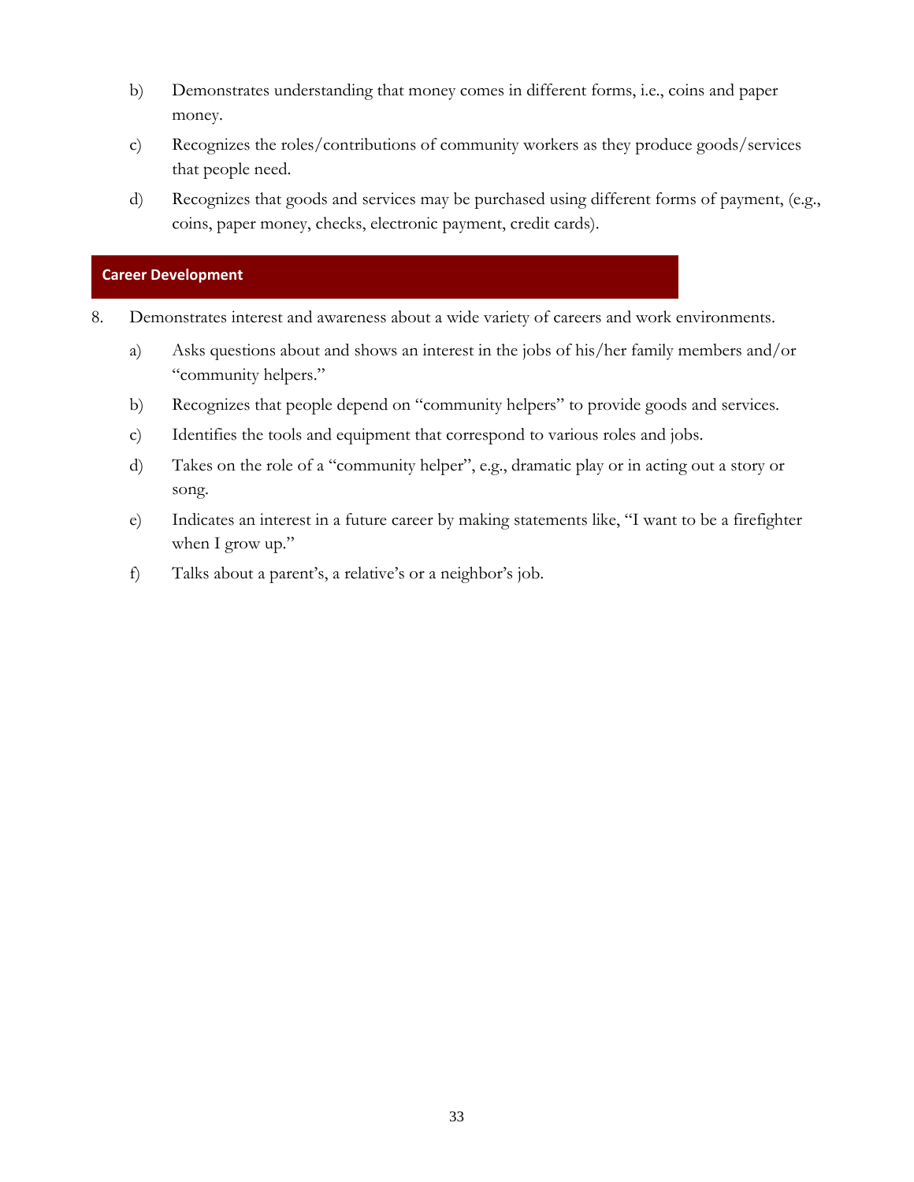b) Demonstrates understanding that money comes in different forms, i.e., coins and paper money.

c) Recognizes the roles/contributions of community workers as they produce goods/services that people need.

d) Recognizes that goods and services may be purchased using different forms of payment, (e.g., coins, paper money, checks, electronic payment, credit cards).

## Career Development

8. Demonstrates interest and awareness about a wide variety of careers and work environments.

   a) Asks questions about and shows an interest in the jobs of his/her family members and/or "community helpers."

   b) Recognizes that people depend on "community helpers" to provide goods and services.

   c) Identifies the tools and equipment that correspond to various roles and jobs.

   d) Takes on the role of a "community helper", e.g., dramatic play or in acting out a story or song.

   e) Indicates an interest in a future career by making statements like, "I want to be a firefighter when I grow up."

   f) Talks about a parent's, a relative's or a neighbor's job.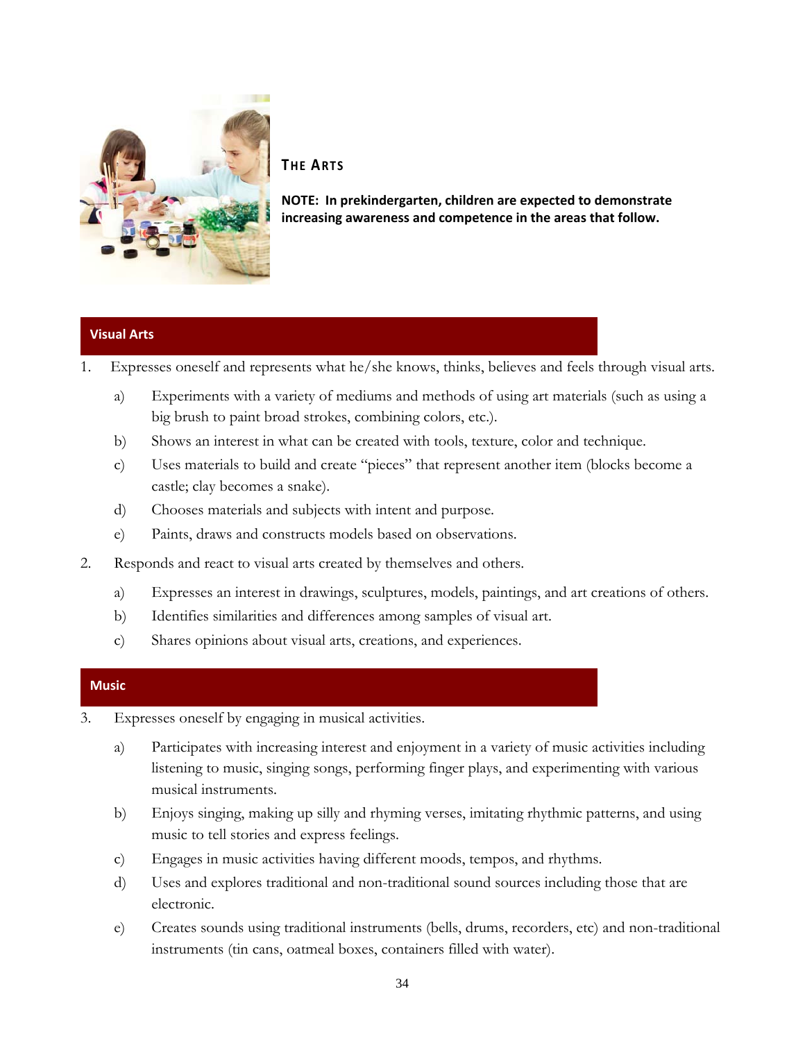# The Arts

**NOTE: In prekindergarten, children are expected to demonstrate increasing awareness and competence in the areas that follow.**

## Visual Arts

1. Expresses oneself and represents what he/she knows, thinks, believes and feels through visual arts.
   - a) Experiments with a variety of mediums and methods of using art materials (such as using a big brush to paint broad strokes, combining colors, etc.).
   - b) Shows an interest in what can be created with tools, texture, color and technique.
   - c) Uses materials to build and create "pieces" that represent another item (blocks become a castle; clay becomes a snake).
   - d) Chooses materials and subjects with intent and purpose.
   - e) Paints, draws and constructs models based on observations.
2. Responds and react to visual arts created by themselves and others.
   - a) Expresses an interest in drawings, sculptures, models, paintings, and art creations of others.
   - b) Identifies similarities and differences among samples of visual art.
   - c) Shares opinions about visual arts, creations, and experiences.

## Music

3. Expresses oneself by engaging in musical activities.
   - a) Participates with increasing interest and enjoyment in a variety of music activities including listening to music, singing songs, performing finger plays, and experimenting with various musical instruments.
   - b) Enjoys singing, making up silly and rhyming verses, imitating rhythmic patterns, and using music to tell stories and express feelings.
   - c) Engages in music activities having different moods, tempos, and rhythms.
   - d) Uses and explores traditional and non-traditional sound sources including those that are electronic.
   - e) Creates sounds using traditional instruments (bells, drums, recorders, etc) and non-traditional instruments (tin cans, oatmeal boxes, containers filled with water).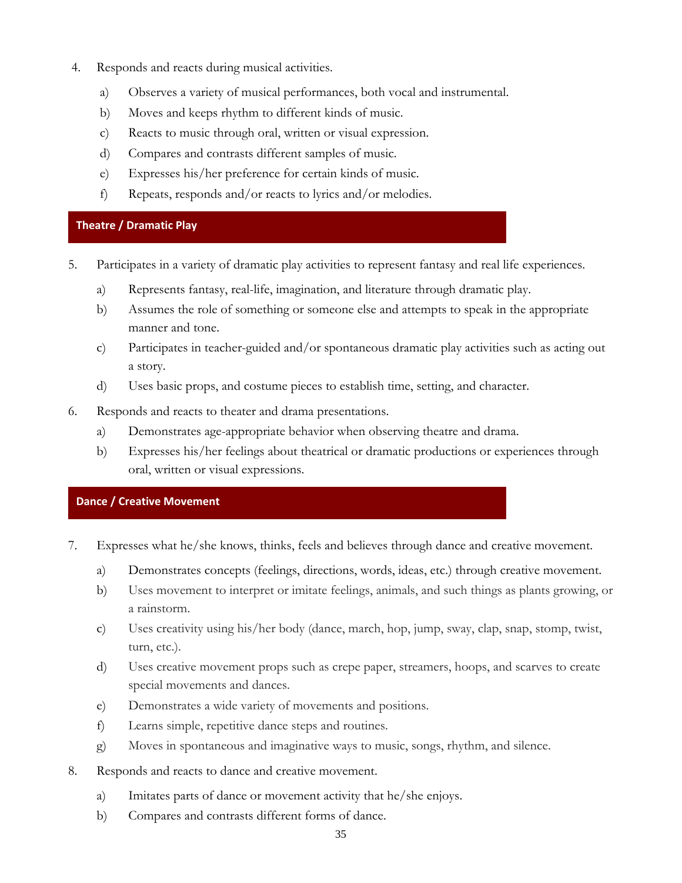4. Responds and reacts during musical activities.
    a) Observes a variety of musical performances, both vocal and instrumental.
    b) Moves and keeps rhythm to different kinds of music.
    c) Reacts to music through oral, written or visual expression.
    d) Compares and contrasts different samples of music.
    e) Expresses his/her preference for certain kinds of music.
    f) Repeats, responds and/or reacts to lyrics and/or melodies.

## Theatre / Dramatic Play

5. Participates in a variety of dramatic play activities to represent fantasy and real life experiences.
    a) Represents fantasy, real-life, imagination, and literature through dramatic play.
    b) Assumes the role of something or someone else and attempts to speak in the appropriate manner and tone.
    c) Participates in teacher-guided and/or spontaneous dramatic play activities such as acting out a story.
    d) Uses basic props, and costume pieces to establish time, setting, and character.
6. Responds and reacts to theater and drama presentations.
    a) Demonstrates age-appropriate behavior when observing theatre and drama.
    b) Expresses his/her feelings about theatrical or dramatic productions or experiences through oral, written or visual expressions.

## Dance / Creative Movement

7. Expresses what he/she knows, thinks, feels and believes through dance and creative movement.
    a) Demonstrates concepts (feelings, directions, words, ideas, etc.) through creative movement.
    b) Uses movement to interpret or imitate feelings, animals, and such things as plants growing, or a rainstorm.
    c) Uses creativity using his/her body (dance, march, hop, jump, sway, clap, snap, stomp, twist, turn, etc.).
    d) Uses creative movement props such as crepe paper, streamers, hoops, and scarves to create special movements and dances.
    e) Demonstrates a wide variety of movements and positions.
    f) Learns simple, repetitive dance steps and routines.
    g) Moves in spontaneous and imaginative ways to music, songs, rhythm, and silence.
8. Responds and reacts to dance and creative movement.
    a) Imitates parts of dance or movement activity that he/she enjoys.
    b) Compares and contrasts different forms of dance.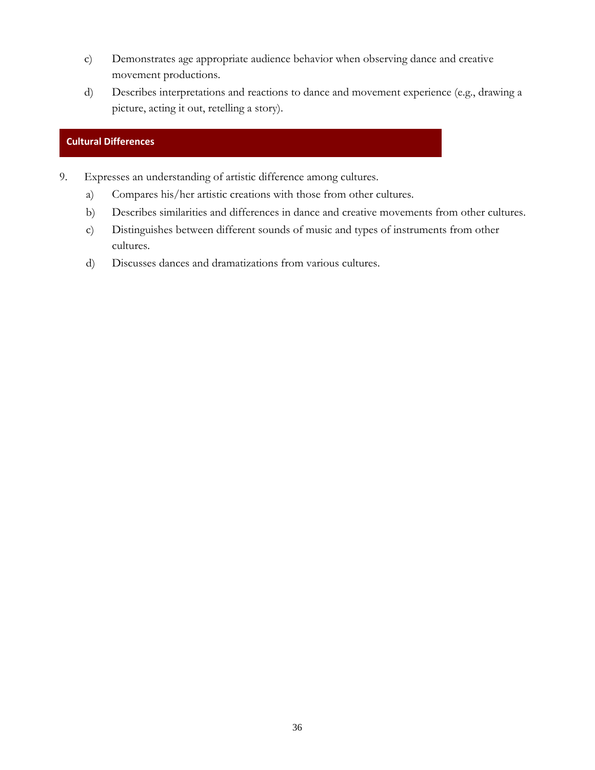c) Demonstrates age appropriate audience behavior when observing dance and creative movement productions.

d) Describes interpretations and reactions to dance and movement experience (e.g., drawing a picture, acting it out, retelling a story).

## Cultural Differences

9. Expresses an understanding of artistic difference among cultures.

   a) Compares his/her artistic creations with those from other cultures.

   b) Describes similarities and differences in dance and creative movements from other cultures.

   c) Distinguishes between different sounds of music and types of instruments from other cultures.

   d) Discusses dances and dramatizations from various cultures.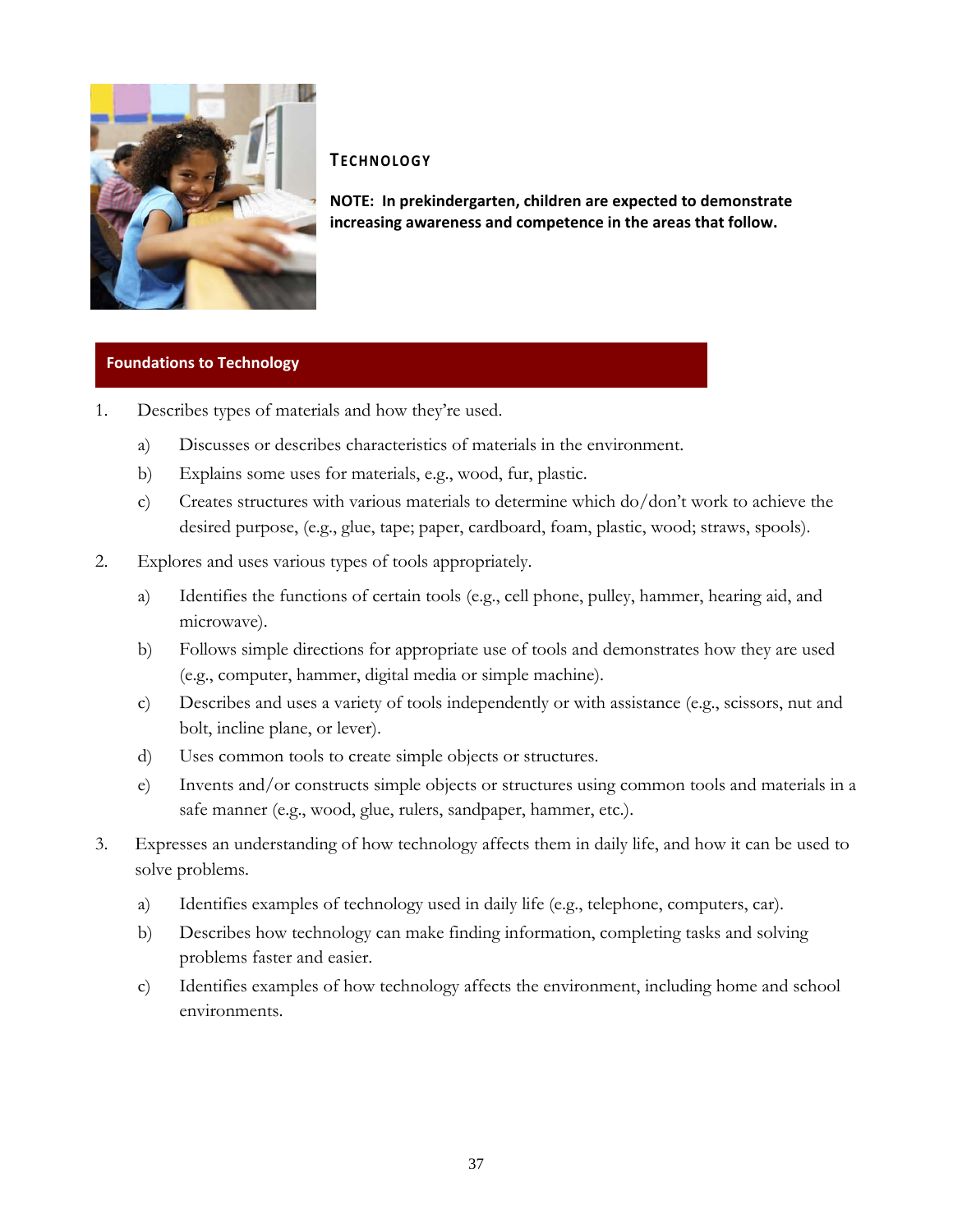## Technology

**NOTE: In prekindergarten, children are expected to demonstrate increasing awareness and competence in the areas that follow.**

### Foundations to Technology

1. Describes types of materials and how they're used.
   a) Discusses or describes characteristics of materials in the environment.
   b) Explains some uses for materials, e.g., wood, fur, plastic.
   c) Creates structures with various materials to determine which do/don't work to achieve the desired purpose, (e.g., glue, tape; paper, cardboard, foam, plastic, wood; straws, spools).
2. Explores and uses various types of tools appropriately.
   a) Identifies the functions of certain tools (e.g., cell phone, pulley, hammer, hearing aid, and microwave).
   b) Follows simple directions for appropriate use of tools and demonstrates how they are used (e.g., computer, hammer, digital media or simple machine).
   c) Describes and uses a variety of tools independently or with assistance (e.g., scissors, nut and bolt, incline plane, or lever).
   d) Uses common tools to create simple objects or structures.
   e) Invents and/or constructs simple objects or structures using common tools and materials in a safe manner (e.g., wood, glue, rulers, sandpaper, hammer, etc.).
3. Expresses an understanding of how technology affects them in daily life, and how it can be used to solve problems.
   a) Identifies examples of technology used in daily life (e.g., telephone, computers, car).
   b) Describes how technology can make finding information, completing tasks and solving problems faster and easier.
   c) Identifies examples of how technology affects the environment, including home and school environments.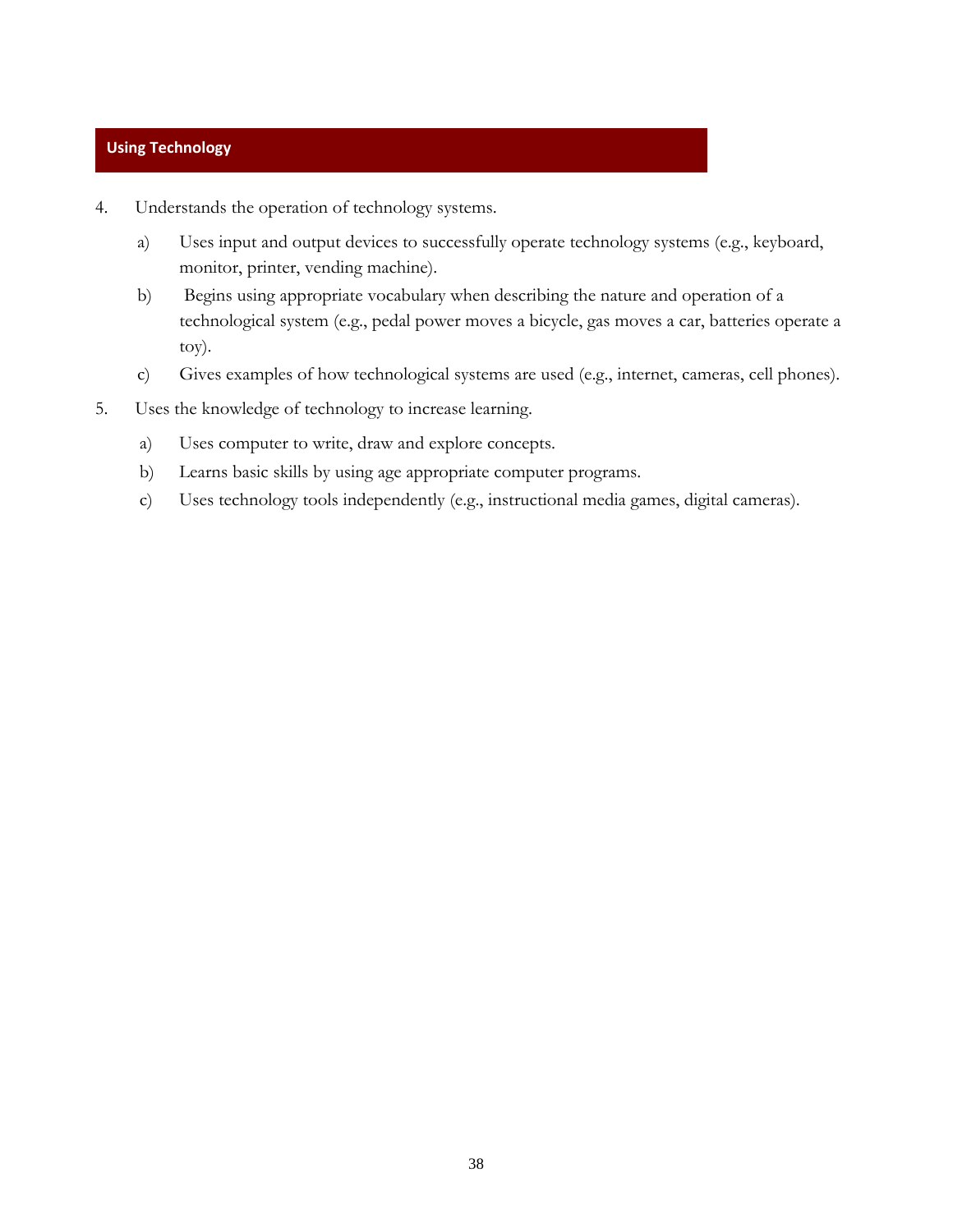## Using Technology

4. Understands the operation of technology systems.

   a) Uses input and output devices to successfully operate technology systems (e.g., keyboard, monitor, printer, vending machine).

   b) Begins using appropriate vocabulary when describing the nature and operation of a technological system (e.g., pedal power moves a bicycle, gas moves a car, batteries operate a toy).

   c) Gives examples of how technological systems are used (e.g., internet, cameras, cell phones).

5. Uses the knowledge of technology to increase learning.

   a) Uses computer to write, draw and explore concepts.

   b) Learns basic skills by using age appropriate computer programs.

   c) Uses technology tools independently (e.g., instructional media games, digital cameras).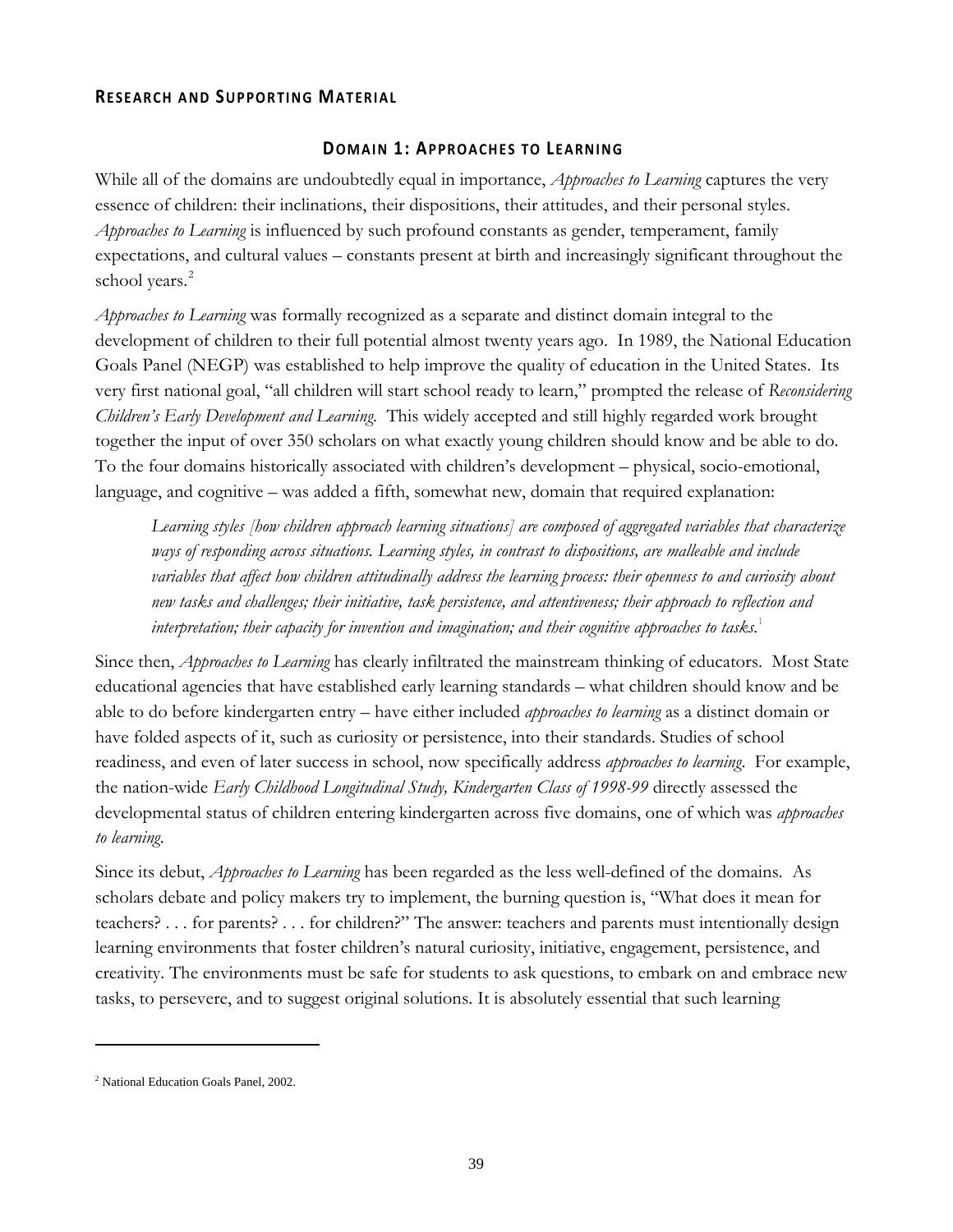## Research and Supporting Material

### Domain 1: Approaches to Learning

While all of the domains are undoubtedly equal in importance, *Approaches to Learning* captures the very essence of children: their inclinations, their dispositions, their attitudes, and their personal styles. *Approaches to Learning* is influenced by such profound constants as gender, temperament, family expectations, and cultural values – constants present at birth and increasingly significant throughout the school years.[2]

*Approaches to Learning* was formally recognized as a separate and distinct domain integral to the development of children to their full potential almost twenty years ago. In 1989, the National Education Goals Panel (NEGP) was established to help improve the quality of education in the United States. Its very first national goal, "all children will start school ready to learn," prompted the release of *Reconsidering Children's Early Development and Learning*. This widely accepted and still highly regarded work brought together the input of over 350 scholars on what exactly young children should know and be able to do. To the four domains historically associated with children's development – physical, socio-emotional, language, and cognitive – was added a fifth, somewhat new, domain that required explanation:

> *Learning styles [how children approach learning situations] are composed of aggregated variables that characterize ways of responding across situations. Learning styles, in contrast to dispositions, are malleable and include variables that affect how children attitudinally address the learning process: their openness to and curiosity about new tasks and challenges; their initiative, task persistence, and attentiveness; their approach to reflection and interpretation; their capacity for invention and imagination; and their cognitive approaches to tasks.*[1]

Since then, *Approaches to Learning* has clearly infiltrated the mainstream thinking of educators. Most State educational agencies that have established early learning standards – what children should know and be able to do before kindergarten entry – have either included *approaches to learning* as a distinct domain or have folded aspects of it, such as curiosity or persistence, into their standards. Studies of school readiness, and even of later success in school, now specifically address *approaches to learning*. For example, the nation-wide *Early Childhood Longitudinal Study, Kindergarten Class of 1998-99* directly assessed the developmental status of children entering kindergarten across five domains, one of which was *approaches to learning*.

Since its debut, *Approaches to Learning* has been regarded as the less well-defined of the domains. As scholars debate and policy makers try to implement, the burning question is, "What does it mean for teachers? . . . for parents? . . . for children?" The answer: teachers and parents must intentionally design learning environments that foster children's natural curiosity, initiative, engagement, persistence, and creativity. The environments must be safe for students to ask questions, to embark on and embrace new tasks, to persevere, and to suggest original solutions. It is absolutely essential that such learning

---

[2] National Education Goals Panel, 2002.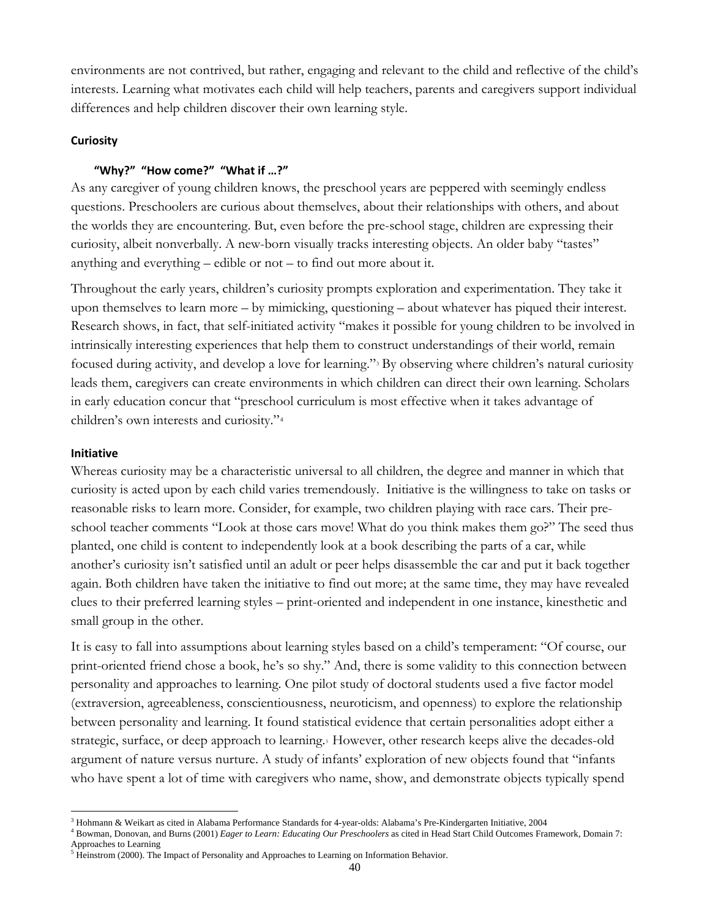environments are not contrived, but rather, engaging and relevant to the child and reflective of the child's interests. Learning what motivates each child will help teachers, parents and caregivers support individual differences and help children discover their own learning style.

### Curiosity

#### "Why?" "How come?" "What if …?"

As any caregiver of young children knows, the preschool years are peppered with seemingly endless questions. Preschoolers are curious about themselves, about their relationships with others, and about the worlds they are encountering. But, even before the pre-school stage, children are expressing their curiosity, albeit nonverbally. A new-born visually tracks interesting objects. An older baby "tastes" anything and everything – edible or not – to find out more about it.

Throughout the early years, children's curiosity prompts exploration and experimentation. They take it upon themselves to learn more – by mimicking, questioning – about whatever has piqued their interest. Research shows, in fact, that self-initiated activity "makes it possible for young children to be involved in intrinsically interesting experiences that help them to construct understandings of their world, remain focused during activity, and develop a love for learning."[3] By observing where children's natural curiosity leads them, caregivers can create environments in which children can direct their own learning. Scholars in early education concur that "preschool curriculum is most effective when it takes advantage of children's own interests and curiosity."[4]

### Initiative

Whereas curiosity may be a characteristic universal to all children, the degree and manner in which that curiosity is acted upon by each child varies tremendously. Initiative is the willingness to take on tasks or reasonable risks to learn more. Consider, for example, two children playing with race cars. Their pre-school teacher comments "Look at those cars move! What do you think makes them go?" The seed thus planted, one child is content to independently look at a book describing the parts of a car, while another's curiosity isn't satisfied until an adult or peer helps disassemble the car and put it back together again. Both children have taken the initiative to find out more; at the same time, they may have revealed clues to their preferred learning styles – print-oriented and independent in one instance, kinesthetic and small group in the other.

It is easy to fall into assumptions about learning styles based on a child's temperament: "Of course, our print-oriented friend chose a book, he's so shy." And, there is some validity to this connection between personality and approaches to learning. One pilot study of doctoral students used a five factor model (extraversion, agreeableness, conscientiousness, neuroticism, and openness) to explore the relationship between personality and learning. It found statistical evidence that certain personalities adopt either a strategic, surface, or deep approach to learning.[5] However, other research keeps alive the decades-old argument of nature versus nurture. A study of infants' exploration of new objects found that "infants who have spent a lot of time with caregivers who name, show, and demonstrate objects typically spend

---

[3] Hohmann & Weikart as cited in Alabama Performance Standards for 4-year-olds: Alabama's Pre-Kindergarten Initiative, 2004

[4] Bowman, Donovan, and Burns (2001) *Eager to Learn: Educating Our Preschoolers* as cited in Head Start Child Outcomes Framework, Domain 7: Approaches to Learning

[5] Heinstrom (2000). The Impact of Personality and Approaches to Learning on Information Behavior.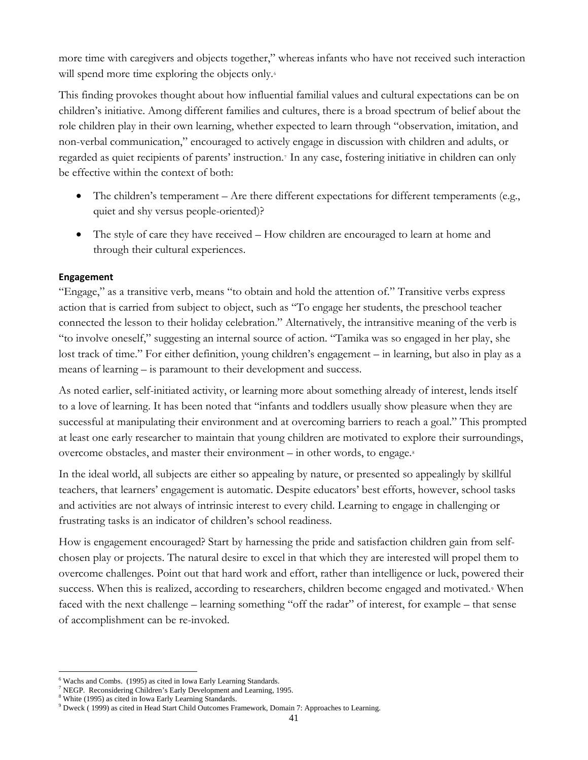more time with caregivers and objects together," whereas infants who have not received such interaction will spend more time exploring the objects only.[6]

This finding provokes thought about how influential familial values and cultural expectations can be on children's initiative. Among different families and cultures, there is a broad spectrum of belief about the role children play in their own learning, whether expected to learn through "observation, imitation, and non-verbal communication," encouraged to actively engage in discussion with children and adults, or regarded as quiet recipients of parents' instruction.[7] In any case, fostering initiative in children can only be effective within the context of both:

- The children's temperament – Are there different expectations for different temperaments (e.g., quiet and shy versus people-oriented)?
- The style of care they have received – How children are encouraged to learn at home and through their cultural experiences.

#### Engagement

"Engage," as a transitive verb, means "to obtain and hold the attention of." Transitive verbs express action that is carried from subject to object, such as "To engage her students, the preschool teacher connected the lesson to their holiday celebration." Alternatively, the intransitive meaning of the verb is "to involve oneself," suggesting an internal source of action. "Tamika was so engaged in her play, she lost track of time." For either definition, young children's engagement – in learning, but also in play as a means of learning – is paramount to their development and success.

As noted earlier, self-initiated activity, or learning more about something already of interest, lends itself to a love of learning. It has been noted that "infants and toddlers usually show pleasure when they are successful at manipulating their environment and at overcoming barriers to reach a goal." This prompted at least one early researcher to maintain that young children are motivated to explore their surroundings, overcome obstacles, and master their environment – in other words, to engage.[8]

In the ideal world, all subjects are either so appealing by nature, or presented so appealingly by skillful teachers, that learners' engagement is automatic. Despite educators' best efforts, however, school tasks and activities are not always of intrinsic interest to every child. Learning to engage in challenging or frustrating tasks is an indicator of children's school readiness.

How is engagement encouraged? Start by harnessing the pride and satisfaction children gain from self-chosen play or projects. The natural desire to excel in that which they are interested will propel them to overcome challenges. Point out that hard work and effort, rather than intelligence or luck, powered their success. When this is realized, according to researchers, children become engaged and motivated.[9] When faced with the next challenge – learning something "off the radar" of interest, for example – that sense of accomplishment can be re-invoked.

---

[6] Wachs and Combs. (1995) as cited in Iowa Early Learning Standards.

[7] NEGP. Reconsidering Children's Early Development and Learning, 1995.

[8] White (1995) as cited in Iowa Early Learning Standards.

[9] Dweck ( 1999) as cited in Head Start Child Outcomes Framework, Domain 7: Approaches to Learning.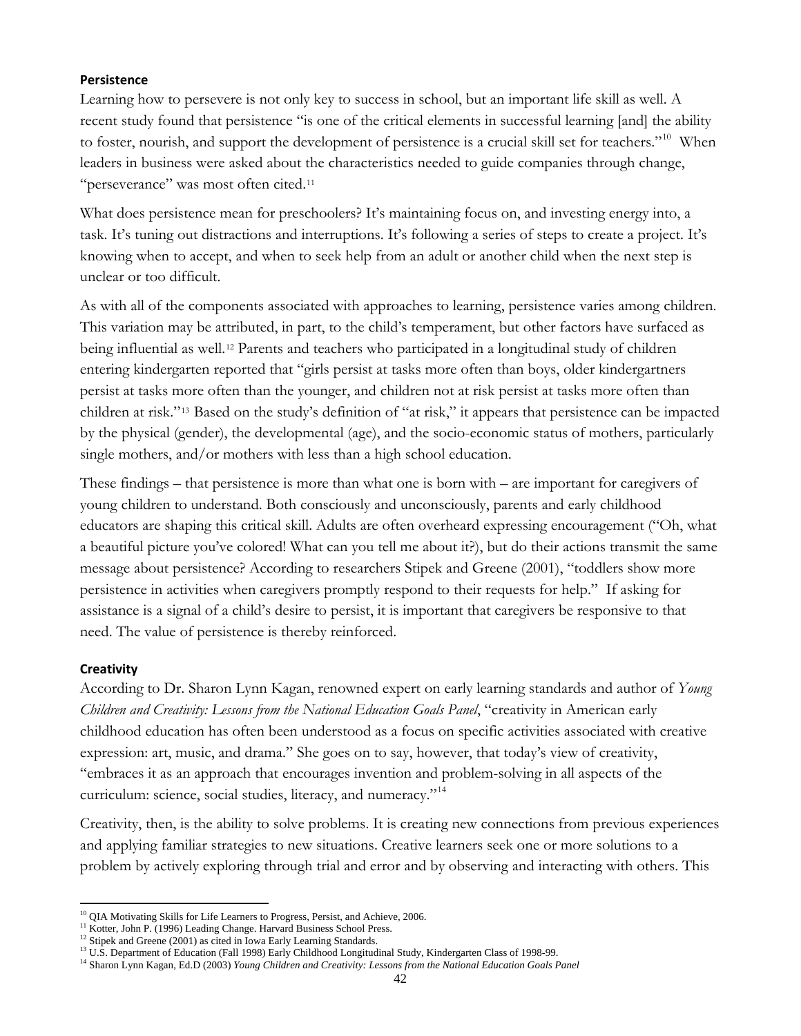**Persistence**

Learning how to persevere is not only key to success in school, but an important life skill as well. A recent study found that persistence "is one of the critical elements in successful learning [and] the ability to foster, nourish, and support the development of persistence is a crucial skill set for teachers."[10] When leaders in business were asked about the characteristics needed to guide companies through change, "perseverance" was most often cited.[11]

What does persistence mean for preschoolers? It's maintaining focus on, and investing energy into, a task. It's tuning out distractions and interruptions. It's following a series of steps to create a project. It's knowing when to accept, and when to seek help from an adult or another child when the next step is unclear or too difficult.

As with all of the components associated with approaches to learning, persistence varies among children. This variation may be attributed, in part, to the child's temperament, but other factors have surfaced as being influential as well.[12] Parents and teachers who participated in a longitudinal study of children entering kindergarten reported that "girls persist at tasks more often than boys, older kindergartners persist at tasks more often than the younger, and children not at risk persist at tasks more often than children at risk."[13] Based on the study's definition of "at risk," it appears that persistence can be impacted by the physical (gender), the developmental (age), and the socio-economic status of mothers, particularly single mothers, and/or mothers with less than a high school education.

These findings – that persistence is more than what one is born with – are important for caregivers of young children to understand. Both consciously and unconsciously, parents and early childhood educators are shaping this critical skill. Adults are often overheard expressing encouragement ("Oh, what a beautiful picture you've colored! What can you tell me about it?), but do their actions transmit the same message about persistence? According to researchers Stipek and Greene (2001), "toddlers show more persistence in activities when caregivers promptly respond to their requests for help." If asking for assistance is a signal of a child's desire to persist, it is important that caregivers be responsive to that need. The value of persistence is thereby reinforced.

**Creativity**

According to Dr. Sharon Lynn Kagan, renowned expert on early learning standards and author of *Young Children and Creativity: Lessons from the National Education Goals Panel*, "creativity in American early childhood education has often been understood as a focus on specific activities associated with creative expression: art, music, and drama." She goes on to say, however, that today's view of creativity, "embraces it as an approach that encourages invention and problem-solving in all aspects of the curriculum: science, social studies, literacy, and numeracy."[14]

Creativity, then, is the ability to solve problems. It is creating new connections from previous experiences and applying familiar strategies to new situations. Creative learners seek one or more solutions to a problem by actively exploring through trial and error and by observing and interacting with others. This

---

[10] QIA Motivating Skills for Life Learners to Progress, Persist, and Achieve, 2006.

[11] Kotter, John P. (1996) Leading Change. Harvard Business School Press.

[12] Stipek and Greene (2001) as cited in Iowa Early Learning Standards.

[13] U.S. Department of Education (Fall 1998) Early Childhood Longitudinal Study, Kindergarten Class of 1998-99.

[14] Sharon Lynn Kagan, Ed.D (2003) *Young Children and Creativity: Lessons from the National Education Goals Panel*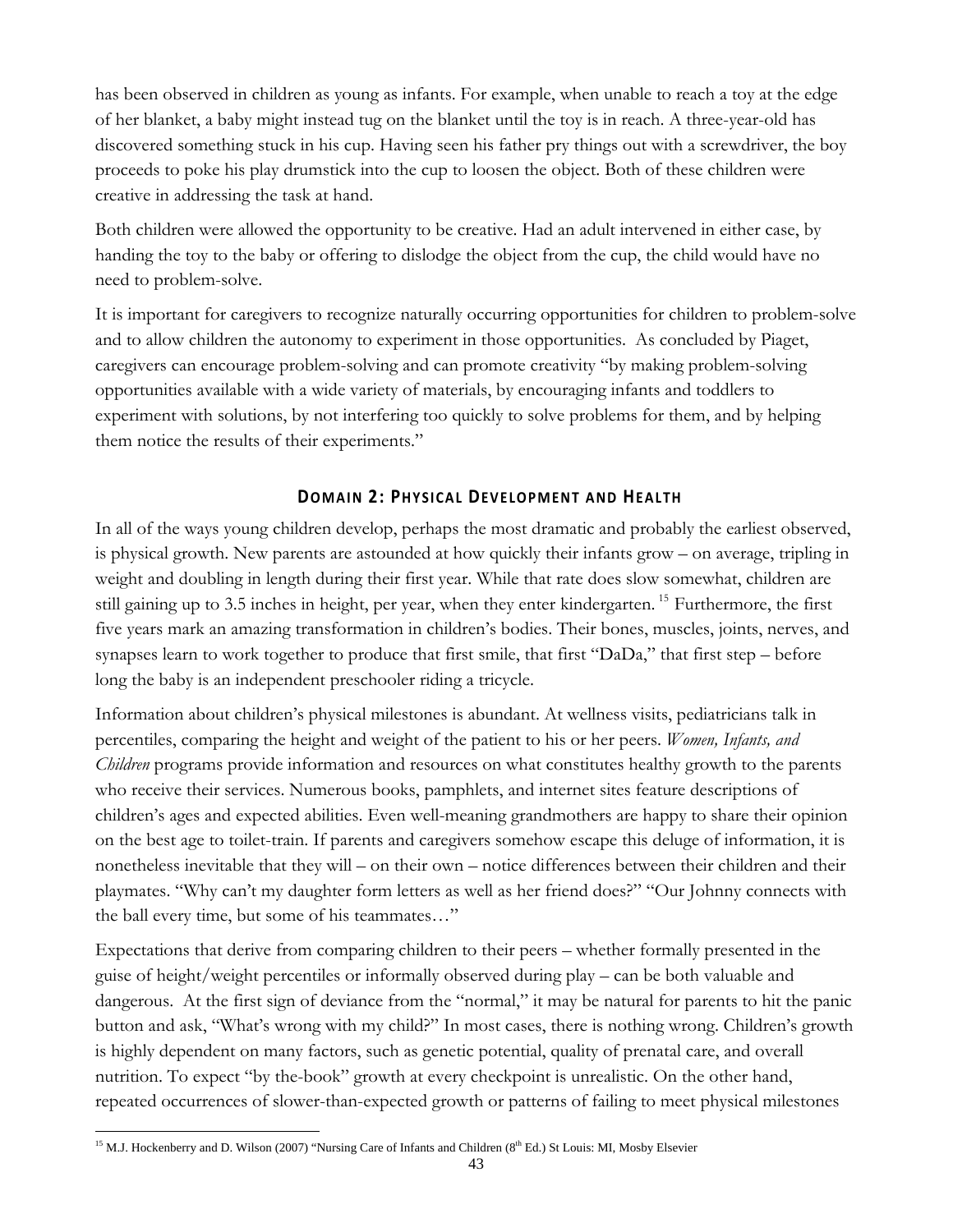has been observed in children as young as infants. For example, when unable to reach a toy at the edge of her blanket, a baby might instead tug on the blanket until the toy is in reach. A three-year-old has discovered something stuck in his cup. Having seen his father pry things out with a screwdriver, the boy proceeds to poke his play drumstick into the cup to loosen the object. Both of these children were creative in addressing the task at hand.

Both children were allowed the opportunity to be creative. Had an adult intervened in either case, by handing the toy to the baby or offering to dislodge the object from the cup, the child would have no need to problem-solve.

It is important for caregivers to recognize naturally occurring opportunities for children to problem-solve and to allow children the autonomy to experiment in those opportunities. As concluded by Piaget, caregivers can encourage problem-solving and can promote creativity "by making problem-solving opportunities available with a wide variety of materials, by encouraging infants and toddlers to experiment with solutions, by not interfering too quickly to solve problems for them, and by helping them notice the results of their experiments."

## DOMAIN 2: PHYSICAL DEVELOPMENT AND HEALTH

In all of the ways young children develop, perhaps the most dramatic and probably the earliest observed, is physical growth. New parents are astounded at how quickly their infants grow – on average, tripling in weight and doubling in length during their first year. While that rate does slow somewhat, children are still gaining up to 3.5 inches in height, per year, when they enter kindergarten.[15] Furthermore, the first five years mark an amazing transformation in children's bodies. Their bones, muscles, joints, nerves, and synapses learn to work together to produce that first smile, that first "DaDa," that first step – before long the baby is an independent preschooler riding a tricycle.

Information about children's physical milestones is abundant. At wellness visits, pediatricians talk in percentiles, comparing the height and weight of the patient to his or her peers. *Women, Infants, and Children* programs provide information and resources on what constitutes healthy growth to the parents who receive their services. Numerous books, pamphlets, and internet sites feature descriptions of children's ages and expected abilities. Even well-meaning grandmothers are happy to share their opinion on the best age to toilet-train. If parents and caregivers somehow escape this deluge of information, it is nonetheless inevitable that they will – on their own – notice differences between their children and their playmates. "Why can't my daughter form letters as well as her friend does?" "Our Johnny connects with the ball every time, but some of his teammates…"

Expectations that derive from comparing children to their peers – whether formally presented in the guise of height/weight percentiles or informally observed during play – can be both valuable and dangerous. At the first sign of deviance from the "normal," it may be natural for parents to hit the panic button and ask, "What's wrong with my child?" In most cases, there is nothing wrong. Children's growth is highly dependent on many factors, such as genetic potential, quality of prenatal care, and overall nutrition. To expect "by the-book" growth at every checkpoint is unrealistic. On the other hand, repeated occurrences of slower-than-expected growth or patterns of failing to meet physical milestones

---

[15] M.J. Hockenberry and D. Wilson (2007) "Nursing Care of Infants and Children (8th Ed.) St Louis: MI, Mosby Elsevier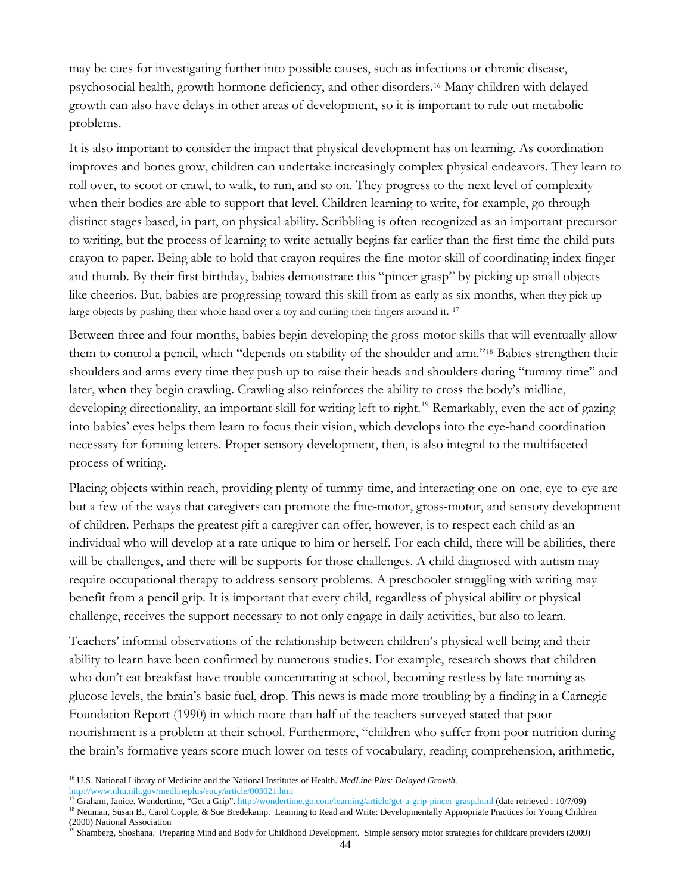may be cues for investigating further into possible causes, such as infections or chronic disease, psychosocial health, growth hormone deficiency, and other disorders.[16] Many children with delayed growth can also have delays in other areas of development, so it is important to rule out metabolic problems.

It is also important to consider the impact that physical development has on learning. As coordination improves and bones grow, children can undertake increasingly complex physical endeavors. They learn to roll over, to scoot or crawl, to walk, to run, and so on. They progress to the next level of complexity when their bodies are able to support that level. Children learning to write, for example, go through distinct stages based, in part, on physical ability. Scribbling is often recognized as an important precursor to writing, but the process of learning to write actually begins far earlier than the first time the child puts crayon to paper. Being able to hold that crayon requires the fine-motor skill of coordinating index finger and thumb. By their first birthday, babies demonstrate this "pincer grasp" by picking up small objects like cheerios. But, babies are progressing toward this skill from as early as six months, when they pick up large objects by pushing their whole hand over a toy and curling their fingers around it. [17]

Between three and four months, babies begin developing the gross-motor skills that will eventually allow them to control a pencil, which "depends on stability of the shoulder and arm."[18] Babies strengthen their shoulders and arms every time they push up to raise their heads and shoulders during "tummy-time" and later, when they begin crawling. Crawling also reinforces the ability to cross the body's midline, developing directionality, an important skill for writing left to right.[19] Remarkably, even the act of gazing into babies' eyes helps them learn to focus their vision, which develops into the eye-hand coordination necessary for forming letters. Proper sensory development, then, is also integral to the multifaceted process of writing.

Placing objects within reach, providing plenty of tummy-time, and interacting one-on-one, eye-to-eye are but a few of the ways that caregivers can promote the fine-motor, gross-motor, and sensory development of children. Perhaps the greatest gift a caregiver can offer, however, is to respect each child as an individual who will develop at a rate unique to him or herself. For each child, there will be abilities, there will be challenges, and there will be supports for those challenges. A child diagnosed with autism may require occupational therapy to address sensory problems. A preschooler struggling with writing may benefit from a pencil grip. It is important that every child, regardless of physical ability or physical challenge, receives the support necessary to not only engage in daily activities, but also to learn.

Teachers' informal observations of the relationship between children's physical well-being and their ability to learn have been confirmed by numerous studies. For example, research shows that children who don't eat breakfast have trouble concentrating at school, becoming restless by late morning as glucose levels, the brain's basic fuel, drop. This news is made more troubling by a finding in a Carnegie Foundation Report (1990) in which more than half of the teachers surveyed stated that poor nourishment is a problem at their school. Furthermore, "children who suffer from poor nutrition during the brain's formative years score much lower on tests of vocabulary, reading comprehension, arithmetic,

---

[16] U.S. National Library of Medicine and the National Institutes of Health. *MedLine Plus: Delayed Growth*. http://www.nlm.nih.gov/medlineplus/ency/article/003021.htm

[17] Graham, Janice. Wondertime, "Get a Grip". http://wondertime.go.com/learning/article/get-a-grip-pincer-grasp.html (date retrieved : 10/7/09)

[18] Neuman, Susan B., Carol Copple, & Sue Bredekamp. Learning to Read and Write: Developmentally Appropriate Practices for Young Children (2000) National Association

[19] Shamberg, Shoshana. Preparing Mind and Body for Childhood Development. Simple sensory motor strategies for childcare providers (2009)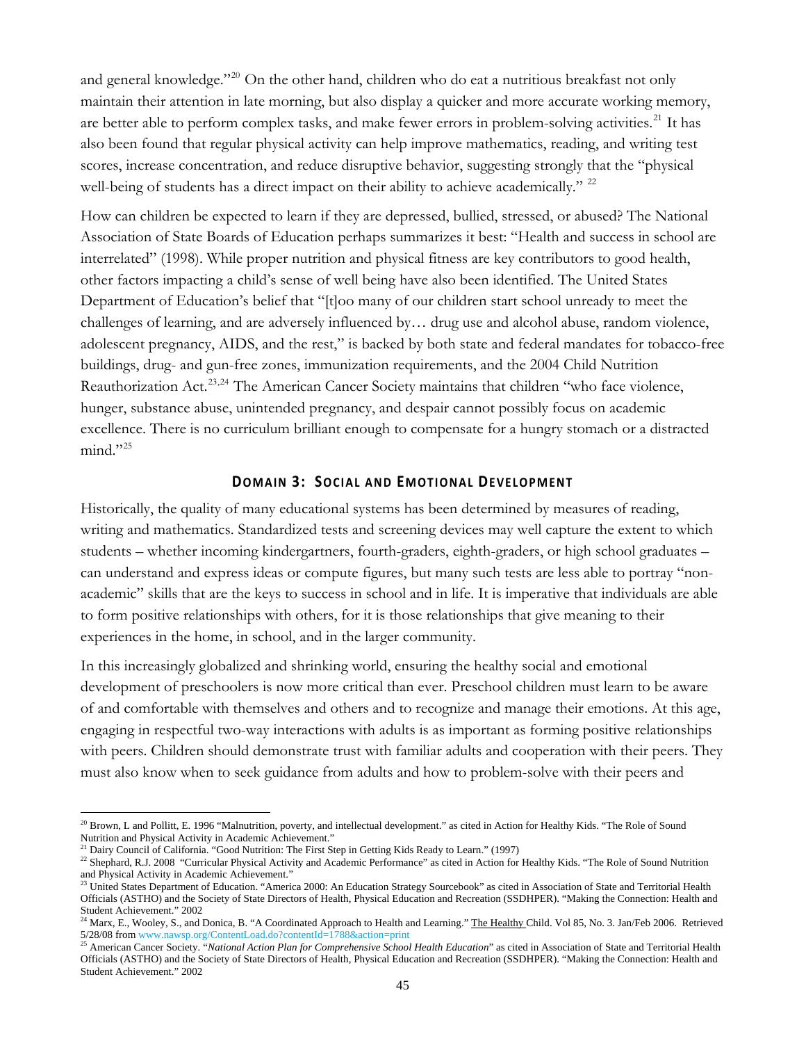and general knowledge."[20] On the other hand, children who do eat a nutritious breakfast not only maintain their attention in late morning, but also display a quicker and more accurate working memory, are better able to perform complex tasks, and make fewer errors in problem-solving activities.[21] It has also been found that regular physical activity can help improve mathematics, reading, and writing test scores, increase concentration, and reduce disruptive behavior, suggesting strongly that the "physical well-being of students has a direct impact on their ability to achieve academically." [22]

How can children be expected to learn if they are depressed, bullied, stressed, or abused? The National Association of State Boards of Education perhaps summarizes it best: "Health and success in school are interrelated" (1998). While proper nutrition and physical fitness are key contributors to good health, other factors impacting a child's sense of well being have also been identified. The United States Department of Education's belief that "[t]oo many of our children start school unready to meet the challenges of learning, and are adversely influenced by… drug use and alcohol abuse, random violence, adolescent pregnancy, AIDS, and the rest," is backed by both state and federal mandates for tobacco-free buildings, drug- and gun-free zones, immunization requirements, and the 2004 Child Nutrition Reauthorization Act.[23,24] The American Cancer Society maintains that children "who face violence, hunger, substance abuse, unintended pregnancy, and despair cannot possibly focus on academic excellence. There is no curriculum brilliant enough to compensate for a hungry stomach or a distracted mind."[25]

## Domain 3: Social and Emotional Development

Historically, the quality of many educational systems has been determined by measures of reading, writing and mathematics. Standardized tests and screening devices may well capture the extent to which students – whether incoming kindergartners, fourth-graders, eighth-graders, or high school graduates – can understand and express ideas or compute figures, but many such tests are less able to portray "non-academic" skills that are the keys to success in school and in life. It is imperative that individuals are able to form positive relationships with others, for it is those relationships that give meaning to their experiences in the home, in school, and in the larger community.

In this increasingly globalized and shrinking world, ensuring the healthy social and emotional development of preschoolers is now more critical than ever. Preschool children must learn to be aware of and comfortable with themselves and others and to recognize and manage their emotions. At this age, engaging in respectful two-way interactions with adults is as important as forming positive relationships with peers. Children should demonstrate trust with familiar adults and cooperation with their peers. They must also know when to seek guidance from adults and how to problem-solve with their peers and

---

[20] Brown, L and Pollitt, E. 1996 "Malnutrition, poverty, and intellectual development." as cited in Action for Healthy Kids. "The Role of Sound Nutrition and Physical Activity in Academic Achievement."

[21] Dairy Council of California. "Good Nutrition: The First Step in Getting Kids Ready to Learn." (1997)

[22] Shephard, R.J. 2008 "Curricular Physical Activity and Academic Performance" as cited in Action for Healthy Kids. "The Role of Sound Nutrition and Physical Activity in Academic Achievement."

[23] United States Department of Education. "America 2000: An Education Strategy Sourcebook" as cited in Association of State and Territorial Health Officials (ASTHO) and the Society of State Directors of Health, Physical Education and Recreation (SSDHPER). "Making the Connection: Health and Student Achievement." 2002

[24] Marx, E., Wooley, S., and Donica, B. "A Coordinated Approach to Health and Learning." The Healthy Child. Vol 85, No. 3. Jan/Feb 2006. Retrieved 5/28/08 from www.nawsp.org/ContentLoad.do?contentId=1788&action=print

[25] American Cancer Society. "*National Action Plan for Comprehensive School Health Education*" as cited in Association of State and Territorial Health Officials (ASTHO) and the Society of State Directors of Health, Physical Education and Recreation (SSDHPER). "Making the Connection: Health and Student Achievement." 2002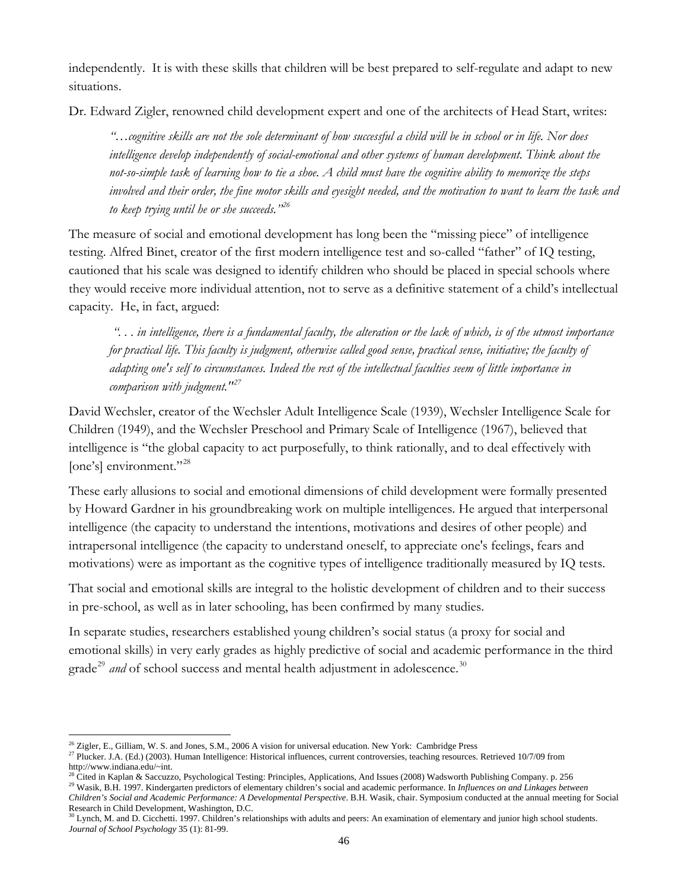independently. It is with these skills that children will be best prepared to self-regulate and adapt to new situations.

Dr. Edward Zigler, renowned child development expert and one of the architects of Head Start, writes:

> *"…cognitive skills are not the sole determinant of how successful a child will be in school or in life. Nor does intelligence develop independently of social-emotional and other systems of human development. Think about the not-so-simple task of learning how to tie a shoe. A child must have the cognitive ability to memorize the steps involved and their order, the fine motor skills and eyesight needed, and the motivation to want to learn the task and to keep trying until he or she succeeds."*[26]

The measure of social and emotional development has long been the "missing piece" of intelligence testing. Alfred Binet, creator of the first modern intelligence test and so-called "father" of IQ testing, cautioned that his scale was designed to identify children who should be placed in special schools where they would receive more individual attention, not to serve as a definitive statement of a child's intellectual capacity. He, in fact, argued:

> *". . . in intelligence, there is a fundamental faculty, the alteration or the lack of which, is of the utmost importance for practical life. This faculty is judgment, otherwise called good sense, practical sense, initiative; the faculty of adapting one's self to circumstances. Indeed the rest of the intellectual faculties seem of little importance in comparison with judgment."*[27]

David Wechsler, creator of the Wechsler Adult Intelligence Scale (1939), Wechsler Intelligence Scale for Children (1949), and the Wechsler Preschool and Primary Scale of Intelligence (1967), believed that intelligence is "the global capacity to act purposefully, to think rationally, and to deal effectively with [one's] environment."[28]

These early allusions to social and emotional dimensions of child development were formally presented by Howard Gardner in his groundbreaking work on multiple intelligences. He argued that interpersonal intelligence (the capacity to understand the intentions, motivations and desires of other people) and intrapersonal intelligence (the capacity to understand oneself, to appreciate one's feelings, fears and motivations) were as important as the cognitive types of intelligence traditionally measured by IQ tests.

That social and emotional skills are integral to the holistic development of children and to their success in pre-school, as well as in later schooling, has been confirmed by many studies.

In separate studies, researchers established young children's social status (a proxy for social and emotional skills) in very early grades as highly predictive of social and academic performance in the third grade[29] *and* of school success and mental health adjustment in adolescence.[30]

---

[26] Zigler, E., Gilliam, W. S. and Jones, S.M., 2006 A vision for universal education. New York: Cambridge Press

[27] Plucker. J.A. (Ed.) (2003). Human Intelligence: Historical influences, current controversies, teaching resources. Retrieved 10/7/09 from http://www.indiana.edu/~int.

[28] Cited in Kaplan & Saccuzzo, Psychological Testing: Principles, Applications, And Issues (2008) Wadsworth Publishing Company. p. 256

[29] Wasik, B.H. 1997. Kindergarten predictors of elementary children's social and academic performance. In *Influences on and Linkages between Children's Social and Academic Performance: A Developmental Perspective*. B.H. Wasik, chair. Symposium conducted at the annual meeting for Social Research in Child Development, Washington, D.C.

[30] Lynch, M. and D. Cicchetti. 1997. Children's relationships with adults and peers: An examination of elementary and junior high school students. *Journal of School Psychology* 35 (1): 81-99.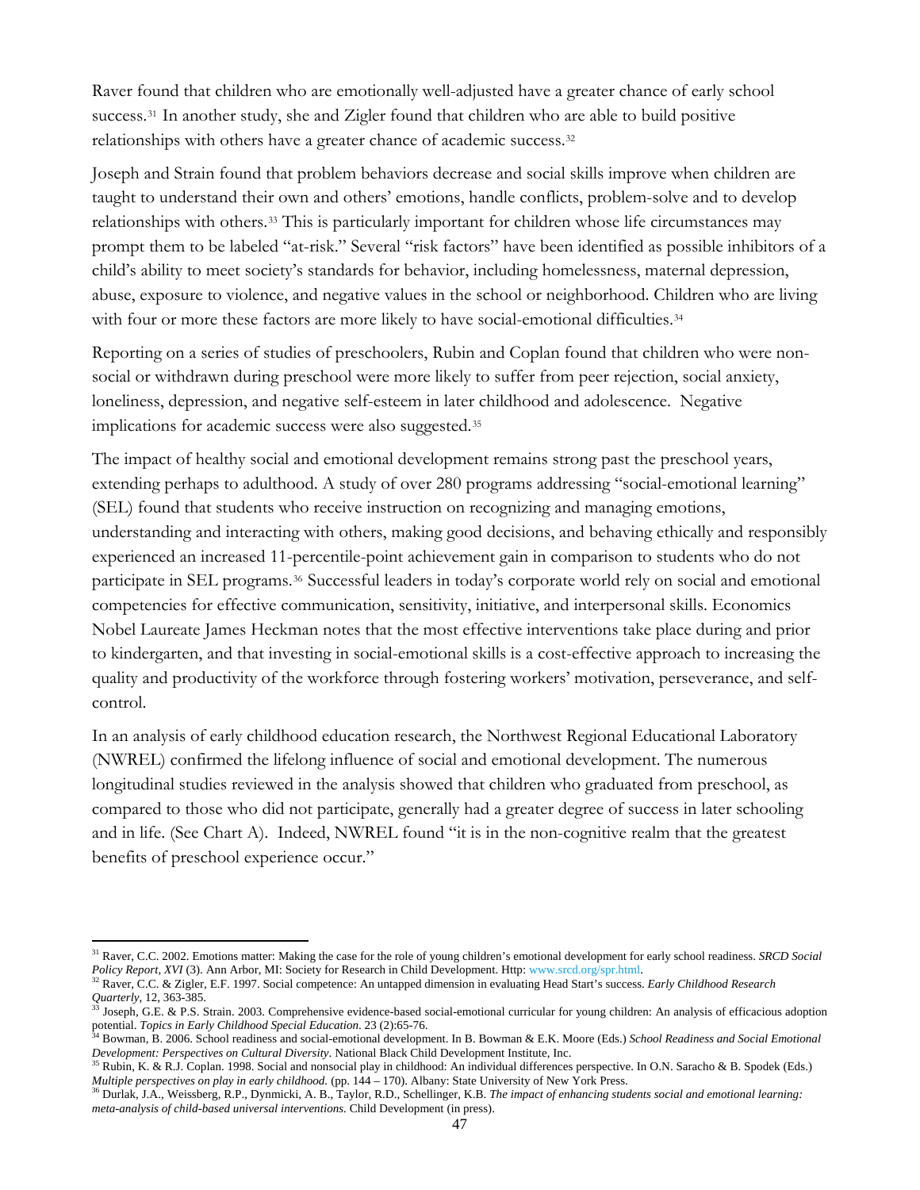Raver found that children who are emotionally well-adjusted have a greater chance of early school success.[31] In another study, she and Zigler found that children who are able to build positive relationships with others have a greater chance of academic success.[32]

Joseph and Strain found that problem behaviors decrease and social skills improve when children are taught to understand their own and others' emotions, handle conflicts, problem-solve and to develop relationships with others.[33] This is particularly important for children whose life circumstances may prompt them to be labeled "at-risk." Several "risk factors" have been identified as possible inhibitors of a child's ability to meet society's standards for behavior, including homelessness, maternal depression, abuse, exposure to violence, and negative values in the school or neighborhood. Children who are living with four or more these factors are more likely to have social-emotional difficulties.[34]

Reporting on a series of studies of preschoolers, Rubin and Coplan found that children who were non-social or withdrawn during preschool were more likely to suffer from peer rejection, social anxiety, loneliness, depression, and negative self-esteem in later childhood and adolescence. Negative implications for academic success were also suggested.[35]

The impact of healthy social and emotional development remains strong past the preschool years, extending perhaps to adulthood. A study of over 280 programs addressing "social-emotional learning" (SEL) found that students who receive instruction on recognizing and managing emotions, understanding and interacting with others, making good decisions, and behaving ethically and responsibly experienced an increased 11-percentile-point achievement gain in comparison to students who do not participate in SEL programs.[36] Successful leaders in today's corporate world rely on social and emotional competencies for effective communication, sensitivity, initiative, and interpersonal skills. Economics Nobel Laureate James Heckman notes that the most effective interventions take place during and prior to kindergarten, and that investing in social-emotional skills is a cost-effective approach to increasing the quality and productivity of the workforce through fostering workers' motivation, perseverance, and self-control.

In an analysis of early childhood education research, the Northwest Regional Educational Laboratory (NWREL) confirmed the lifelong influence of social and emotional development. The numerous longitudinal studies reviewed in the analysis showed that children who graduated from preschool, as compared to those who did not participate, generally had a greater degree of success in later schooling and in life. (See Chart A). Indeed, NWREL found "it is in the non-cognitive realm that the greatest benefits of preschool experience occur."

---

[31] Raver, C.C. 2002. Emotions matter: Making the case for the role of young children's emotional development for early school readiness. *SRCD Social Policy Report, XVI* (3). Ann Arbor, MI: Society for Research in Child Development. Http: www.srcd.org/spr.html.

[32] Raver, C.C. & Zigler, E.F. 1997. Social competence: An untapped dimension in evaluating Head Start's success. *Early Childhood Research Quarterly*, 12, 363-385.

[33] Joseph, G.E. & P.S. Strain. 2003. Comprehensive evidence-based social-emotional curricular for young children: An analysis of efficacious adoption potential. *Topics in Early Childhood Special Education*. 23 (2):65-76.

[34] Bowman, B. 2006. School readiness and social-emotional development. In B. Bowman & E.K. Moore (Eds.) *School Readiness and Social Emotional Development: Perspectives on Cultural Diversity*. National Black Child Development Institute, Inc.

[35] Rubin, K. & R.J. Coplan. 1998. Social and nonsocial play in childhood: An individual differences perspective. In O.N. Saracho & B. Spodek (Eds.) *Multiple perspectives on play in early childhood.* (pp. 144 – 170). Albany: State University of New York Press.

[36] Durlak, J.A., Weissberg, R.P., Dynmicki, A. B., Taylor, R.D., Schellinger, K.B. *The impact of enhancing students social and emotional learning: meta-analysis of child-based universal interventions.* Child Development (in press).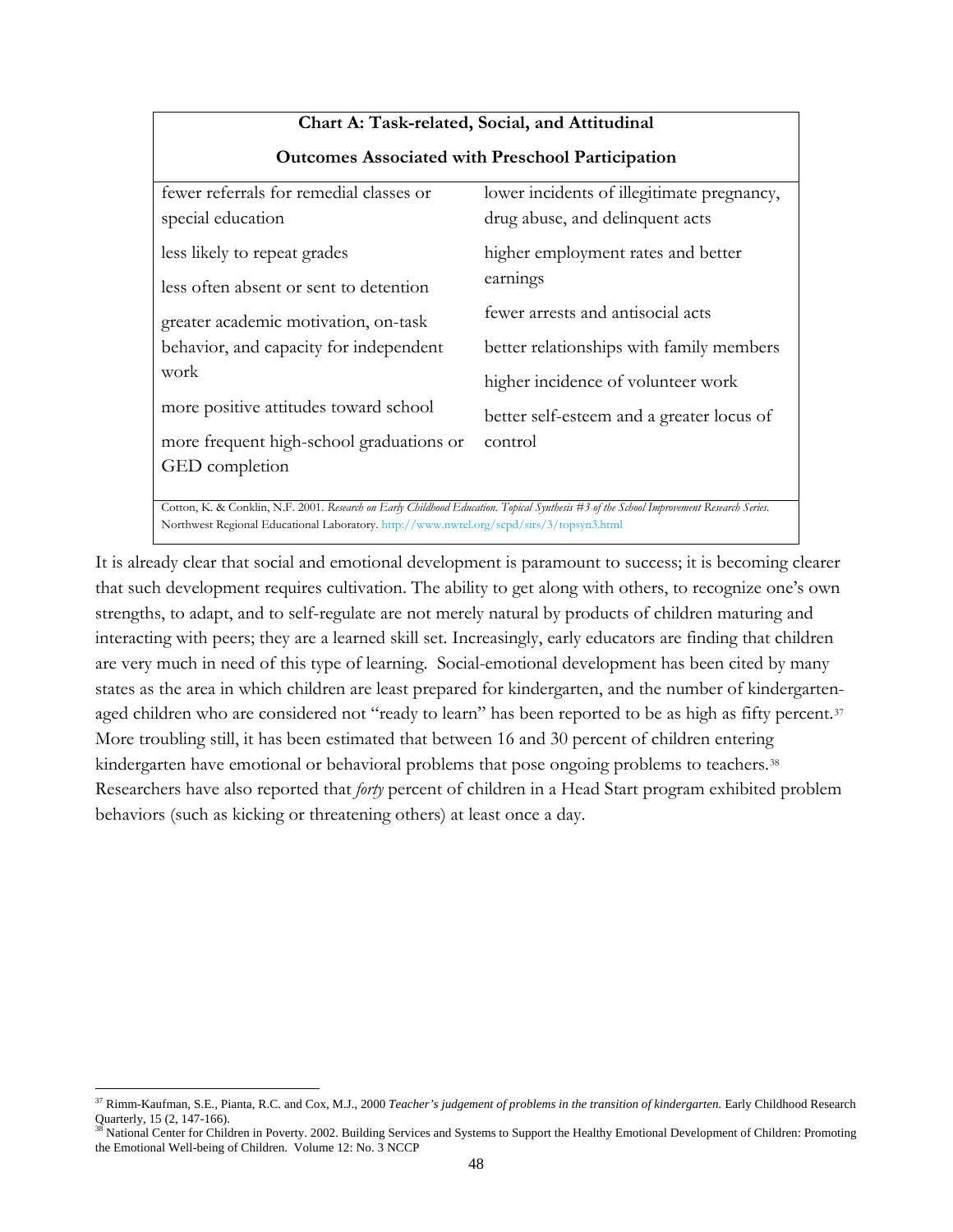| Chart A: Task-related, Social, and Attitudinal Outcomes Associated with Preschool Participation | |
|---|---|
| fewer referrals for remedial classes or special education | lower incidents of illegitimate pregnancy, drug abuse, and delinquent acts |
| less likely to repeat grades | higher employment rates and better earnings |
| less often absent or sent to detention | fewer arrests and antisocial acts |
| greater academic motivation, on-task behavior, and capacity for independent work | better relationships with family members |
| more positive attitudes toward school | higher incidence of volunteer work |
| more frequent high-school graduations or GED completion | better self-esteem and a greater locus of control |

Cotton, K. & Conklin, N.F. 2001. *Research on Early Childhood Education. Topical Synthesis #3 of the School Improvement Research Series.* Northwest Regional Educational Laboratory. http://www.nwrel.org/scpd/sirs/3/topsyn3.html

It is already clear that social and emotional development is paramount to success; it is becoming clearer that such development requires cultivation. The ability to get along with others, to recognize one's own strengths, to adapt, and to self-regulate are not merely natural by products of children maturing and interacting with peers; they are a learned skill set. Increasingly, early educators are finding that children are very much in need of this type of learning. Social-emotional development has been cited by many states as the area in which children are least prepared for kindergarten, and the number of kindergarten-aged children who are considered not "ready to learn" has been reported to be as high as fifty percent.[37] More troubling still, it has been estimated that between 16 and 30 percent of children entering kindergarten have emotional or behavioral problems that pose ongoing problems to teachers.[38] Researchers have also reported that *forty* percent of children in a Head Start program exhibited problem behaviors (such as kicking or threatening others) at least once a day.

---

[37] Rimm-Kaufman, S.E., Pianta, R.C. and Cox, M.J., 2000 *Teacher's judgement of problems in the transition of kindergarten.* Early Childhood Research Quarterly, 15 (2, 147-166).

[38] National Center for Children in Poverty. 2002. Building Services and Systems to Support the Healthy Emotional Development of Children: Promoting the Emotional Well-being of Children. Volume 12: No. 3 NCCP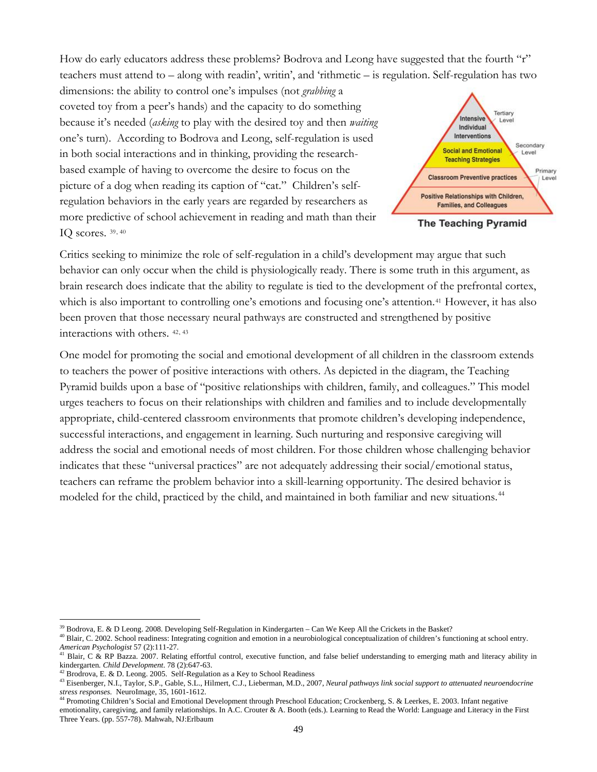How do early educators address these problems? Bodrova and Leong have suggested that the fourth "r" teachers must attend to – along with readin', writin', and 'rithmetic – is regulation. Self-regulation has two dimensions: the ability to control one's impulses (not *grabbing* a coveted toy from a peer's hands) and the capacity to do something because it's needed (*asking* to play with the desired toy and then *waiting* one's turn). According to Bodrova and Leong, self-regulation is used in both social interactions and in thinking, providing the research-based example of having to overcome the desire to focus on the picture of a dog when reading its caption of "cat." Children's self-regulation behaviors in the early years are regarded by researchers as more predictive of school achievement in reading and math than their IQ scores. [39, 40]

Intensive Individual Interventions — Tertiary Level

Social and Emotional Teaching Strategies — Secondary Level

Classroom Preventive practices — Primary Level

Positive Relationships with Children, Families, and Colleagues

**The Teaching Pyramid**

Critics seeking to minimize the role of self-regulation in a child's development may argue that such behavior can only occur when the child is physiologically ready. There is some truth in this argument, as brain research does indicate that the ability to regulate is tied to the development of the prefrontal cortex, which is also important to controlling one's emotions and focusing one's attention.[41] However, it has also been proven that those necessary neural pathways are constructed and strengthened by positive interactions with others. [42, 43]

One model for promoting the social and emotional development of all children in the classroom extends to teachers the power of positive interactions with others. As depicted in the diagram, the Teaching Pyramid builds upon a base of "positive relationships with children, family, and colleagues." This model urges teachers to focus on their relationships with children and families and to include developmentally appropriate, child-centered classroom environments that promote children's developing independence, successful interactions, and engagement in learning. Such nurturing and responsive caregiving will address the social and emotional needs of most children. For those children whose challenging behavior indicates that these "universal practices" are not adequately addressing their social/emotional status, teachers can reframe the problem behavior into a skill-learning opportunity. The desired behavior is modeled for the child, practiced by the child, and maintained in both familiar and new situations.[44]

---

[39] Bodrova, E. & D Leong. 2008. Developing Self-Regulation in Kindergarten – Can We Keep All the Crickets in the Basket?

[40] Blair, C. 2002. School readiness: Integrating cognition and emotion in a neurobiological conceptualization of children's functioning at school entry. *American Psychologist* 57 (2):111-27.

[41] Blair, C & RP Bazza. 2007. Relating effortful control, executive function, and false belief understanding to emerging math and literacy ability in kindergarten. *Child Development*. 78 (2):647-63.

[42] Brodrova, E. & D. Leong. 2005. Self-Regulation as a Key to School Readiness

[43] Eisenberger, N.I., Taylor, S.P., Gable, S.L., Hilmert, C.J., Lieberman, M.D., 2007, *Neural pathways link social support to attenuated neuroendocrine stress responses.* NeuroImage, 35, 1601-1612.

[44] Promoting Children's Social and Emotional Development through Preschool Education; Crockenberg, S. & Leerkes, E. 2003. Infant negative emotionality, caregiving, and family relationships. In A.C. Crouter & A. Booth (eds.). Learning to Read the World: Language and Literacy in the First Three Years. (pp. 557-78). Mahwah, NJ:Erlbaum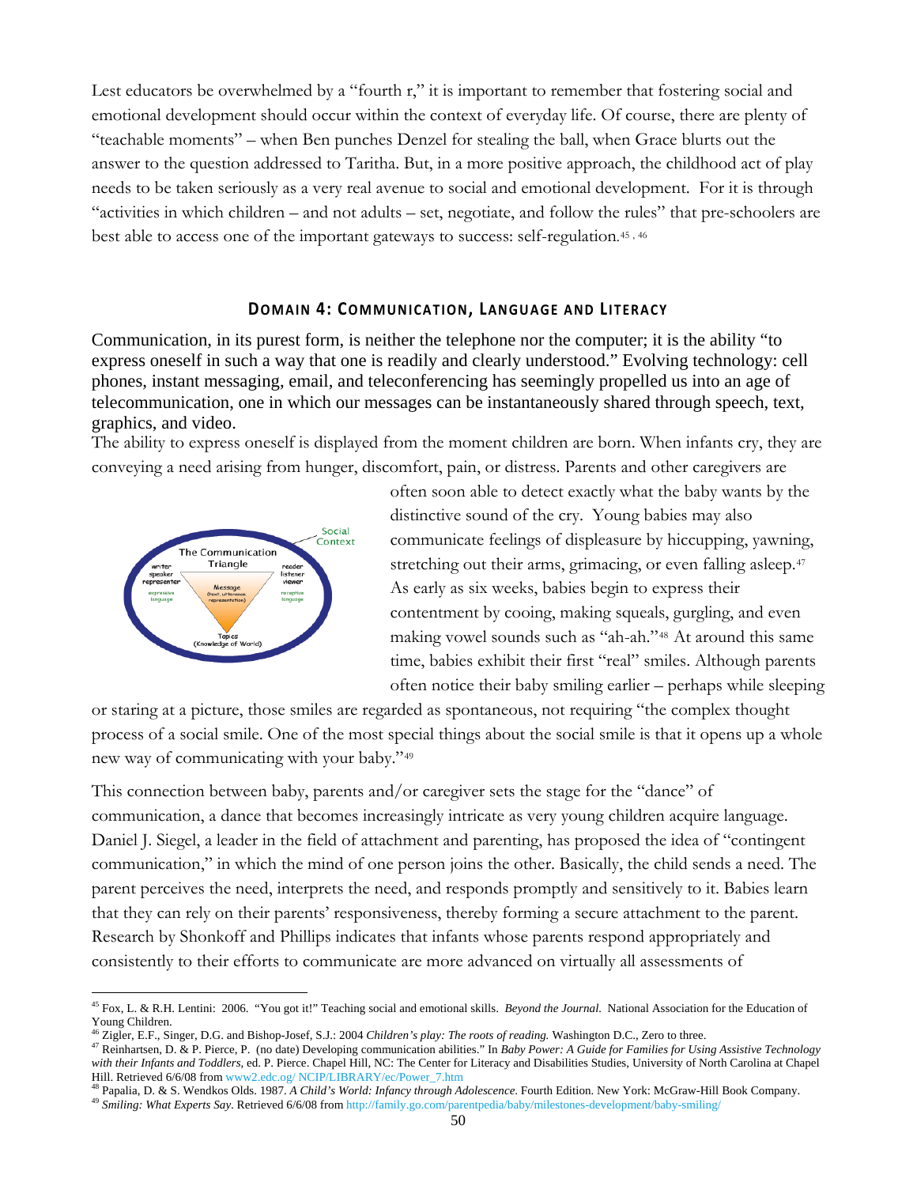Lest educators be overwhelmed by a "fourth r," it is important to remember that fostering social and emotional development should occur within the context of everyday life. Of course, there are plenty of "teachable moments" – when Ben punches Denzel for stealing the ball, when Grace blurts out the answer to the question addressed to Taritha. But, in a more positive approach, the childhood act of play needs to be taken seriously as a very real avenue to social and emotional development. For it is through "activities in which children – and not adults – set, negotiate, and follow the rules" that pre-schoolers are best able to access one of the important gateways to success: self-regulation.[45, 46]

### DOMAIN 4: COMMUNICATION, LANGUAGE AND LITERACY

Communication, in its purest form, is neither the telephone nor the computer; it is the ability "to express oneself in such a way that one is readily and clearly understood." Evolving technology: cell phones, instant messaging, email, and teleconferencing has seemingly propelled us into an age of telecommunication, one in which our messages can be instantaneously shared through speech, text, graphics, and video.

The ability to express oneself is displayed from the moment children are born. When infants cry, they are conveying a need arising from hunger, discomfort, pain, or distress. Parents and other caregivers are often soon able to detect exactly what the baby wants by the distinctive sound of the cry. Young babies may also communicate feelings of displeasure by hiccupping, yawning, stretching out their arms, grimacing, or even falling asleep.[47] As early as six weeks, babies begin to express their contentment by cooing, making squeals, gurgling, and even making vowel sounds such as "ah-ah."[48] At around this same time, babies exhibit their first "real" smiles. Although parents often notice their baby smiling earlier – perhaps while sleeping or staring at a picture, those smiles are regarded as spontaneous, not requiring "the complex thought process of a social smile. One of the most special things about the social smile is that it opens up a whole new way of communicating with your baby."[49]

The Communication Triangle: writer / speaker / representer (expressive language); reader / listener / viewer (receptive language); Message (text, utterance, representation); Topics (Knowledge of World); Social Context

This connection between baby, parents and/or caregiver sets the stage for the "dance" of communication, a dance that becomes increasingly intricate as very young children acquire language. Daniel J. Siegel, a leader in the field of attachment and parenting, has proposed the idea of "contingent communication," in which the mind of one person joins the other. Basically, the child sends a need. The parent perceives the need, interprets the need, and responds promptly and sensitively to it. Babies learn that they can rely on their parents' responsiveness, thereby forming a secure attachment to the parent. Research by Shonkoff and Phillips indicates that infants whose parents respond appropriately and consistently to their efforts to communicate are more advanced on virtually all assessments of

---

[45] Fox, L. & R.H. Lentini: 2006. "You got it!" Teaching social and emotional skills. *Beyond the Journal.* National Association for the Education of Young Children.

[46] Zigler, E.F., Singer, D.G. and Bishop-Josef, S.J.: 2004 *Children's play: The roots of reading.* Washington D.C., Zero to three.

[47] Reinhartsen, D. & P. Pierce, P. (no date) Developing communication abilities." In *Baby Power: A Guide for Families for Using Assistive Technology with their Infants and Toddlers*, ed. P. Pierce. Chapel Hill, NC: The Center for Literacy and Disabilities Studies, University of North Carolina at Chapel Hill. Retrieved 6/6/08 from www2.edc.og/ NCIP/LIBRARY/ec/Power_7.htm

[48] Papalia, D. & S. Wendkos Olds. 1987. *A Child's World: Infancy through Adolescence.* Fourth Edition. New York: McGraw-Hill Book Company.

[49] *Smiling: What Experts Say.* Retrieved 6/6/08 from http://family.go.com/parentpedia/baby/milestones-development/baby-smiling/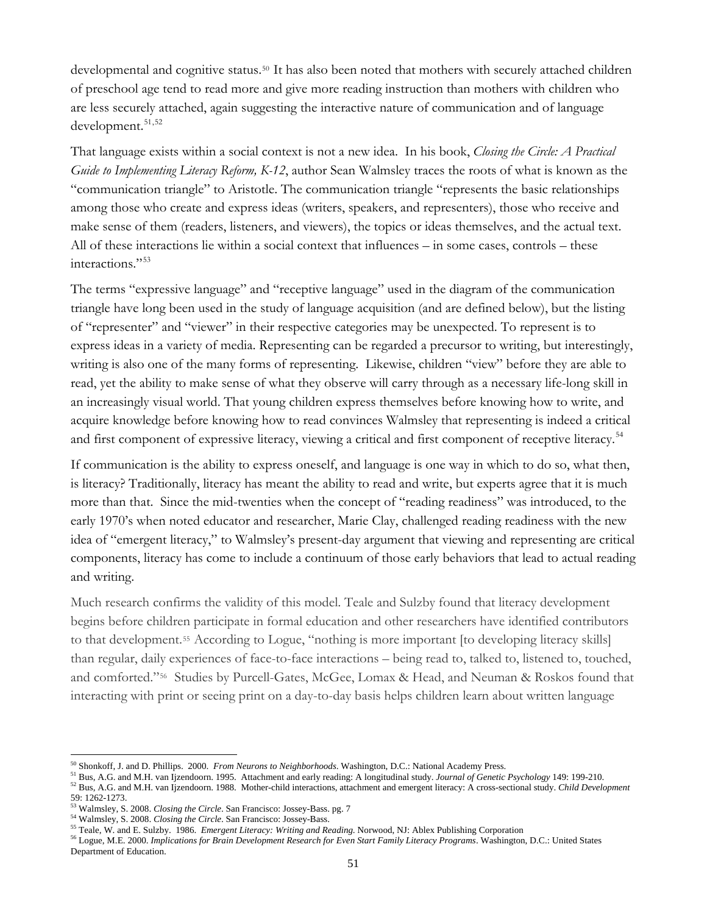developmental and cognitive status.[50] It has also been noted that mothers with securely attached children of preschool age tend to read more and give more reading instruction than mothers with children who are less securely attached, again suggesting the interactive nature of communication and of language development.[51,52]

That language exists within a social context is not a new idea. In his book, *Closing the Circle: A Practical Guide to Implementing Literacy Reform, K-12*, author Sean Walmsley traces the roots of what is known as the "communication triangle" to Aristotle. The communication triangle "represents the basic relationships among those who create and express ideas (writers, speakers, and representers), those who receive and make sense of them (readers, listeners, and viewers), the topics or ideas themselves, and the actual text. All of these interactions lie within a social context that influences – in some cases, controls – these interactions."[53]

The terms "expressive language" and "receptive language" used in the diagram of the communication triangle have long been used in the study of language acquisition (and are defined below), but the listing of "representer" and "viewer" in their respective categories may be unexpected. To represent is to express ideas in a variety of media. Representing can be regarded a precursor to writing, but interestingly, writing is also one of the many forms of representing. Likewise, children "view" before they are able to read, yet the ability to make sense of what they observe will carry through as a necessary life-long skill in an increasingly visual world. That young children express themselves before knowing how to write, and acquire knowledge before knowing how to read convinces Walmsley that representing is indeed a critical and first component of expressive literacy, viewing a critical and first component of receptive literacy.[54]

If communication is the ability to express oneself, and language is one way in which to do so, what then, is literacy? Traditionally, literacy has meant the ability to read and write, but experts agree that it is much more than that. Since the mid-twenties when the concept of "reading readiness" was introduced, to the early 1970's when noted educator and researcher, Marie Clay, challenged reading readiness with the new idea of "emergent literacy," to Walmsley's present-day argument that viewing and representing are critical components, literacy has come to include a continuum of those early behaviors that lead to actual reading and writing.

Much research confirms the validity of this model. Teale and Sulzby found that literacy development begins before children participate in formal education and other researchers have identified contributors to that development.[55] According to Logue, "nothing is more important [to developing literacy skills] than regular, daily experiences of face-to-face interactions – being read to, talked to, listened to, touched, and comforted."[56] Studies by Purcell-Gates, McGee, Lomax & Head, and Neuman & Roskos found that interacting with print or seeing print on a day-to-day basis helps children learn about written language

---

[50] Shonkoff, J. and D. Phillips. 2000. *From Neurons to Neighborhoods*. Washington, D.C.: National Academy Press.

[51] Bus, A.G. and M.H. van Ijzendoorn. 1995. Attachment and early reading: A longitudinal study. *Journal of Genetic Psychology* 149: 199-210.

[52] Bus, A.G. and M.H. van Ijzendoorn. 1988. Mother-child interactions, attachment and emergent literacy: A cross-sectional study. *Child Development* 59: 1262-1273.

[53] Walmsley, S. 2008. *Closing the Circle*. San Francisco: Jossey-Bass. pg. 7

[54] Walmsley, S. 2008. *Closing the Circle*. San Francisco: Jossey-Bass.

[55] Teale, W. and E. Sulzby. 1986. *Emergent Literacy: Writing and Reading*. Norwood, NJ: Ablex Publishing Corporation

[56] Logue, M.E. 2000. *Implications for Brain Development Research for Even Start Family Literacy Programs*. Washington, D.C.: United States Department of Education.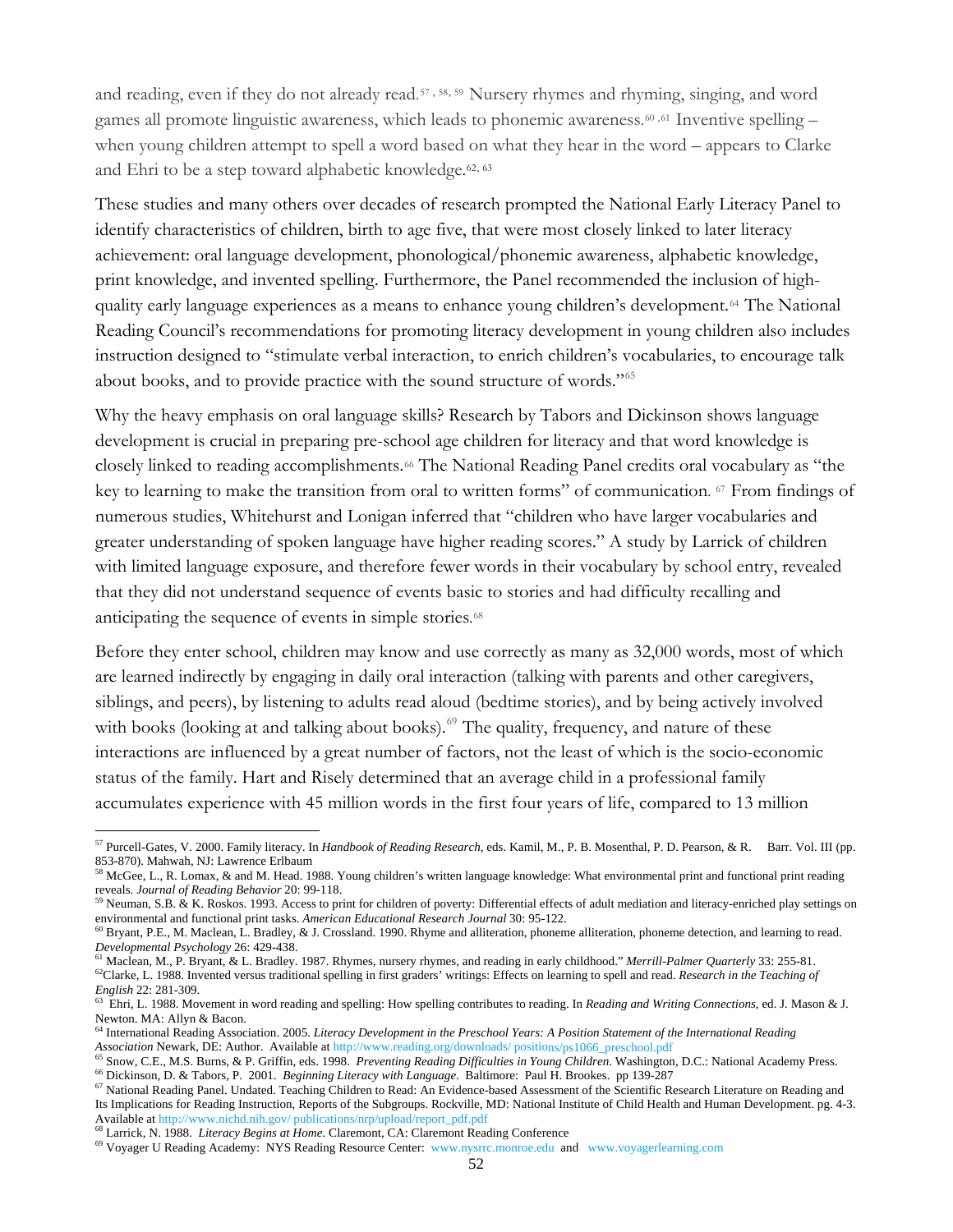and reading, even if they do not already read.[57, 58, 59] Nursery rhymes and rhyming, singing, and word games all promote linguistic awareness, which leads to phonemic awareness.[60, 61] Inventive spelling – when young children attempt to spell a word based on what they hear in the word – appears to Clarke and Ehri to be a step toward alphabetic knowledge.[62, 63]

These studies and many others over decades of research prompted the National Early Literacy Panel to identify characteristics of children, birth to age five, that were most closely linked to later literacy achievement: oral language development, phonological/phonemic awareness, alphabetic knowledge, print knowledge, and invented spelling. Furthermore, the Panel recommended the inclusion of high-quality early language experiences as a means to enhance young children's development.[64] The National Reading Council's recommendations for promoting literacy development in young children also includes instruction designed to "stimulate verbal interaction, to enrich children's vocabularies, to encourage talk about books, and to provide practice with the sound structure of words."[65]

Why the heavy emphasis on oral language skills? Research by Tabors and Dickinson shows language development is crucial in preparing pre-school age children for literacy and that word knowledge is closely linked to reading accomplishments.[66] The National Reading Panel credits oral vocabulary as "the key to learning to make the transition from oral to written forms" of communication. [67] From findings of numerous studies, Whitehurst and Lonigan inferred that "children who have larger vocabularies and greater understanding of spoken language have higher reading scores." A study by Larrick of children with limited language exposure, and therefore fewer words in their vocabulary by school entry, revealed that they did not understand sequence of events basic to stories and had difficulty recalling and anticipating the sequence of events in simple stories.[68]

Before they enter school, children may know and use correctly as many as 32,000 words, most of which are learned indirectly by engaging in daily oral interaction (talking with parents and other caregivers, siblings, and peers), by listening to adults read aloud (bedtime stories), and by being actively involved with books (looking at and talking about books).[69] The quality, frequency, and nature of these interactions are influenced by a great number of factors, not the least of which is the socio-economic status of the family. Hart and Risely determined that an average child in a professional family accumulates experience with 45 million words in the first four years of life, compared to 13 million

---

[57] Purcell-Gates, V. 2000. Family literacy. In *Handbook of Reading Research*, eds. Kamil, M., P. B. Mosenthal, P. D. Pearson, & R. Barr. Vol. III (pp. 853-870). Mahwah, NJ: Lawrence Erlbaum

[58] McGee, L., R. Lomax, & and M. Head. 1988. Young children's written language knowledge: What environmental print and functional print reading reveals. *Journal of Reading Behavior* 20: 99-118.

[59] Neuman, S.B. & K. Roskos. 1993. Access to print for children of poverty: Differential effects of adult mediation and literacy-enriched play settings on environmental and functional print tasks. *American Educational Research Journal* 30: 95-122.

[60] Bryant, P.E., M. Maclean, L. Bradley, & J. Crossland. 1990. Rhyme and alliteration, phoneme alliteration, phoneme detection, and learning to read. *Developmental Psychology* 26: 429-438.

[61] Maclean, M., P. Bryant, & L. Bradley. 1987. Rhymes, nursery rhymes, and reading in early childhood." *Merrill-Palmer Quarterly* 33: 255-81.

[62] Clarke, L. 1988. Invented versus traditional spelling in first graders' writings: Effects on learning to spell and read. *Research in the Teaching of English* 22: 281-309.

[63] Ehri, L. 1988. Movement in word reading and spelling: How spelling contributes to reading. In *Reading and Writing Connections*, ed. J. Mason & J. Newton. MA: Allyn & Bacon.

[64] International Reading Association. 2005. *Literacy Development in the Preschool Years: A Position Statement of the International Reading Association* Newark, DE: Author. Available at http://www.reading.org/downloads/ positions/ps1066_preschool.pdf

[65] Snow, C.E., M.S. Burns, & P. Griffin, eds. 1998. *Preventing Reading Difficulties in Young Children*. Washington, D.C.: National Academy Press.

[66] Dickinson, D. & Tabors, P. 2001. *Beginning Literacy with Language*. Baltimore: Paul H. Brookes. pp 139-287

[67] National Reading Panel. Undated. Teaching Children to Read: An Evidence-based Assessment of the Scientific Research Literature on Reading and Its Implications for Reading Instruction, Reports of the Subgroups. Rockville, MD: National Institute of Child Health and Human Development. pg. 4-3. Available at http://www.nichd.nih.gov/ publications/nrp/upload/report_pdf.pdf

[68] Larrick, N. 1988. *Literacy Begins at Home*. Claremont, CA: Claremont Reading Conference

[69] Voyager U Reading Academy: NYS Reading Resource Center: www.nysrrc.monroe.edu and www.voyagerlearning.com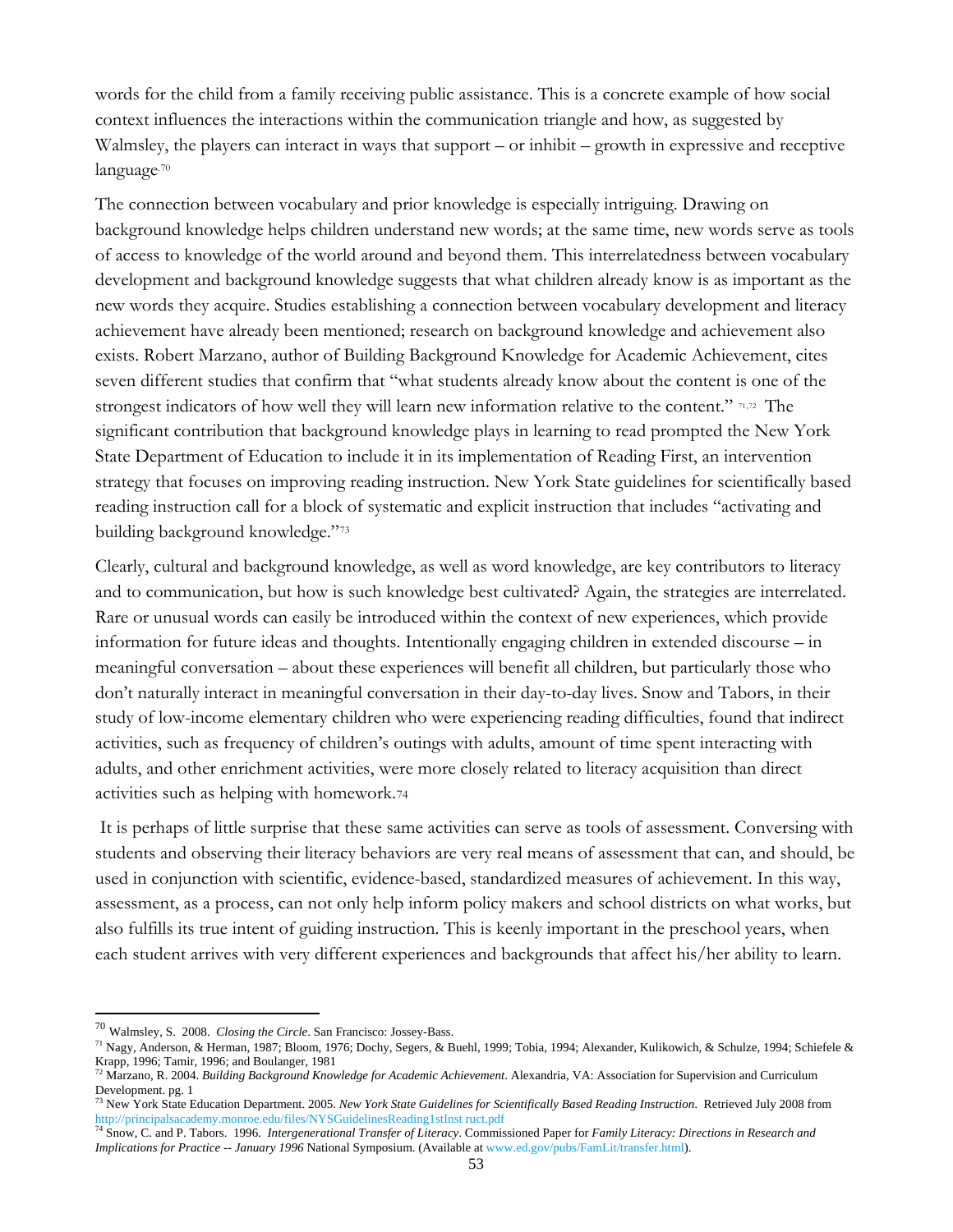words for the child from a family receiving public assistance. This is a concrete example of how social context influences the interactions within the communication triangle and how, as suggested by Walmsley, the players can interact in ways that support – or inhibit – growth in expressive and receptive language.[70]

The connection between vocabulary and prior knowledge is especially intriguing. Drawing on background knowledge helps children understand new words; at the same time, new words serve as tools of access to knowledge of the world around and beyond them. This interrelatedness between vocabulary development and background knowledge suggests that what children already know is as important as the new words they acquire. Studies establishing a connection between vocabulary development and literacy achievement have already been mentioned; research on background knowledge and achievement also exists. Robert Marzano, author of Building Background Knowledge for Academic Achievement, cites seven different studies that confirm that "what students already know about the content is one of the strongest indicators of how well they will learn new information relative to the content." [71,72] The significant contribution that background knowledge plays in learning to read prompted the New York State Department of Education to include it in its implementation of Reading First, an intervention strategy that focuses on improving reading instruction. New York State guidelines for scientifically based reading instruction call for a block of systematic and explicit instruction that includes "activating and building background knowledge."[73]

Clearly, cultural and background knowledge, as well as word knowledge, are key contributors to literacy and to communication, but how is such knowledge best cultivated? Again, the strategies are interrelated. Rare or unusual words can easily be introduced within the context of new experiences, which provide information for future ideas and thoughts. Intentionally engaging children in extended discourse – in meaningful conversation – about these experiences will benefit all children, but particularly those who don't naturally interact in meaningful conversation in their day-to-day lives. Snow and Tabors, in their study of low-income elementary children who were experiencing reading difficulties, found that indirect activities, such as frequency of children's outings with adults, amount of time spent interacting with adults, and other enrichment activities, were more closely related to literacy acquisition than direct activities such as helping with homework.[74]

It is perhaps of little surprise that these same activities can serve as tools of assessment. Conversing with students and observing their literacy behaviors are very real means of assessment that can, and should, be used in conjunction with scientific, evidence-based, standardized measures of achievement. In this way, assessment, as a process, can not only help inform policy makers and school districts on what works, but also fulfills its true intent of guiding instruction. This is keenly important in the preschool years, when each student arrives with very different experiences and backgrounds that affect his/her ability to learn.

---

[70] Walmsley, S. 2008. *Closing the Circle*. San Francisco: Jossey-Bass.

[71] Nagy, Anderson, & Herman, 1987; Bloom, 1976; Dochy, Segers, & Buehl, 1999; Tobia, 1994; Alexander, Kulikowich, & Schulze, 1994; Schiefele & Krapp, 1996; Tamir, 1996; and Boulanger, 1981

[72] Marzano, R. 2004. *Building Background Knowledge for Academic Achievement*. Alexandria, VA: Association for Supervision and Curriculum Development. pg. 1

[73] New York State Education Department. 2005. *New York State Guidelines for Scientifically Based Reading Instruction*. Retrieved July 2008 from http://principalsacademy.monroe.edu/files/NYSGuidelinesReading1stInst ruct.pdf

[74] Snow, C. and P. Tabors. 1996. *Intergenerational Transfer of Literacy*. Commissioned Paper for *Family Literacy: Directions in Research and Implications for Practice -- January 1996* National Symposium. (Available at www.ed.gov/pubs/FamLit/transfer.html).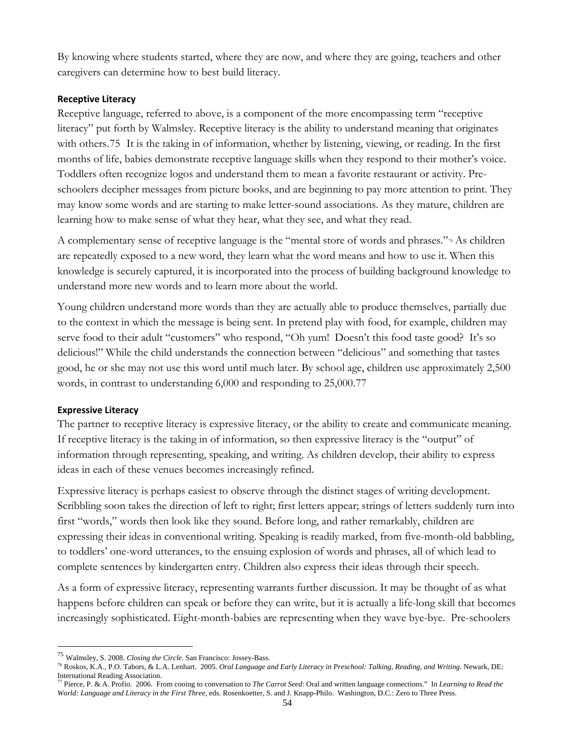By knowing where students started, where they are now, and where they are going, teachers and other caregivers can determine how to best build literacy.

#### **Receptive Literacy**

Receptive language, referred to above, is a component of the more encompassing term "receptive literacy" put forth by Walmsley. Receptive literacy is the ability to understand meaning that originates with others.[75] It is the taking in of information, whether by listening, viewing, or reading. In the first months of life, babies demonstrate receptive language skills when they respond to their mother's voice. Toddlers often recognize logos and understand them to mean a favorite restaurant or activity. Pre-schoolers decipher messages from picture books, and are beginning to pay more attention to print. They may know some words and are starting to make letter-sound associations. As they mature, children are learning how to make sense of what they hear, what they see, and what they read.

A complementary sense of receptive language is the "mental store of words and phrases."[76] As children are repeatedly exposed to a new word, they learn what the word means and how to use it. When this knowledge is securely captured, it is incorporated into the process of building background knowledge to understand more new words and to learn more about the world.

Young children understand more words than they are actually able to produce themselves, partially due to the context in which the message is being sent. In pretend play with food, for example, children may serve food to their adult "customers" who respond, "Oh yum! Doesn't this food taste good? It's so delicious!" While the child understands the connection between "delicious" and something that tastes good, he or she may not use this word until much later. By school age, children use approximately 2,500 words, in contrast to understanding 6,000 and responding to 25,000.[77]

#### **Expressive Literacy**

The partner to receptive literacy is expressive literacy, or the ability to create and communicate meaning. If receptive literacy is the taking in of information, so then expressive literacy is the "output" of information through representing, speaking, and writing. As children develop, their ability to express ideas in each of these venues becomes increasingly refined.

Expressive literacy is perhaps easiest to observe through the distinct stages of writing development. Scribbling soon takes the direction of left to right; first letters appear; strings of letters suddenly turn into first "words," words then look like they sound. Before long, and rather remarkably, children are expressing their ideas in conventional writing. Speaking is readily marked, from five-month-old babbling, to toddlers' one-word utterances, to the ensuing explosion of words and phrases, all of which lead to complete sentences by kindergarten entry. Children also express their ideas through their speech.

As a form of expressive literacy, representing warrants further discussion. It may be thought of as what happens before children can speak or before they can write, but it is actually a life-long skill that becomes increasingly sophisticated. Eight-month-babies are representing when they wave bye-bye. Pre-schoolers

---

[75] Walmsley, S. 2008. *Closing the Circle*. San Francisco: Jossey-Bass.

[76] Roskos, K.A., P.O. Tabors, & L.A. Lenhart. 2005. *Oral Language and Early Literacy in Preschool: Talking, Reading, and Writing*. Newark, DE: International Reading Association.

[77] Pierce, P. & A. Profio. 2006. From cooing to conversation to *The Carrot Seed*: Oral and written language connections." In *Learning to Read the World: Language and Literacy in the First Three*, eds. Rosenkoetter, S. and J. Knapp-Philo. Washington, D.C.: Zero to Three Press.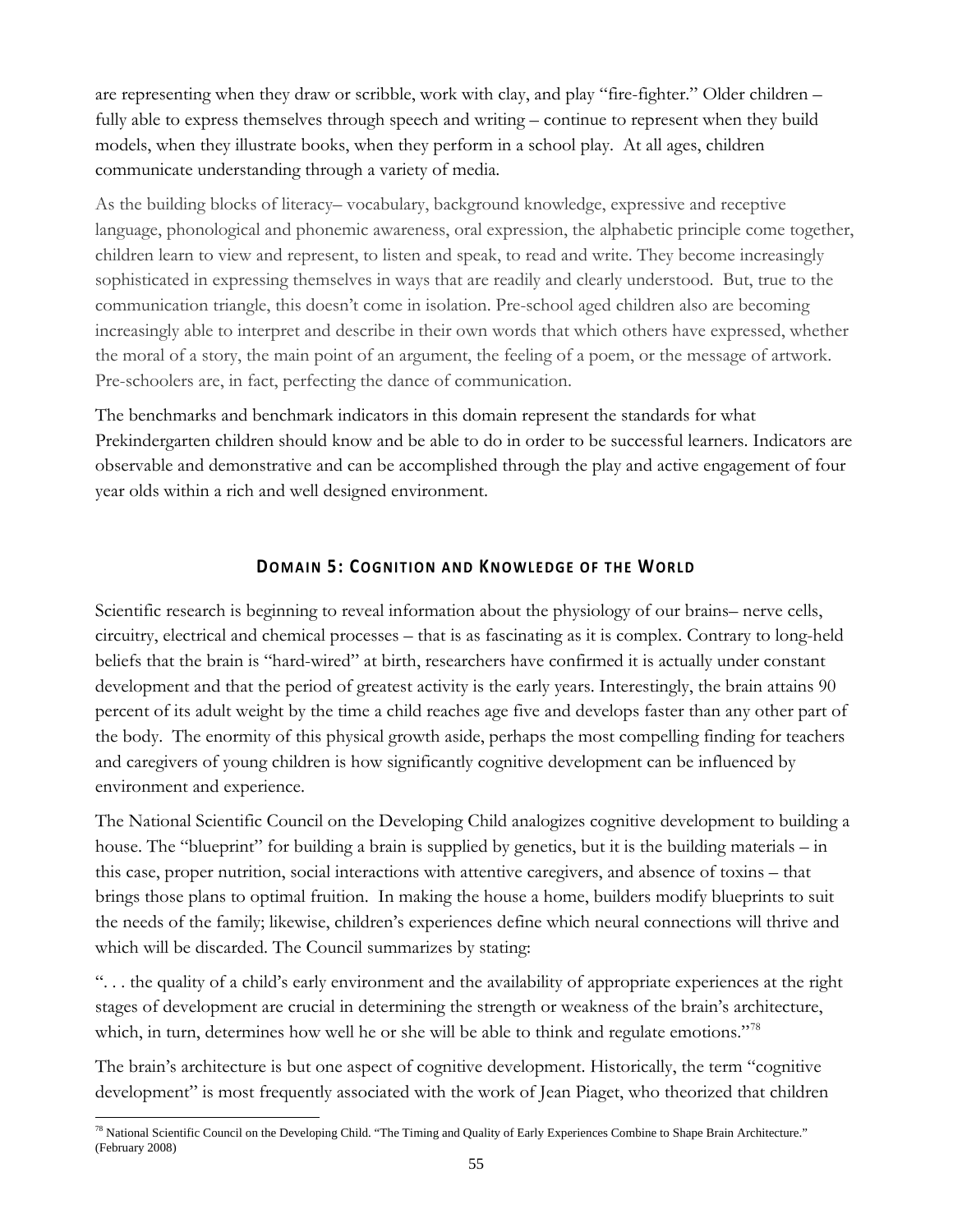are representing when they draw or scribble, work with clay, and play "fire-fighter." Older children – fully able to express themselves through speech and writing – continue to represent when they build models, when they illustrate books, when they perform in a school play. At all ages, children communicate understanding through a variety of media.

As the building blocks of literacy– vocabulary, background knowledge, expressive and receptive language, phonological and phonemic awareness, oral expression, the alphabetic principle come together, children learn to view and represent, to listen and speak, to read and write. They become increasingly sophisticated in expressing themselves in ways that are readily and clearly understood. But, true to the communication triangle, this doesn't come in isolation. Pre-school aged children also are becoming increasingly able to interpret and describe in their own words that which others have expressed, whether the moral of a story, the main point of an argument, the feeling of a poem, or the message of artwork. Pre-schoolers are, in fact, perfecting the dance of communication.

The benchmarks and benchmark indicators in this domain represent the standards for what Prekindergarten children should know and be able to do in order to be successful learners. Indicators are observable and demonstrative and can be accomplished through the play and active engagement of four year olds within a rich and well designed environment.

## DOMAIN 5: COGNITION AND KNOWLEDGE OF THE WORLD

Scientific research is beginning to reveal information about the physiology of our brains– nerve cells, circuitry, electrical and chemical processes – that is as fascinating as it is complex. Contrary to long-held beliefs that the brain is "hard-wired" at birth, researchers have confirmed it is actually under constant development and that the period of greatest activity is the early years. Interestingly, the brain attains 90 percent of its adult weight by the time a child reaches age five and develops faster than any other part of the body. The enormity of this physical growth aside, perhaps the most compelling finding for teachers and caregivers of young children is how significantly cognitive development can be influenced by environment and experience.

The National Scientific Council on the Developing Child analogizes cognitive development to building a house. The "blueprint" for building a brain is supplied by genetics, but it is the building materials – in this case, proper nutrition, social interactions with attentive caregivers, and absence of toxins – that brings those plans to optimal fruition. In making the house a home, builders modify blueprints to suit the needs of the family; likewise, children's experiences define which neural connections will thrive and which will be discarded. The Council summarizes by stating:

". . . the quality of a child's early environment and the availability of appropriate experiences at the right stages of development are crucial in determining the strength or weakness of the brain's architecture, which, in turn, determines how well he or she will be able to think and regulate emotions."[78]

The brain's architecture is but one aspect of cognitive development. Historically, the term "cognitive development" is most frequently associated with the work of Jean Piaget, who theorized that children

---

[78] National Scientific Council on the Developing Child. "The Timing and Quality of Early Experiences Combine to Shape Brain Architecture." (February 2008)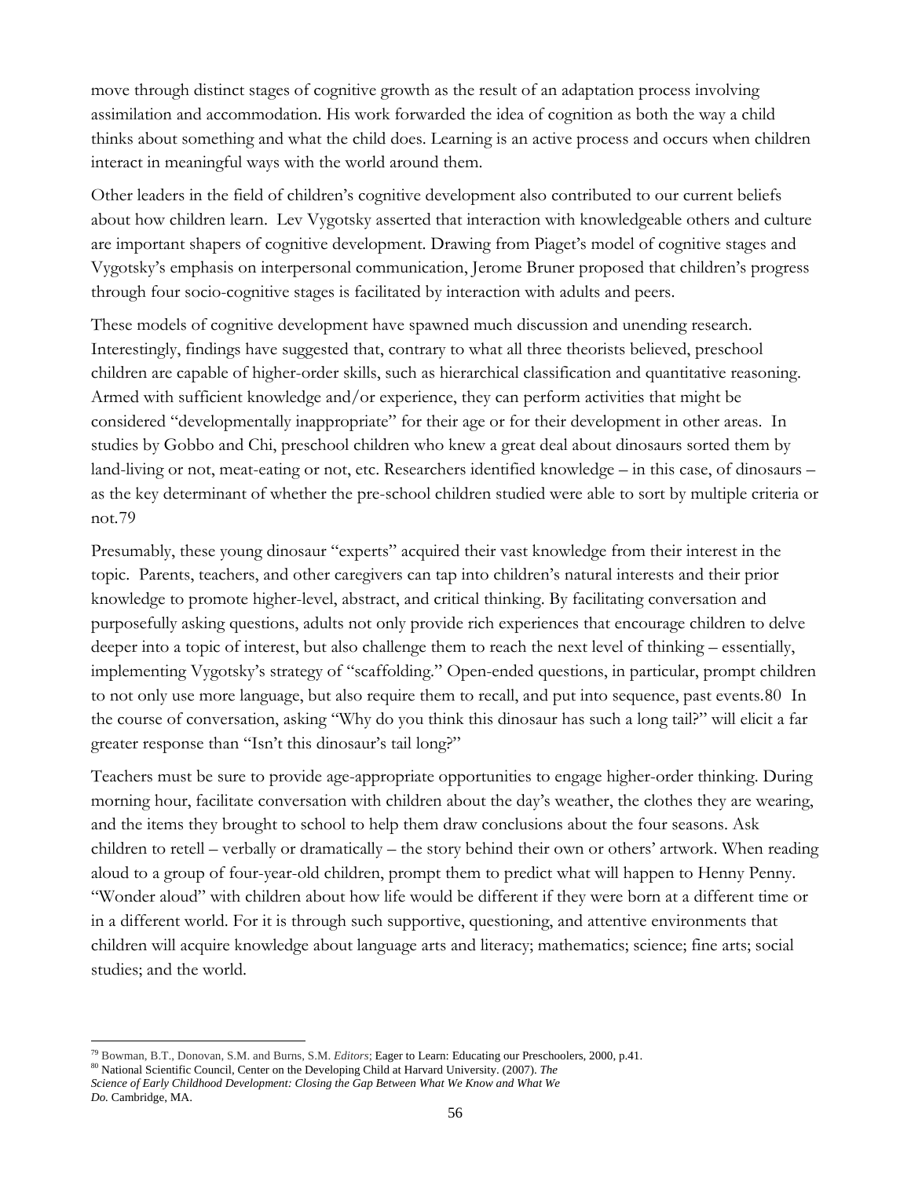move through distinct stages of cognitive growth as the result of an adaptation process involving assimilation and accommodation. His work forwarded the idea of cognition as both the way a child thinks about something and what the child does. Learning is an active process and occurs when children interact in meaningful ways with the world around them.

Other leaders in the field of children's cognitive development also contributed to our current beliefs about how children learn. Lev Vygotsky asserted that interaction with knowledgeable others and culture are important shapers of cognitive development. Drawing from Piaget's model of cognitive stages and Vygotsky's emphasis on interpersonal communication, Jerome Bruner proposed that children's progress through four socio-cognitive stages is facilitated by interaction with adults and peers.

These models of cognitive development have spawned much discussion and unending research. Interestingly, findings have suggested that, contrary to what all three theorists believed, preschool children are capable of higher-order skills, such as hierarchical classification and quantitative reasoning. Armed with sufficient knowledge and/or experience, they can perform activities that might be considered "developmentally inappropriate" for their age or for their development in other areas. In studies by Gobbo and Chi, preschool children who knew a great deal about dinosaurs sorted them by land-living or not, meat-eating or not, etc. Researchers identified knowledge – in this case, of dinosaurs – as the key determinant of whether the pre-school children studied were able to sort by multiple criteria or not.[79]

Presumably, these young dinosaur "experts" acquired their vast knowledge from their interest in the topic. Parents, teachers, and other caregivers can tap into children's natural interests and their prior knowledge to promote higher-level, abstract, and critical thinking. By facilitating conversation and purposefully asking questions, adults not only provide rich experiences that encourage children to delve deeper into a topic of interest, but also challenge them to reach the next level of thinking – essentially, implementing Vygotsky's strategy of "scaffolding." Open-ended questions, in particular, prompt children to not only use more language, but also require them to recall, and put into sequence, past events.[80] In the course of conversation, asking "Why do you think this dinosaur has such a long tail?" will elicit a far greater response than "Isn't this dinosaur's tail long?"

Teachers must be sure to provide age-appropriate opportunities to engage higher-order thinking. During morning hour, facilitate conversation with children about the day's weather, the clothes they are wearing, and the items they brought to school to help them draw conclusions about the four seasons. Ask children to retell – verbally or dramatically – the story behind their own or others' artwork. When reading aloud to a group of four-year-old children, prompt them to predict what will happen to Henny Penny. "Wonder aloud" with children about how life would be different if they were born at a different time or in a different world. For it is through such supportive, questioning, and attentive environments that children will acquire knowledge about language arts and literacy; mathematics; science; fine arts; social studies; and the world.

---

[79] Bowman, B.T., Donovan, S.M. and Burns, S.M. *Editors*; Eager to Learn: Educating our Preschoolers, 2000, p.41.

[80] National Scientific Council, Center on the Developing Child at Harvard University. (2007). *The Science of Early Childhood Development: Closing the Gap Between What We Know and What We Do.* Cambridge, MA.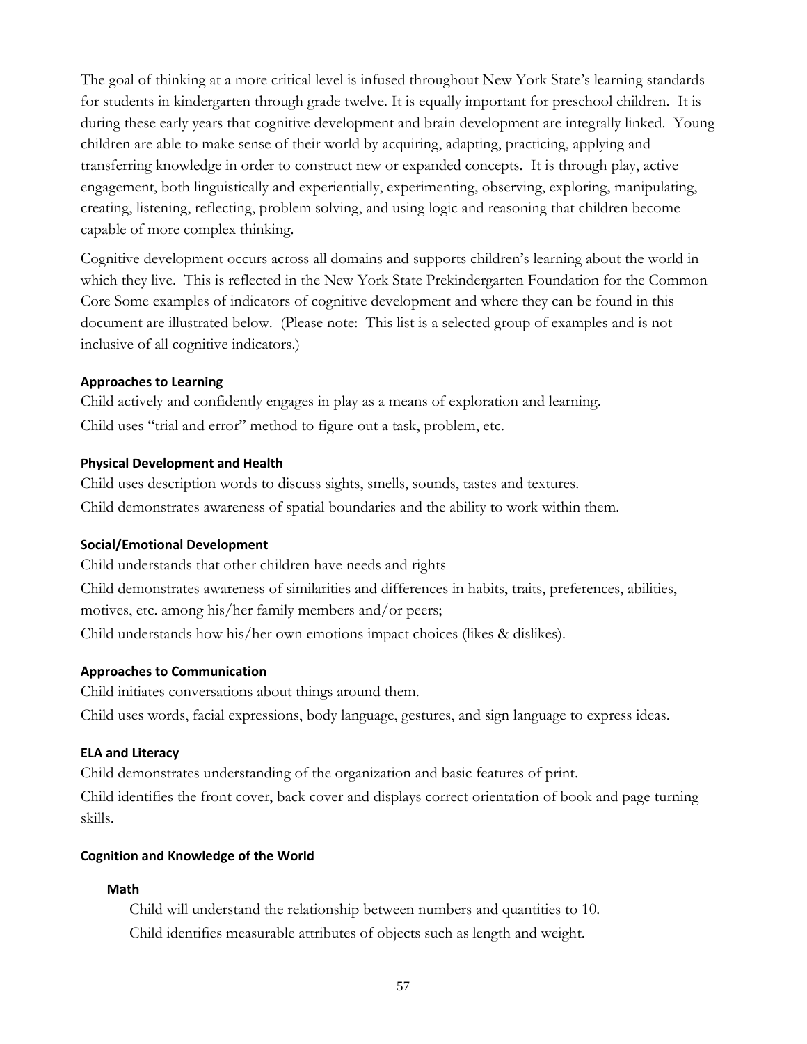The goal of thinking at a more critical level is infused throughout New York State's learning standards for students in kindergarten through grade twelve. It is equally important for preschool children. It is during these early years that cognitive development and brain development are integrally linked. Young children are able to make sense of their world by acquiring, adapting, practicing, applying and transferring knowledge in order to construct new or expanded concepts. It is through play, active engagement, both linguistically and experientially, experimenting, observing, exploring, manipulating, creating, listening, reflecting, problem solving, and using logic and reasoning that children become capable of more complex thinking.

Cognitive development occurs across all domains and supports children's learning about the world in which they live. This is reflected in the New York State Prekindergarten Foundation for the Common Core Some examples of indicators of cognitive development and where they can be found in this document are illustrated below. (Please note: This list is a selected group of examples and is not inclusive of all cognitive indicators.)

**Approaches to Learning**

Child actively and confidently engages in play as a means of exploration and learning.
Child uses "trial and error" method to figure out a task, problem, etc.

**Physical Development and Health**

Child uses description words to discuss sights, smells, sounds, tastes and textures.
Child demonstrates awareness of spatial boundaries and the ability to work within them.

**Social/Emotional Development**

Child understands that other children have needs and rights
Child demonstrates awareness of similarities and differences in habits, traits, preferences, abilities, motives, etc. among his/her family members and/or peers;
Child understands how his/her own emotions impact choices (likes & dislikes).

**Approaches to Communication**

Child initiates conversations about things around them.
Child uses words, facial expressions, body language, gestures, and sign language to express ideas.

**ELA and Literacy**

Child demonstrates understanding of the organization and basic features of print.
Child identifies the front cover, back cover and displays correct orientation of book and page turning skills.

**Cognition and Knowledge of the World**

**Math**

Child will understand the relationship between numbers and quantities to 10.
Child identifies measurable attributes of objects such as length and weight.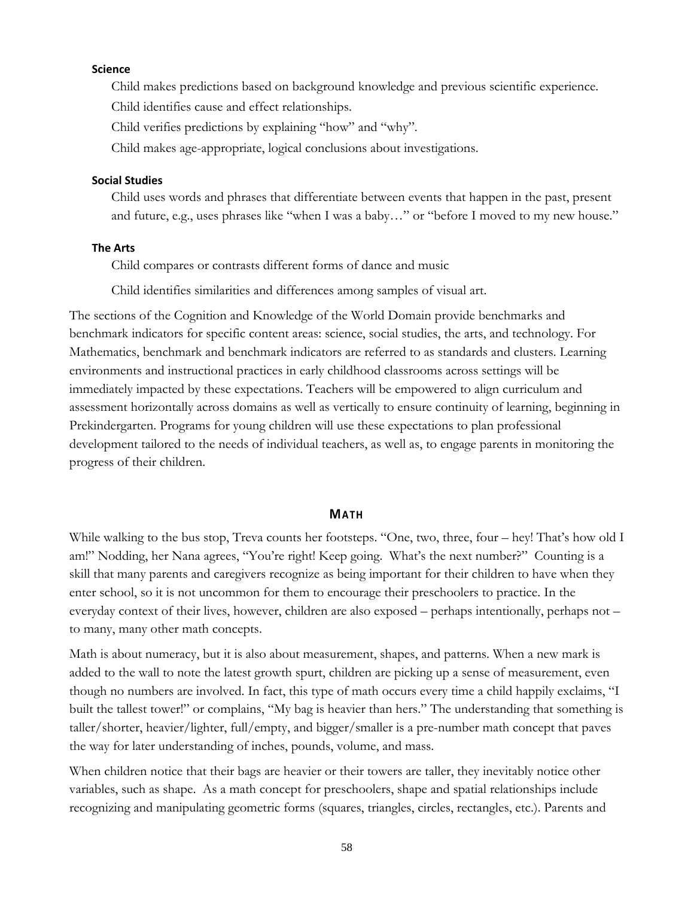#### Science

Child makes predictions based on background knowledge and previous scientific experience.

Child identifies cause and effect relationships.

Child verifies predictions by explaining "how" and "why".

Child makes age-appropriate, logical conclusions about investigations.

#### Social Studies

Child uses words and phrases that differentiate between events that happen in the past, present and future, e.g., uses phrases like "when I was a baby…" or "before I moved to my new house."

#### The Arts

Child compares or contrasts different forms of dance and music

Child identifies similarities and differences among samples of visual art.

The sections of the Cognition and Knowledge of the World Domain provide benchmarks and benchmark indicators for specific content areas: science, social studies, the arts, and technology. For Mathematics, benchmark and benchmark indicators are referred to as standards and clusters. Learning environments and instructional practices in early childhood classrooms across settings will be immediately impacted by these expectations. Teachers will be empowered to align curriculum and assessment horizontally across domains as well as vertically to ensure continuity of learning, beginning in Prekindergarten. Programs for young children will use these expectations to plan professional development tailored to the needs of individual teachers, as well as, to engage parents in monitoring the progress of their children.

## MATH

While walking to the bus stop, Treva counts her footsteps. "One, two, three, four – hey! That's how old I am!" Nodding, her Nana agrees, "You're right! Keep going. What's the next number?" Counting is a skill that many parents and caregivers recognize as being important for their children to have when they enter school, so it is not uncommon for them to encourage their preschoolers to practice. In the everyday context of their lives, however, children are also exposed – perhaps intentionally, perhaps not – to many, many other math concepts.

Math is about numeracy, but it is also about measurement, shapes, and patterns. When a new mark is added to the wall to note the latest growth spurt, children are picking up a sense of measurement, even though no numbers are involved. In fact, this type of math occurs every time a child happily exclaims, "I built the tallest tower!" or complains, "My bag is heavier than hers." The understanding that something is taller/shorter, heavier/lighter, full/empty, and bigger/smaller is a pre-number math concept that paves the way for later understanding of inches, pounds, volume, and mass.

When children notice that their bags are heavier or their towers are taller, they inevitably notice other variables, such as shape. As a math concept for preschoolers, shape and spatial relationships include recognizing and manipulating geometric forms (squares, triangles, circles, rectangles, etc.). Parents and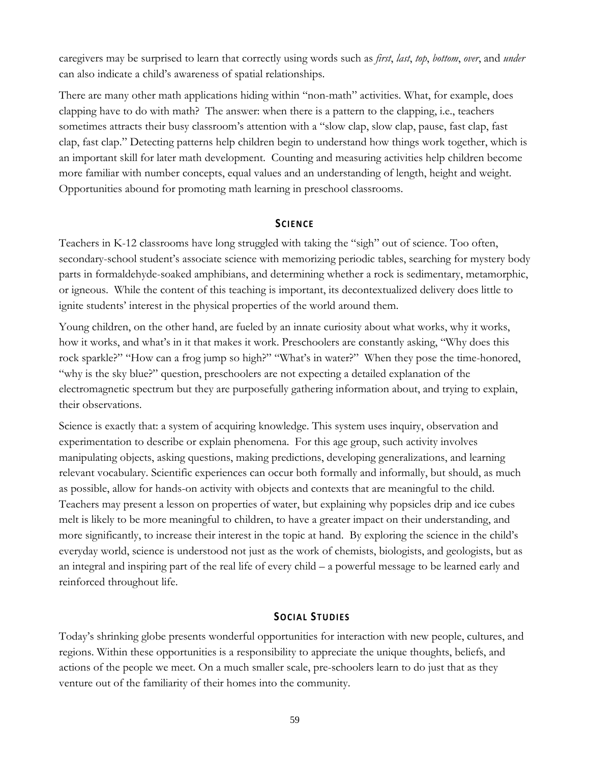caregivers may be surprised to learn that correctly using words such as *first*, *last*, *top*, *bottom*, *over*, and *under* can also indicate a child's awareness of spatial relationships.

There are many other math applications hiding within "non-math" activities. What, for example, does clapping have to do with math? The answer: when there is a pattern to the clapping, i.e., teachers sometimes attracts their busy classroom's attention with a "slow clap, slow clap, pause, fast clap, fast clap, fast clap." Detecting patterns help children begin to understand how things work together, which is an important skill for later math development. Counting and measuring activities help children become more familiar with number concepts, equal values and an understanding of length, height and weight. Opportunities abound for promoting math learning in preschool classrooms.

## Science

Teachers in K-12 classrooms have long struggled with taking the "sigh" out of science. Too often, secondary-school student's associate science with memorizing periodic tables, searching for mystery body parts in formaldehyde-soaked amphibians, and determining whether a rock is sedimentary, metamorphic, or igneous. While the content of this teaching is important, its decontextualized delivery does little to ignite students' interest in the physical properties of the world around them.

Young children, on the other hand, are fueled by an innate curiosity about what works, why it works, how it works, and what's in it that makes it work. Preschoolers are constantly asking, "Why does this rock sparkle?" "How can a frog jump so high?" "What's in water?" When they pose the time-honored, "why is the sky blue?" question, preschoolers are not expecting a detailed explanation of the electromagnetic spectrum but they are purposefully gathering information about, and trying to explain, their observations.

Science is exactly that: a system of acquiring knowledge. This system uses inquiry, observation and experimentation to describe or explain phenomena. For this age group, such activity involves manipulating objects, asking questions, making predictions, developing generalizations, and learning relevant vocabulary. Scientific experiences can occur both formally and informally, but should, as much as possible, allow for hands-on activity with objects and contexts that are meaningful to the child. Teachers may present a lesson on properties of water, but explaining why popsicles drip and ice cubes melt is likely to be more meaningful to children, to have a greater impact on their understanding, and more significantly, to increase their interest in the topic at hand. By exploring the science in the child's everyday world, science is understood not just as the work of chemists, biologists, and geologists, but as an integral and inspiring part of the real life of every child – a powerful message to be learned early and reinforced throughout life.

## Social Studies

Today's shrinking globe presents wonderful opportunities for interaction with new people, cultures, and regions. Within these opportunities is a responsibility to appreciate the unique thoughts, beliefs, and actions of the people we meet. On a much smaller scale, pre-schoolers learn to do just that as they venture out of the familiarity of their homes into the community.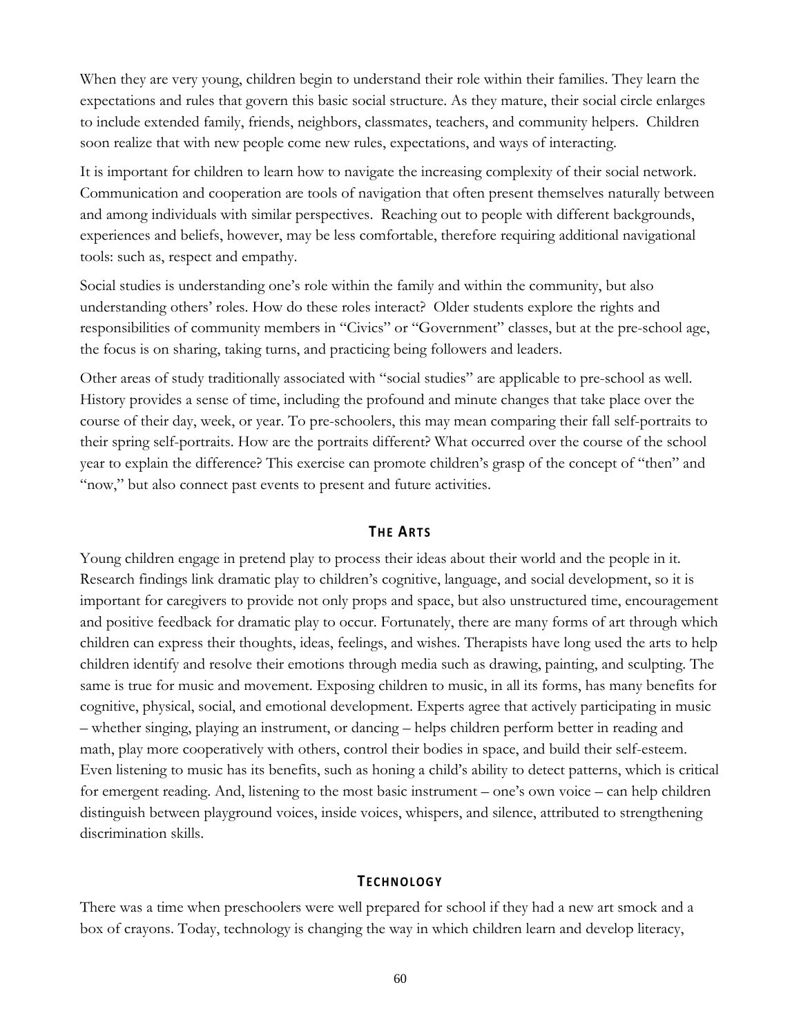When they are very young, children begin to understand their role within their families. They learn the expectations and rules that govern this basic social structure. As they mature, their social circle enlarges to include extended family, friends, neighbors, classmates, teachers, and community helpers. Children soon realize that with new people come new rules, expectations, and ways of interacting.

It is important for children to learn how to navigate the increasing complexity of their social network. Communication and cooperation are tools of navigation that often present themselves naturally between and among individuals with similar perspectives. Reaching out to people with different backgrounds, experiences and beliefs, however, may be less comfortable, therefore requiring additional navigational tools: such as, respect and empathy.

Social studies is understanding one's role within the family and within the community, but also understanding others' roles. How do these roles interact? Older students explore the rights and responsibilities of community members in "Civics" or "Government" classes, but at the pre-school age, the focus is on sharing, taking turns, and practicing being followers and leaders.

Other areas of study traditionally associated with "social studies" are applicable to pre-school as well. History provides a sense of time, including the profound and minute changes that take place over the course of their day, week, or year. To pre-schoolers, this may mean comparing their fall self-portraits to their spring self-portraits. How are the portraits different? What occurred over the course of the school year to explain the difference? This exercise can promote children's grasp of the concept of "then" and "now," but also connect past events to present and future activities.

## THE ARTS

Young children engage in pretend play to process their ideas about their world and the people in it. Research findings link dramatic play to children's cognitive, language, and social development, so it is important for caregivers to provide not only props and space, but also unstructured time, encouragement and positive feedback for dramatic play to occur. Fortunately, there are many forms of art through which children can express their thoughts, ideas, feelings, and wishes. Therapists have long used the arts to help children identify and resolve their emotions through media such as drawing, painting, and sculpting. The same is true for music and movement. Exposing children to music, in all its forms, has many benefits for cognitive, physical, social, and emotional development. Experts agree that actively participating in music – whether singing, playing an instrument, or dancing – helps children perform better in reading and math, play more cooperatively with others, control their bodies in space, and build their self-esteem. Even listening to music has its benefits, such as honing a child's ability to detect patterns, which is critical for emergent reading. And, listening to the most basic instrument – one's own voice – can help children distinguish between playground voices, inside voices, whispers, and silence, attributed to strengthening discrimination skills.

## TECHNOLOGY

There was a time when preschoolers were well prepared for school if they had a new art smock and a box of crayons. Today, technology is changing the way in which children learn and develop literacy,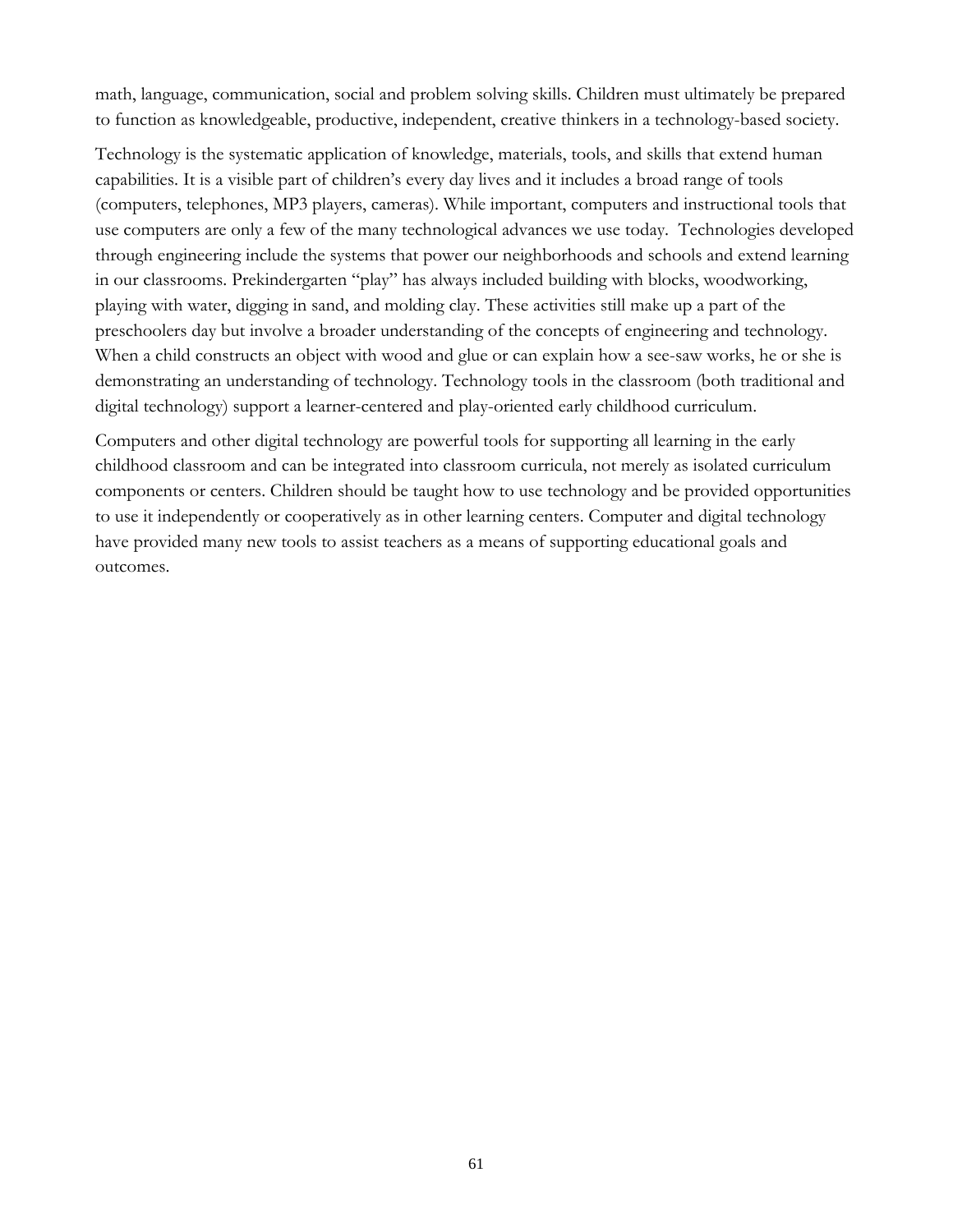math, language, communication, social and problem solving skills. Children must ultimately be prepared to function as knowledgeable, productive, independent, creative thinkers in a technology-based society.

Technology is the systematic application of knowledge, materials, tools, and skills that extend human capabilities. It is a visible part of children's every day lives and it includes a broad range of tools (computers, telephones, MP3 players, cameras). While important, computers and instructional tools that use computers are only a few of the many technological advances we use today. Technologies developed through engineering include the systems that power our neighborhoods and schools and extend learning in our classrooms. Prekindergarten "play" has always included building with blocks, woodworking, playing with water, digging in sand, and molding clay. These activities still make up a part of the preschoolers day but involve a broader understanding of the concepts of engineering and technology. When a child constructs an object with wood and glue or can explain how a see-saw works, he or she is demonstrating an understanding of technology. Technology tools in the classroom (both traditional and digital technology) support a learner-centered and play-oriented early childhood curriculum.

Computers and other digital technology are powerful tools for supporting all learning in the early childhood classroom and can be integrated into classroom curricula, not merely as isolated curriculum components or centers. Children should be taught how to use technology and be provided opportunities to use it independently or cooperatively as in other learning centers. Computer and digital technology have provided many new tools to assist teachers as a means of supporting educational goals and outcomes.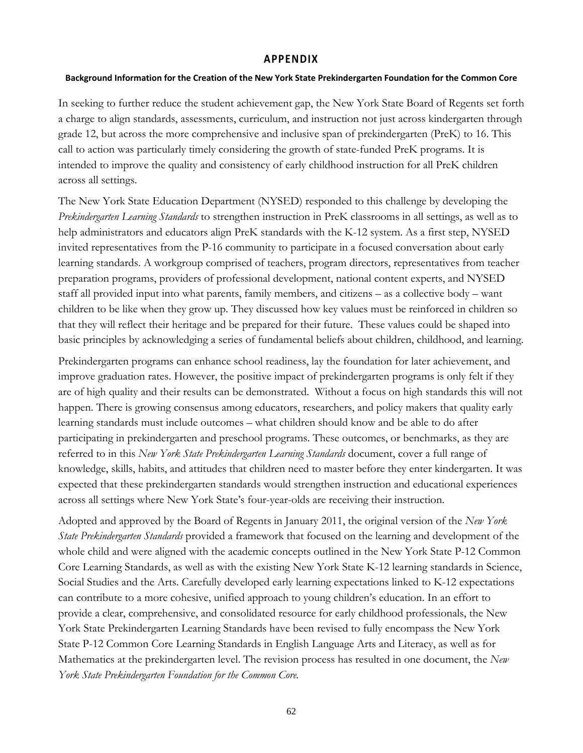# APPENDIX

**Background Information for the Creation of the New York State Prekindergarten Foundation for the Common Core**

In seeking to further reduce the student achievement gap, the New York State Board of Regents set forth a charge to align standards, assessments, curriculum, and instruction not just across kindergarten through grade 12, but across the more comprehensive and inclusive span of prekindergarten (PreK) to 16. This call to action was particularly timely considering the growth of state-funded PreK programs. It is intended to improve the quality and consistency of early childhood instruction for all PreK children across all settings.

The New York State Education Department (NYSED) responded to this challenge by developing the *Prekindergarten Learning Standards* to strengthen instruction in PreK classrooms in all settings, as well as to help administrators and educators align PreK standards with the K-12 system. As a first step, NYSED invited representatives from the P-16 community to participate in a focused conversation about early learning standards. A workgroup comprised of teachers, program directors, representatives from teacher preparation programs, providers of professional development, national content experts, and NYSED staff all provided input into what parents, family members, and citizens – as a collective body – want children to be like when they grow up. They discussed how key values must be reinforced in children so that they will reflect their heritage and be prepared for their future. These values could be shaped into basic principles by acknowledging a series of fundamental beliefs about children, childhood, and learning.

Prekindergarten programs can enhance school readiness, lay the foundation for later achievement, and improve graduation rates. However, the positive impact of prekindergarten programs is only felt if they are of high quality and their results can be demonstrated. Without a focus on high standards this will not happen. There is growing consensus among educators, researchers, and policy makers that quality early learning standards must include outcomes – what children should know and be able to do after participating in prekindergarten and preschool programs. These outcomes, or benchmarks, as they are referred to in this *New York State Prekindergarten Learning Standards* document, cover a full range of knowledge, skills, habits, and attitudes that children need to master before they enter kindergarten. It was expected that these prekindergarten standards would strengthen instruction and educational experiences across all settings where New York State's four-year-olds are receiving their instruction.

Adopted and approved by the Board of Regents in January 2011, the original version of the *New York State Prekindergarten Standards* provided a framework that focused on the learning and development of the whole child and were aligned with the academic concepts outlined in the New York State P-12 Common Core Learning Standards, as well as with the existing New York State K-12 learning standards in Science, Social Studies and the Arts. Carefully developed early learning expectations linked to K-12 expectations can contribute to a more cohesive, unified approach to young children's education. In an effort to provide a clear, comprehensive, and consolidated resource for early childhood professionals, the New York State Prekindergarten Learning Standards have been revised to fully encompass the New York State P-12 Common Core Learning Standards in English Language Arts and Literacy, as well as for Mathematics at the prekindergarten level. The revision process has resulted in one document, the *New York State Prekindergarten Foundation for the Common Core.*